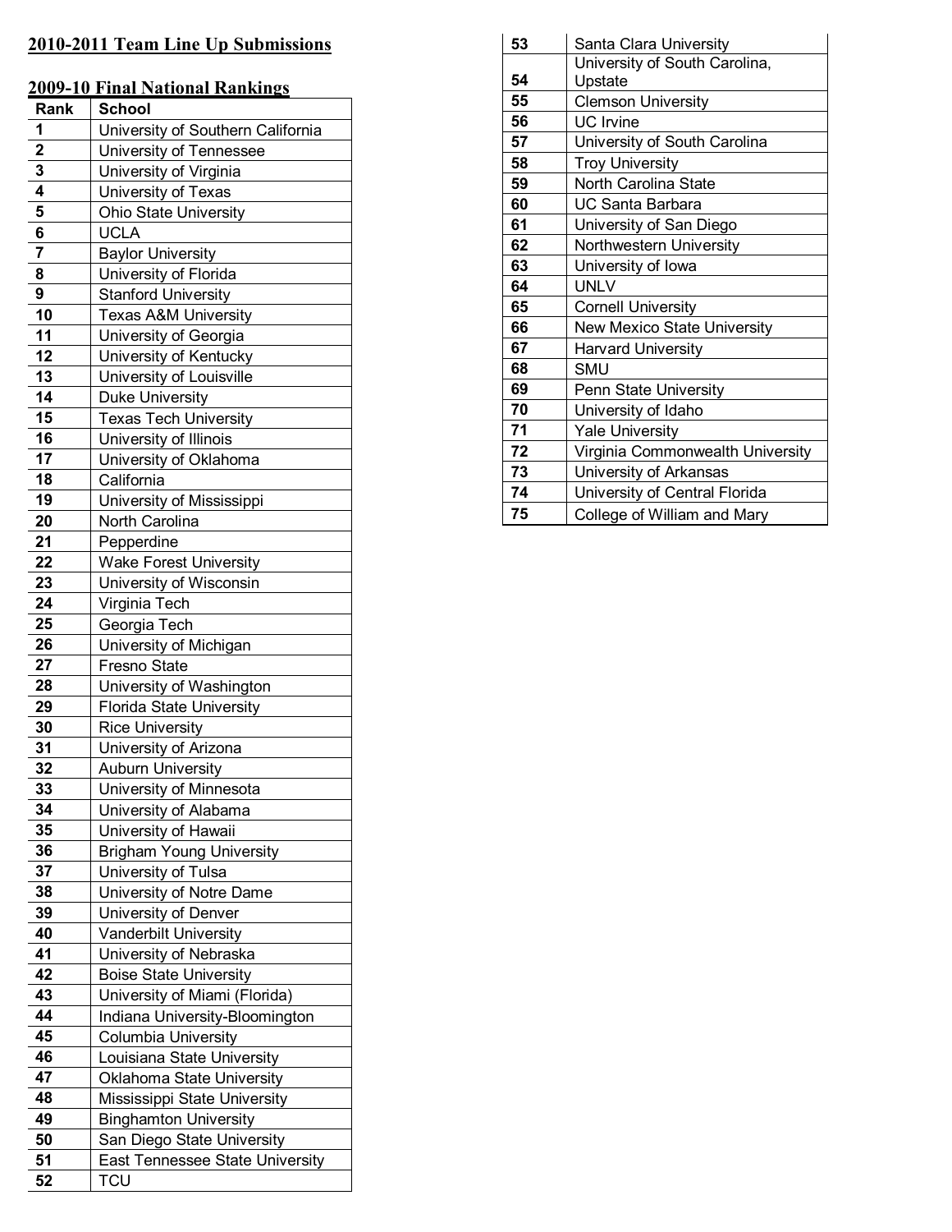## 2010-2011 Team Line Up Submissions

## 2009-10 Final National Rankings

| Rank | School |
|---|---|
| 1 | University of Southern California |
| 2 | University of Tennessee |
| 3 | University of Virginia |
| 4 | University of Texas |
| 5 | Ohio State University |
| 6 | UCLA |
| 7 | Baylor University |
| 8 | University of Florida |
| 9 | Stanford University |
| 10 | Texas A&M University |
| 11 | University of Georgia |
| 12 | University of Kentucky |
| 13 | University of Louisville |
| 14 | Duke University |
| 15 | Texas Tech University |
| 16 | University of Illinois |
| 17 | University of Oklahoma |
| 18 | California |
| 19 | University of Mississippi |
| 20 | North Carolina |
| 21 | Pepperdine |
| 22 | Wake Forest University |
| 23 | University of Wisconsin |
| 24 | Virginia Tech |
| 25 | Georgia Tech |
| 26 | University of Michigan |
| 27 | Fresno State |
| 28 | University of Washington |
| 29 | Florida State University |
| 30 | Rice University |
| 31 | University of Arizona |
| 32 | Auburn University |
| 33 | University of Minnesota |
| 34 | University of Alabama |
| 35 | University of Hawaii |
| 36 | Brigham Young University |
| 37 | University of Tulsa |
| 38 | University of Notre Dame |
| 39 | University of Denver |
| 40 | Vanderbilt University |
| 41 | University of Nebraska |
| 42 | Boise State University |
| 43 | University of Miami (Florida) |
| 44 | Indiana University-Bloomington |
| 45 | Columbia University |
| 46 | Louisiana State University |
| 47 | Oklahoma State University |
| 48 | Mississippi State University |
| 49 | Binghamton University |
| 50 | San Diego State University |
| 51 | East Tennessee State University |
| 52 | TCU |
| 53 | Santa Clara University |
| 54 | University of South Carolina, Upstate |
| 55 | Clemson University |
| 56 | UC Irvine |
| 57 | University of South Carolina |
| 58 | Troy University |
| 59 | North Carolina State |
| 60 | UC Santa Barbara |
| 61 | University of San Diego |
| 62 | Northwestern University |
| 63 | University of Iowa |
| 64 | UNLV |
| 65 | Cornell University |
| 66 | New Mexico State University |
| 67 | Harvard University |
| 68 | SMU |
| 69 | Penn State University |
| 70 | University of Idaho |
| 71 | Yale University |
| 72 | Virginia Commonwealth University |
| 73 | University of Arkansas |
| 74 | University of Central Florida |
| 75 | College of William and Mary |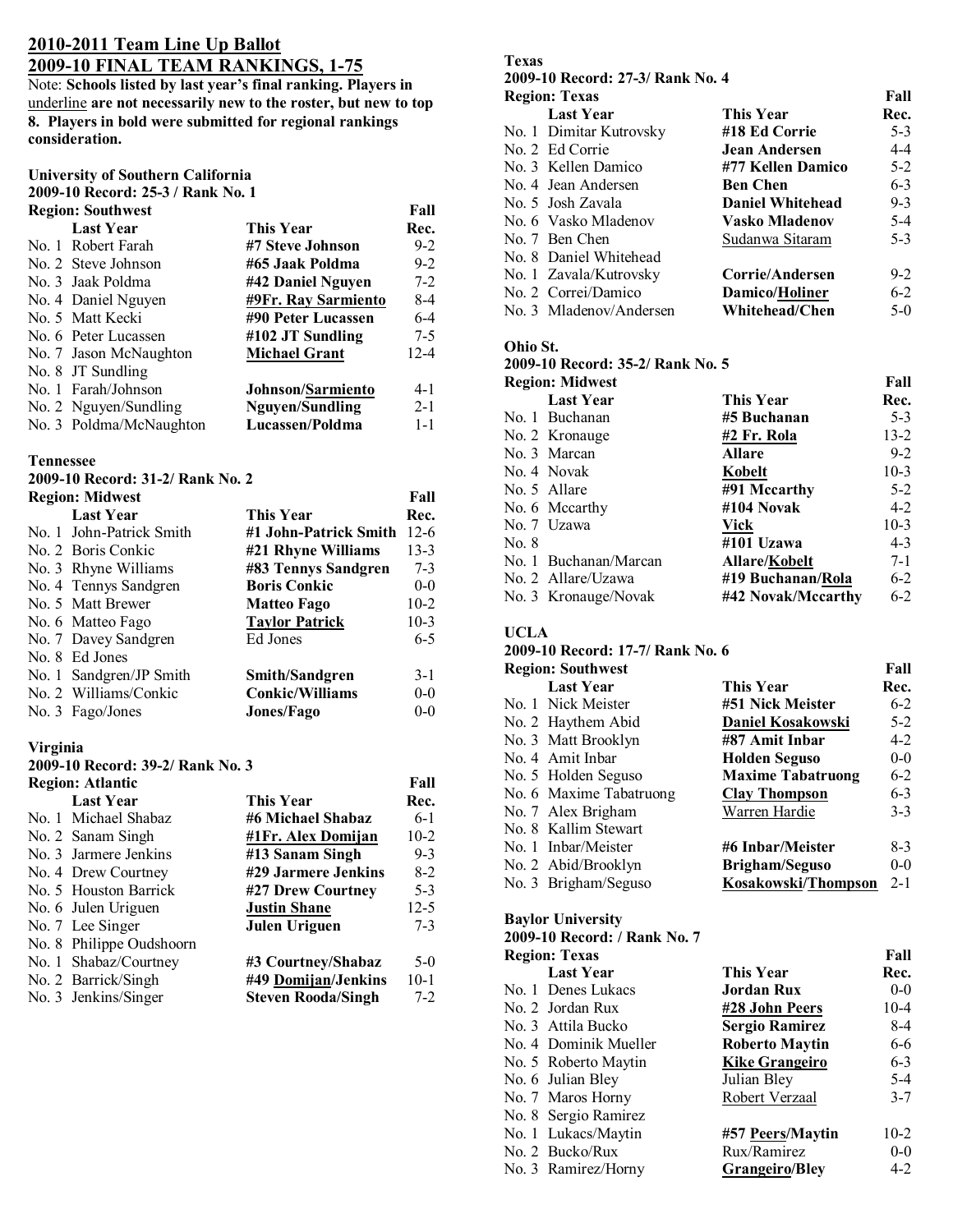## 2010-2011 Team Line Up Ballot

## 2009-10 FINAL TEAM RANKINGS, 1-75

Note: **Schools listed by last year's final ranking. Players in** underline **are not necessarily new to the roster, but new to top 8. Players in bold were submitted for regional rankings consideration.**

### University of Southern California

**2009-10 Record: 25-3 / Rank No. 1**

| Region: Southwest | Last Year | This Year | Fall Rec. |
|---|---|---|---|
| No. 1 | Robert Farah | **#7 Steve Johnson** | 9-2 |
| No. 2 | Steve Johnson | **#65 Jaak Poldma** | 9-2 |
| No. 3 | Jaak Poldma | **#42 Daniel Nguyen** | 7-2 |
| No. 4 | Daniel Nguyen | **#9Fr. Ray Sarmiento** | 8-4 |
| No. 5 | Matt Kecki | **#90 Peter Lucassen** | 6-4 |
| No. 6 | Peter Lucassen | **#102 JT Sundling** | 7-5 |
| No. 7 | Jason McNaughton | **Michael Grant** | 12-4 |
| No. 8 | JT Sundling | | |
| No. 1 | Farah/Johnson | **Johnson/Sarmiento** | 4-1 |
| No. 2 | Nguyen/Sundling | **Nguyen/Sundling** | 2-1 |
| No. 3 | Poldma/McNaughton | **Lucassen/Poldma** | 1-1 |

### Tennessee

**2009-10 Record: 31-2/ Rank No. 2**

| Region: Midwest | Last Year | This Year | Fall Rec. |
|---|---|---|---|
| No. 1 | John-Patrick Smith | **#1 John-Patrick Smith** | 12-6 |
| No. 2 | Boris Conkic | **#21 Rhyne Williams** | 13-3 |
| No. 3 | Rhyne Williams | **#83 Tennys Sandgren** | 7-3 |
| No. 4 | Tennys Sandgren | **Boris Conkic** | 0-0 |
| No. 5 | Matt Brewer | **Matteo Fago** | 10-2 |
| No. 6 | Matteo Fago | **Taylor Patrick** | 10-3 |
| No. 7 | Davey Sandgren | Ed Jones | 6-5 |
| No. 8 | Ed Jones | | |
| No. 1 | Sandgren/JP Smith | **Smith/Sandgren** | 3-1 |
| No. 2 | Williams/Conkic | **Conkic/Williams** | 0-0 |
| No. 3 | Fago/Jones | **Jones/Fago** | 0-0 |

### Virginia

**2009-10 Record: 39-2/ Rank No. 3**

| Region: Atlantic | Last Year | This Year | Fall Rec. |
|---|---|---|---|
| No. 1 | Michael Shabaz | **#6 Michael Shabaz** | 6-1 |
| No. 2 | Sanam Singh | **#1Fr. Alex Domijan** | 10-2 |
| No. 3 | Jarmere Jenkins | **#13 Sanam Singh** | 9-3 |
| No. 4 | Drew Courtney | **#29 Jarmere Jenkins** | 8-2 |
| No. 5 | Houston Barrick | **#27 Drew Courtney** | 5-3 |
| No. 6 | Julen Uriguen | **Justin Shane** | 12-5 |
| No. 7 | Lee Singer | **Julen Uriguen** | 7-3 |
| No. 8 | Philippe Oudshoorn | | |
| No. 1 | Shabaz/Courtney | **#3 Courtney/Shabaz** | 5-0 |
| No. 2 | Barrick/Singh | **#49 Domijan/Jenkins** | 10-1 |
| No. 3 | Jenkins/Singer | **Steven Rooda/Singh** | 7-2 |

### Texas

**2009-10 Record: 27-3/ Rank No. 4**

| Region: Texas | Last Year | This Year | Fall Rec. |
|---|---|---|---|
| No. 1 | Dimitar Kutrovsky | **#18 Ed Corrie** | 5-3 |
| No. 2 | Ed Corrie | **Jean Andersen** | 4-4 |
| No. 3 | Kellen Damico | **#77 Kellen Damico** | 5-2 |
| No. 4 | Jean Andersen | **Ben Chen** | 6-3 |
| No. 5 | Josh Zavala | **Daniel Whitehead** | 9-3 |
| No. 6 | Vasko Mladenov | **Vasko Mladenov** | 5-4 |
| No. 7 | Ben Chen | Sudanwa Sitaram | 5-3 |
| No. 8 | Daniel Whitehead | | |
| No. 1 | Zavala/Kutrovsky | **Corrie/Andersen** | 9-2 |
| No. 2 | Correi/Damico | **Damico/Holiner** | 6-2 |
| No. 3 | Mladenov/Andersen | **Whitehead/Chen** | 5-0 |

### Ohio St.

**2009-10 Record: 35-2/ Rank No. 5**

| Region: Midwest | Last Year | This Year | Fall Rec. |
|---|---|---|---|
| No. 1 | Buchanan | **#5 Buchanan** | 5-3 |
| No. 2 | Kronauge | **#2 Fr. Rola** | 13-2 |
| No. 3 | Marcan | **Allare** | 9-2 |
| No. 4 | Novak | **Kobelt** | 10-3 |
| No. 5 | Allare | **#91 Mccarthy** | 5-2 |
| No. 6 | Mccarthy | **#104 Novak** | 4-2 |
| No. 7 | Uzawa | **Vick** | 10-3 |
| No. 8 | | **#101 Uzawa** | 4-3 |
| No. 1 | Buchanan/Marcan | **Allare/Kobelt** | 7-1 |
| No. 2 | Allare/Uzawa | **#19 Buchanan/Rola** | 6-2 |
| No. 3 | Kronauge/Novak | **#42 Novak/Mccarthy** | 6-2 |

### UCLA

**2009-10 Record: 17-7/ Rank No. 6**

| Region: Southwest | Last Year | This Year | Fall Rec. |
|---|---|---|---|
| No. 1 | Nick Meister | **#51 Nick Meister** | 6-2 |
| No. 2 | Haythem Abid | **Daniel Kosakowski** | 5-2 |
| No. 3 | Matt Brooklyn | **#87 Amit Inbar** | 4-2 |
| No. 4 | Amit Inbar | **Holden Seguso** | 0-0 |
| No. 5 | Holden Seguso | **Maxime Tabatruong** | 6-2 |
| No. 6 | Maxime Tabatruong | **Clay Thompson** | 6-3 |
| No. 7 | Alex Brigham | Warren Hardie | 3-3 |
| No. 8 | Kallim Stewart | | |
| No. 1 | Inbar/Meister | **#6 Inbar/Meister** | 8-3 |
| No. 2 | Abid/Brooklyn | **Brigham/Seguso** | 0-0 |
| No. 3 | Brigham/Seguso | **Kosakowski/Thompson** | 2-1 |

### Baylor University

**2009-10 Record: / Rank No. 7**

| Region: Texas | Last Year | This Year | Fall Rec. |
|---|---|---|---|
| No. 1 | Denes Lukacs | **Jordan Rux** | 0-0 |
| No. 2 | Jordan Rux | **#28 John Peers** | 10-4 |
| No. 3 | Attila Bucko | **Sergio Ramirez** | 8-4 |
| No. 4 | Dominik Mueller | **Roberto Maytin** | 6-6 |
| No. 5 | Roberto Maytin | **Kike Grangeiro** | 6-3 |
| No. 6 | Julian Bley | Julian Bley | 5-4 |
| No. 7 | Maros Horny | Robert Verzaal | 3-7 |
| No. 8 | Sergio Ramirez | | |
| No. 1 | Lukacs/Maytin | **#57 Peers/Maytin** | 10-2 |
| No. 2 | Bucko/Rux | Rux/Ramirez | 0-0 |
| No. 3 | Ramirez/Horny | **Grangeiro/Bley** | 4-2 |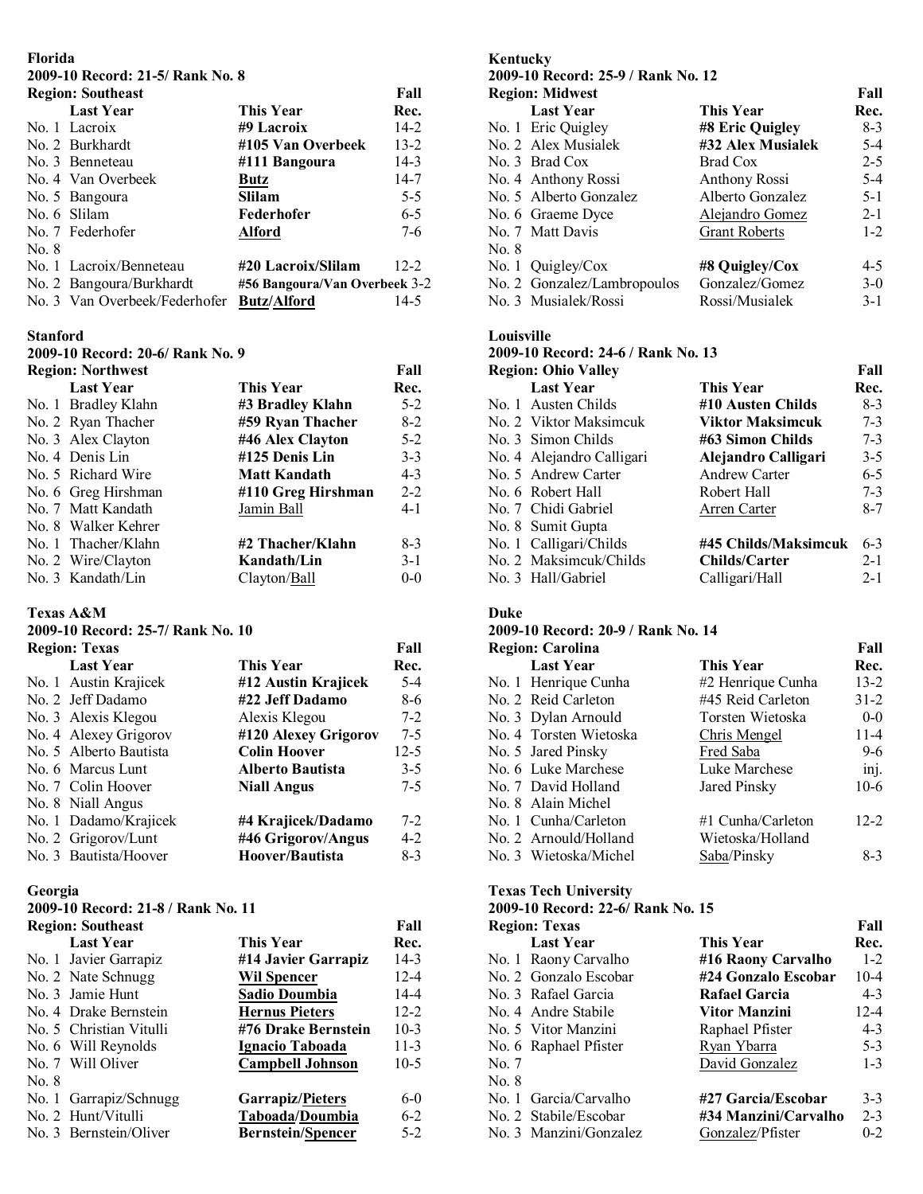**Florida**
**2009-10 Record: 21-5/ Rank No. 8**
**Region: Southeast**

| | Last Year | This Year | Fall Rec. |
|---|---|---|---|
| No. 1 | Lacroix | **#9 Lacroix** | 14-2 |
| No. 2 | Burkhardt | **#105 Van Overbeek** | 13-2 |
| No. 3 | Benneteau | **#111 Bangoura** | 14-3 |
| No. 4 | Van Overbeek | **Butz** | 14-7 |
| No. 5 | Bangoura | **Slilam** | 5-5 |
| No. 6 | Slilam | **Federhofer** | 6-5 |
| No. 7 | Federhofer | **Alford** | 7-6 |
| No. 8 | | | |
| No. 1 | Lacroix/Benneteau | **#20 Lacroix/Slilam** | 12-2 |
| No. 2 | Bangoura/Burkhardt | **#56 Bangoura/Van Overbeek** | 3-2 |
| No. 3 | Van Overbeek/Federhofer | **Butz/Alford** | 14-5 |

**Stanford**
**2009-10 Record: 20-6/ Rank No. 9**
**Region: Northwest**

| | Last Year | This Year | Fall Rec. |
|---|---|---|---|
| No. 1 | Bradley Klahn | **#3 Bradley Klahn** | 5-2 |
| No. 2 | Ryan Thacher | **#59 Ryan Thacher** | 8-2 |
| No. 3 | Alex Clayton | **#46 Alex Clayton** | 5-2 |
| No. 4 | Denis Lin | **#125 Denis Lin** | 3-3 |
| No. 5 | Richard Wire | **Matt Kandath** | 4-3 |
| No. 6 | Greg Hirshman | **#110 Greg Hirshman** | 2-2 |
| No. 7 | Matt Kandath | Jamin Ball | 4-1 |
| No. 8 | Walker Kehrer | | |
| No. 1 | Thacher/Klahn | **#2 Thacher/Klahn** | 8-3 |
| No. 2 | Wire/Clayton | **Kandath/Lin** | 3-1 |
| No. 3 | Kandath/Lin | Clayton/Ball | 0-0 |

**Texas A&M**
**2009-10 Record: 25-7/ Rank No. 10**
**Region: Texas**

| | Last Year | This Year | Fall Rec. |
|---|---|---|---|
| No. 1 | Austin Krajicek | **#12 Austin Krajicek** | 5-4 |
| No. 2 | Jeff Dadamo | **#22 Jeff Dadamo** | 8-6 |
| No. 3 | Alexis Klegou | Alexis Klegou | 7-2 |
| No. 4 | Alexey Grigorov | **#120 Alexey Grigorov** | 7-5 |
| No. 5 | Alberto Bautista | **Colin Hoover** | 12-5 |
| No. 6 | Marcus Lunt | **Alberto Bautista** | 3-5 |
| No. 7 | Colin Hoover | **Niall Angus** | 7-5 |
| No. 8 | Niall Angus | | |
| No. 1 | Dadamo/Krajicek | **#4 Krajicek/Dadamo** | 7-2 |
| No. 2 | Grigorov/Lunt | **#46 Grigorov/Angus** | 4-2 |
| No. 3 | Bautista/Hoover | **Hoover/Bautista** | 8-3 |

**Georgia**
**2009-10 Record: 21-8 / Rank No. 11**
**Region: Southeast**

| | Last Year | This Year | Fall Rec. |
|---|---|---|---|
| No. 1 | Javier Garrapiz | **#14 Javier Garrapiz** | 14-3 |
| No. 2 | Nate Schnugg | **Wil Spencer** | 12-4 |
| No. 3 | Jamie Hunt | **Sadio Doumbia** | 14-4 |
| No. 4 | Drake Bernstein | **Hernus Pieters** | 12-2 |
| No. 5 | Christian Vitulli | **#76 Drake Bernstein** | 10-3 |
| No. 6 | Will Reynolds | **Ignacio Taboada** | 11-3 |
| No. 7 | Will Oliver | **Campbell Johnson** | 10-5 |
| No. 8 | | | |
| No. 1 | Garrapiz/Schnugg | **Garrapiz/Pieters** | 6-0 |
| No. 2 | Hunt/Vitulli | **Taboada/Doumbia** | 6-2 |
| No. 3 | Bernstein/Oliver | **Bernstein/Spencer** | 5-2 |

**Kentucky**
**2009-10 Record: 25-9 / Rank No. 12**
**Region: Midwest**

| | Last Year | This Year | Fall Rec. |
|---|---|---|---|
| No. 1 | Eric Quigley | **#8 Eric Quigley** | 8-3 |
| No. 2 | Alex Musialek | **#32 Alex Musialek** | 5-4 |
| No. 3 | Brad Cox | Brad Cox | 2-5 |
| No. 4 | Anthony Rossi | Anthony Rossi | 5-4 |
| No. 5 | Alberto Gonzalez | Alberto Gonzalez | 5-1 |
| No. 6 | Graeme Dyce | Alejandro Gomez | 2-1 |
| No. 7 | Matt Davis | Grant Roberts | 1-2 |
| No. 8 | | | |
| No. 1 | Quigley/Cox | **#8 Quigley/Cox** | 4-5 |
| No. 2 | Gonzalez/Lambropoulos | Gonzalez/Gomez | 3-0 |
| No. 3 | Musialek/Rossi | Rossi/Musialek | 3-1 |

**Louisville**
**2009-10 Record: 24-6 / Rank No. 13**
**Region: Ohio Valley**

| | Last Year | This Year | Fall Rec. |
|---|---|---|---|
| No. 1 | Austen Childs | **#10 Austen Childs** | 8-3 |
| No. 2 | Viktor Maksimcuk | **Viktor Maksimcuk** | 7-3 |
| No. 3 | Simon Childs | **#63 Simon Childs** | 7-3 |
| No. 4 | Alejandro Calligari | **Alejandro Calligari** | 3-5 |
| No. 5 | Andrew Carter | Andrew Carter | 6-5 |
| No. 6 | Robert Hall | Robert Hall | 7-3 |
| No. 7 | Chidi Gabriel | Arren Carter | 8-7 |
| No. 8 | Sumit Gupta | | |
| No. 1 | Calligari/Childs | **#45 Childs/Maksimcuk** | 6-3 |
| No. 2 | Maksimcuk/Childs | **Childs/Carter** | 2-1 |
| No. 3 | Hall/Gabriel | Calligari/Hall | 2-1 |

**Duke**
**2009-10 Record: 20-9 / Rank No. 14**
**Region: Carolina**

| | Last Year | This Year | Fall Rec. |
|---|---|---|---|
| No. 1 | Henrique Cunha | #2 Henrique Cunha | 13-2 |
| No. 2 | Reid Carleton | #45 Reid Carleton | 31-2 |
| No. 3 | Dylan Arnould | Torsten Wietoska | 0-0 |
| No. 4 | Torsten Wietoska | Chris Mengel | 11-4 |
| No. 5 | Jared Pinsky | Fred Saba | 9-6 |
| No. 6 | Luke Marchese | Luke Marchese | inj. |
| No. 7 | David Holland | Jared Pinsky | 10-6 |
| No. 8 | Alain Michel | | |
| No. 1 | Cunha/Carleton | #1 Cunha/Carleton | 12-2 |
| No. 2 | Arnould/Holland | Wietoska/Holland | |
| No. 3 | Wietoska/Michel | Saba/Pinsky | 8-3 |

**Texas Tech University**
**2009-10 Record: 22-6/ Rank No. 15**
**Region: Texas**

| | Last Year | This Year | Fall Rec. |
|---|---|---|---|
| No. 1 | Raony Carvalho | **#16 Raony Carvalho** | 1-2 |
| No. 2 | Gonzalo Escobar | **#24 Gonzalo Escobar** | 10-4 |
| No. 3 | Rafael Garcia | **Rafael Garcia** | 4-3 |
| No. 4 | Andre Stabile | **Vitor Manzini** | 12-4 |
| No. 5 | Vitor Manzini | Raphael Pfister | 4-3 |
| No. 6 | Raphael Pfister | Ryan Ybarra | 5-3 |
| No. 7 | | David Gonzalez | 1-3 |
| No. 8 | | | |
| No. 1 | Garcia/Carvalho | **#27 Garcia/Escobar** | 3-3 |
| No. 2 | Stabile/Escobar | **#34 Manzini/Carvalho** | 2-3 |
| No. 3 | Manzini/Gonzalez | Gonzalez/Pfister | 0-2 |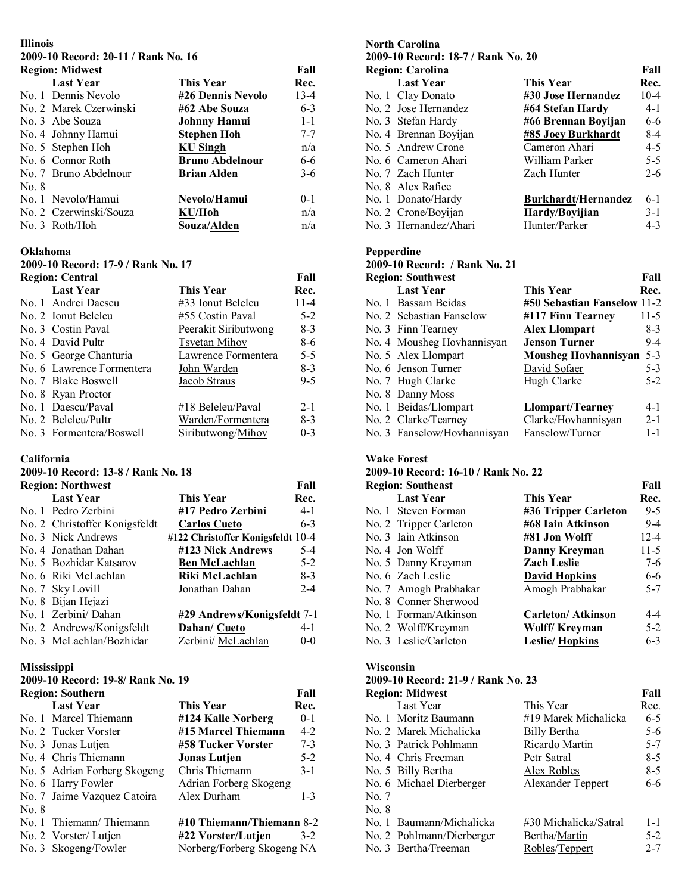**Illinois**
**2009-10 Record: 20-11 / Rank No. 16**
**Region: Midwest**

| | **Last Year** | **This Year** | **Fall Rec.** |
|---|---|---|---|
| No. 1 | Dennis Nevolo | **#26 Dennis Nevolo** | 13-4 |
| No. 2 | Marek Czerwinski | **#62 Abe Souza** | 6-3 |
| No. 3 | Abe Souza | **Johnny Hamui** | 1-1 |
| No. 4 | Johnny Hamui | **Stephen Hoh** | 7-7 |
| No. 5 | Stephen Hoh | **KU Singh** | n/a |
| No. 6 | Connor Roth | **Bruno Abdelnour** | 6-6 |
| No. 7 | Bruno Abdelnour | **Brian Alden** | 3-6 |
| No. 8 | | | |
| No. 1 | Nevolo/Hamui | **Nevolo/Hamui** | 0-1 |
| No. 2 | Czerwinski/Souza | **KU/Hoh** | n/a |
| No. 3 | Roth/Hoh | **Souza/Alden** | n/a |

**Oklahoma**
**2009-10 Record: 17-9 / Rank No. 17**
**Region: Central**

| | **Last Year** | **This Year** | **Fall Rec.** |
|---|---|---|---|
| No. 1 | Andrei Daescu | #33 Ionut Beleleu | 11-4 |
| No. 2 | Ionut Beleleu | #55 Costin Paval | 5-2 |
| No. 3 | Costin Paval | Peerakit Siributwong | 8-3 |
| No. 4 | David Pultr | Tsvetan Mihov | 8-6 |
| No. 5 | George Chanturia | Lawrence Formentera | 5-5 |
| No. 6 | Lawrence Formentera | John Warden | 8-3 |
| No. 7 | Blake Boswell | Jacob Straus | 9-5 |
| No. 8 | Ryan Proctor | | |
| No. 1 | Daescu/Paval | #18 Beleleu/Paval | 2-1 |
| No. 2 | Beleleu/Pultr | Warden/Formentera | 8-3 |
| No. 3 | Formentera/Boswell | Siributwong/Mihov | 0-3 |

**California**
**2009-10 Record: 13-8 / Rank No. 18**
**Region: Northwest**

| | **Last Year** | **This Year** | **Fall Rec.** |
|---|---|---|---|
| No. 1 | Pedro Zerbini | **#17 Pedro Zerbini** | 4-1 |
| No. 2 | Christoffer Konigsfeldt | **Carlos Cueto** | 6-3 |
| No. 3 | Nick Andrews | **#122 Christoffer Konigsfeldt** | 10-4 |
| No. 4 | Jonathan Dahan | **#123 Nick Andrews** | 5-4 |
| No. 5 | Bozhidar Katsarov | **Ben McLachlan** | 5-2 |
| No. 6 | Riki McLachlan | **Riki McLachlan** | 8-3 |
| No. 7 | Sky Lovill | Jonathan Dahan | 2-4 |
| No. 8 | Bijan Hejazi | | |
| No. 1 | Zerbini/ Dahan | **#29 Andrews/Konigsfeldt** | 7-1 |
| No. 2 | Andrews/Konigsfeldt | **Dahan/ Cueto** | 4-1 |
| No. 3 | McLachlan/Bozhidar | Zerbini/ McLachlan | 0-0 |

**Mississippi**
**2009-10 Record: 19-8/ Rank No. 19**
**Region: Southern**

| | **Last Year** | **This Year** | **Fall Rec.** |
|---|---|---|---|
| No. 1 | Marcel Thiemann | **#124 Kalle Norberg** | 0-1 |
| No. 2 | Tucker Vorster | **#15 Marcel Thiemann** | 4-2 |
| No. 3 | Jonas Lutjen | **#58 Tucker Vorster** | 7-3 |
| No. 4 | Chris Thiemann | **Jonas Lutjen** | 5-2 |
| No. 5 | Adrian Forberg Skogeng | Chris Thiemann | 3-1 |
| No. 6 | Harry Fowler | Adrian Forberg Skogeng | |
| No. 7 | Jaime Vazquez Catoira | Alex Durham | 1-3 |
| No. 8 | | | |
| No. 1 | Thiemann/ Thiemann | **#10 Thiemann/Thiemann** | 8-2 |
| No. 2 | Vorster/ Lutjen | **#22 Vorster/Lutjen** | 3-2 |
| No. 3 | Skogeng/Fowler | Norberg/Forberg Skogeng | NA |

**North Carolina**
**2009-10 Record: 18-7 / Rank No. 20**
**Region: Carolina**

| | **Last Year** | **This Year** | **Fall Rec.** |
|---|---|---|---|
| No. 1 | Clay Donato | **#30 Jose Hernandez** | 10-4 |
| No. 2 | Jose Hernandez | **#64 Stefan Hardy** | 4-1 |
| No. 3 | Stefan Hardy | **#66 Brennan Boyijan** | 6-6 |
| No. 4 | Brennan Boyijan | **#85 Joey Burkhardt** | 8-4 |
| No. 5 | Andrew Crone | Cameron Ahari | 4-5 |
| No. 6 | Cameron Ahari | William Parker | 5-5 |
| No. 7 | Zach Hunter | Zach Hunter | 2-6 |
| No. 8 | Alex Rafiee | | |
| No. 1 | Donato/Hardy | **Burkhardt/Hernandez** | 6-1 |
| No. 2 | Crone/Boyijan | **Hardy/Boyijian** | 3-1 |
| No. 3 | Hernandez/Ahari | Hunter/Parker | 4-3 |

**Pepperdine**
**2009-10 Record: / Rank No. 21**
**Region: Southwest**

| | **Last Year** | **This Year** | **Fall Rec.** |
|---|---|---|---|
| No. 1 | Bassam Beidas | **#50 Sebastian Fanselow** | 11-2 |
| No. 2 | Sebastian Fanselow | **#117 Finn Tearney** | 11-5 |
| No. 3 | Finn Tearney | **Alex Llompart** | 8-3 |
| No. 4 | Mousheg Hovhannisyan | **Jenson Turner** | 9-4 |
| No. 5 | Alex Llompart | **Mousheg Hovhannisyan** | 5-3 |
| No. 6 | Jenson Turner | David Sofaer | 5-3 |
| No. 7 | Hugh Clarke | Hugh Clarke | 5-2 |
| No. 8 | Danny Moss | | |
| No. 1 | Beidas/Llompart | **Llompart/Tearney** | 4-1 |
| No. 2 | Clarke/Tearney | Clarke/Hovhannisyan | 2-1 |
| No. 3 | Fanselow/Hovhannisyan | Fanselow/Turner | 1-1 |

**Wake Forest**
**2009-10 Record: 16-10 / Rank No. 22**
**Region: Southeast**

| | **Last Year** | **This Year** | **Fall Rec.** |
|---|---|---|---|
| No. 1 | Steven Forman | **#36 Tripper Carleton** | 9-5 |
| No. 2 | Tripper Carleton | **#68 Iain Atkinson** | 9-4 |
| No. 3 | Iain Atkinson | **#81 Jon Wolff** | 12-4 |
| No. 4 | Jon Wolff | **Danny Kreyman** | 11-5 |
| No. 5 | Danny Kreyman | **Zach Leslie** | 7-6 |
| No. 6 | Zach Leslie | **David Hopkins** | 6-6 |
| No. 7 | Amogh Prabhakar | Amogh Prabhakar | 5-7 |
| No. 8 | Conner Sherwood | | |
| No. 1 | Forman/Atkinson | **Carleton/ Atkinson** | 4-4 |
| No. 2 | Wolff/Kreyman | **Wolff/ Kreyman** | 5-2 |
| No. 3 | Leslie/Carleton | **Leslie/ Hopkins** | 6-3 |

**Wisconsin**
**2009-10 Record: 21-9 / Rank No. 23**
**Region: Midwest**

| | Last Year | This Year | Fall Rec. |
|---|---|---|---|
| No. 1 | Moritz Baumann | #19 Marek Michalicka | 6-5 |
| No. 2 | Marek Michalicka | Billy Bertha | 5-6 |
| No. 3 | Patrick Pohlmann | Ricardo Martin | 5-7 |
| No. 4 | Chris Freeman | Petr Satral | 8-5 |
| No. 5 | Billy Bertha | Alex Robles | 8-5 |
| No. 6 | Michael Dierberger | Alexander Teppert | 6-6 |
| No. 7 | | | |
| No. 8 | | | |
| No. 1 | Baumann/Michalicka | #30 Michalicka/Satral | 1-1 |
| No. 2 | Pohlmann/Dierberger | Bertha/Martin | 5-2 |
| No. 3 | Bertha/Freeman | Robles/Teppert | 2-7 |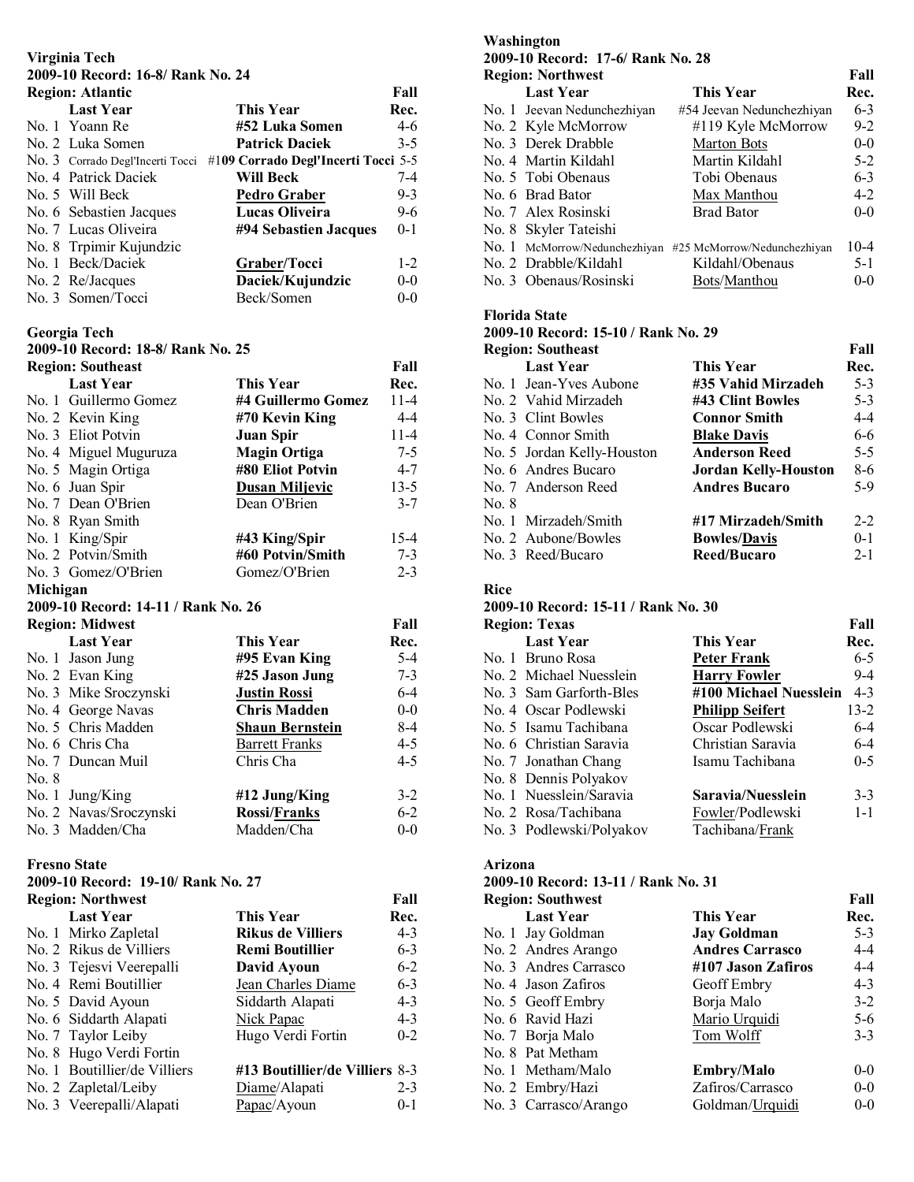**Virginia Tech**
**2009-10 Record: 16-8/ Rank No. 24**
**Region: Atlantic**

| | Last Year | This Year | Fall Rec. |
|---|---|---|---|
| No. 1 | Yoann Re | **#52 Luka Somen** | 4-6 |
| No. 2 | Luka Somen | **Patrick Daciek** | 3-5 |
| No. 3 | Corrado Degl'Incerti Tocci | **#109 Corrado Degl'Incerti Tocci** | 5-5 |
| No. 4 | Patrick Daciek | **Will Beck** | 7-4 |
| No. 5 | Will Beck | **Pedro Graber** | 9-3 |
| No. 6 | Sebastien Jacques | **Lucas Oliveira** | 9-6 |
| No. 7 | Lucas Oliveira | **#94 Sebastien Jacques** | 0-1 |
| No. 8 | Trpimir Kujundzic | | |
| No. 1 | Beck/Daciek | **Graber/Tocci** | 1-2 |
| No. 2 | Re/Jacques | **Daciek/Kujundzic** | 0-0 |
| No. 3 | Somen/Tocci | Beck/Somen | 0-0 |

**Georgia Tech**
**2009-10 Record: 18-8/ Rank No. 25**
**Region: Southeast**

| | Last Year | This Year | Fall Rec. |
|---|---|---|---|
| No. 1 | Guillermo Gomez | **#4 Guillermo Gomez** | 11-4 |
| No. 2 | Kevin King | **#70 Kevin King** | 4-4 |
| No. 3 | Eliot Potvin | **Juan Spir** | 11-4 |
| No. 4 | Miguel Muguruza | **Magin Ortiga** | 7-5 |
| No. 5 | Magin Ortiga | **#80 Eliot Potvin** | 4-7 |
| No. 6 | Juan Spir | **Dusan Miljevic** | 13-5 |
| No. 7 | Dean O'Brien | Dean O'Brien | 3-7 |
| No. 8 | Ryan Smith | | |
| No. 1 | King/Spir | **#43 King/Spir** | 15-4 |
| No. 2 | Potvin/Smith | **#60 Potvin/Smith** | 7-3 |
| No. 3 | Gomez/O'Brien | Gomez/O'Brien | 2-3 |

**Michigan**
**2009-10 Record: 14-11 / Rank No. 26**
**Region: Midwest**

| | Last Year | This Year | Fall Rec. |
|---|---|---|---|
| No. 1 | Jason Jung | **#95 Evan King** | 5-4 |
| No. 2 | Evan King | **#25 Jason Jung** | 7-3 |
| No. 3 | Mike Sroczynski | **Justin Rossi** | 6-4 |
| No. 4 | George Navas | **Chris Madden** | 0-0 |
| No. 5 | Chris Madden | **Shaun Bernstein** | 8-4 |
| No. 6 | Chris Cha | Barrett Franks | 4-5 |
| No. 7 | Duncan Muil | Chris Cha | 4-5 |
| No. 8 | | | |
| No. 1 | Jung/King | **#12 Jung/King** | 3-2 |
| No. 2 | Navas/Sroczynski | **Rossi/Franks** | 6-2 |
| No. 3 | Madden/Cha | Madden/Cha | 0-0 |

**Fresno State**
**2009-10 Record: 19-10/ Rank No. 27**
**Region: Northwest**

| | Last Year | This Year | Fall Rec. |
|---|---|---|---|
| No. 1 | Mirko Zapletal | **Rikus de Villiers** | 4-3 |
| No. 2 | Rikus de Villiers | **Remi Boutillier** | 6-3 |
| No. 3 | Tejesvi Veerepalli | **David Ayoun** | 6-2 |
| No. 4 | Remi Boutillier | Jean Charles Diame | 6-3 |
| No. 5 | David Ayoun | Siddarth Alapati | 4-3 |
| No. 6 | Siddarth Alapati | Nick Papac | 4-3 |
| No. 7 | Taylor Leiby | Hugo Verdi Fortin | 0-2 |
| No. 8 | Hugo Verdi Fortin | | |
| No. 1 | Boutillier/de Villiers | **#13 Boutillier/de Villiers** | 8-3 |
| No. 2 | Zapletal/Leiby | Diame/Alapati | 2-3 |
| No. 3 | Veerepalli/Alapati | Papac/Ayoun | 0-1 |

**Washington**
**2009-10 Record: 17-6/ Rank No. 28**
**Region: Northwest**

| | Last Year | This Year | Fall Rec. |
|---|---|---|---|
| No. 1 | Jeevan Nedunchezhiyan | #54 Jeevan Nedunchezhiyan | 6-3 |
| No. 2 | Kyle McMorrow | #119 Kyle McMorrow | 9-2 |
| No. 3 | Derek Drabble | Marton Bots | 0-0 |
| No. 4 | Martin Kildahl | Martin Kildahl | 5-2 |
| No. 5 | Tobi Obenaus | Tobi Obenaus | 6-3 |
| No. 6 | Brad Bator | Max Manthou | 4-2 |
| No. 7 | Alex Rosinski | Brad Bator | 0-0 |
| No. 8 | Skyler Tateishi | | |
| No. 1 | McMorrow/Nedunchezhiyan | #25 McMorrow/Nedunchezhiyan | 10-4 |
| No. 2 | Drabble/Kildahl | Kildahl/Obenaus | 5-1 |
| No. 3 | Obenaus/Rosinski | Bots/Manthou | 0-0 |

**Florida State**
**2009-10 Record: 15-10 / Rank No. 29**
**Region: Southeast**

| | Last Year | This Year | Fall Rec. |
|---|---|---|---|
| No. 1 | Jean-Yves Aubone | **#35 Vahid Mirzadeh** | 5-3 |
| No. 2 | Vahid Mirzadeh | **#43 Clint Bowles** | 5-3 |
| No. 3 | Clint Bowles | **Connor Smith** | 4-4 |
| No. 4 | Connor Smith | **Blake Davis** | 6-6 |
| No. 5 | Jordan Kelly-Houston | **Anderson Reed** | 5-5 |
| No. 6 | Andres Bucaro | **Jordan Kelly-Houston** | 8-6 |
| No. 7 | Anderson Reed | **Andres Bucaro** | 5-9 |
| No. 8 | | | |
| No. 1 | Mirzadeh/Smith | **#17 Mirzadeh/Smith** | 2-2 |
| No. 2 | Aubone/Bowles | **Bowles/Davis** | 0-1 |
| No. 3 | Reed/Bucaro | **Reed/Bucaro** | 2-1 |

**Rice**
**2009-10 Record: 15-11 / Rank No. 30**
**Region: Texas**

| | Last Year | This Year | Fall Rec. |
|---|---|---|---|
| No. 1 | Bruno Rosa | **Peter Frank** | 6-5 |
| No. 2 | Michael Nuesslein | **Harry Fowler** | 9-4 |
| No. 3 | Sam Garforth-Bles | **#100 Michael Nuesslein** | 4-3 |
| No. 4 | Oscar Podlewski | **Philipp Seifert** | 13-2 |
| No. 5 | Isamu Tachibana | Oscar Podlewski | 6-4 |
| No. 6 | Christian Saravia | Christian Saravia | 6-4 |
| No. 7 | Jonathan Chang | Isamu Tachibana | 0-5 |
| No. 8 | Dennis Polyakov | | |
| No. 1 | Nuesslein/Saravia | **Saravia/Nuesslein** | 3-3 |
| No. 2 | Rosa/Tachibana | Fowler/Podlewski | 1-1 |
| No. 3 | Podlewski/Polyakov | Tachibana/Frank | |

**Arizona**
**2009-10 Record: 13-11 / Rank No. 31**
**Region: Southwest**

| | Last Year | This Year | Fall Rec. |
|---|---|---|---|
| No. 1 | Jay Goldman | **Jay Goldman** | 5-3 |
| No. 2 | Andres Arango | **Andres Carrasco** | 4-4 |
| No. 3 | Andres Carrasco | **#107 Jason Zafiros** | 4-4 |
| No. 4 | Jason Zafiros | Geoff Embry | 4-3 |
| No. 5 | Geoff Embry | Borja Malo | 3-2 |
| No. 6 | Ravid Hazi | Mario Urquidi | 5-6 |
| No. 7 | Borja Malo | Tom Wolff | 3-3 |
| No. 8 | Pat Metham | | |
| No. 1 | Metham/Malo | **Embry/Malo** | 0-0 |
| No. 2 | Embry/Hazi | Zafiros/Carrasco | 0-0 |
| No. 3 | Carrasco/Arango | Goldman/Urquidi | 0-0 |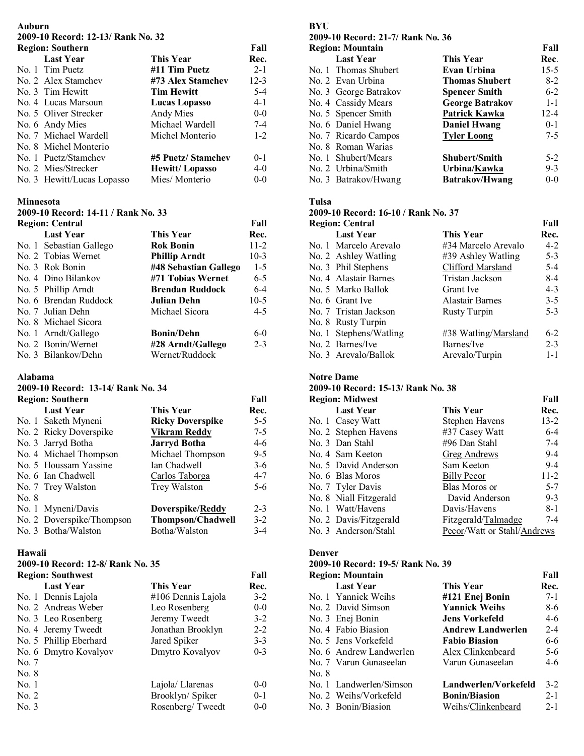## Auburn

**2009-10 Record: 12-13/ Rank No. 32**

**Region: Southern**

| | Last Year | This Year | Fall Rec. |
|---|---|---|---|
| No. 1 | Tim Puetz | **#11 Tim Puetz** | 2-1 |
| No. 2 | Alex Stamchev | **#73 Alex Stamchev** | 12-3 |
| No. 3 | Tim Hewitt | **Tim Hewitt** | 5-4 |
| No. 4 | Lucas Marsoun | **Lucas Lopasso** | 4-1 |
| No. 5 | Oliver Strecker | Andy Mies | 0-0 |
| No. 6 | Andy Mies | Michael Wardell | 7-4 |
| No. 7 | Michael Wardell | Michel Monterio | 1-2 |
| No. 8 | Michel Monterio | | |
| No. 1 | Puetz/Stamchev | **#5 Puetz/ Stamchev** | 0-1 |
| No. 2 | Mies/Strecker | **Hewitt/ Lopasso** | 4-0 |
| No. 3 | Hewitt/Lucas Lopasso | Mies/ Monterio | 0-0 |

## Minnesota

**2009-10 Record: 14-11 / Rank No. 33**

**Region: Central**

| | Last Year | This Year | Fall Rec. |
|---|---|---|---|
| No. 1 | Sebastian Gallego | **Rok Bonin** | 11-2 |
| No. 2 | Tobias Wernet | **Phillip Arndt** | 10-3 |
| No. 3 | Rok Bonin | **#48 Sebastian Gallego** | 1-5 |
| No. 4 | Dino Bilankov | **#71 Tobias Wernet** | 6-5 |
| No. 5 | Phillip Arndt | **Brendan Ruddock** | 6-4 |
| No. 6 | Brendan Ruddock | **Julian Dehn** | 10-5 |
| No. 7 | Julian Dehn | Michael Sicora | 4-5 |
| No. 8 | Michael Sicora | | |
| No. 1 | Arndt/Gallego | **Bonin/Dehn** | 6-0 |
| No. 2 | Bonin/Wernet | **#28 Arndt/Gallego** | 2-3 |
| No. 3 | Bilankov/Dehn | Wernet/Ruddock | |

## Alabama

**2009-10 Record: 13-14/ Rank No. 34**

**Region: Southern**

| | Last Year | This Year | Fall Rec. |
|---|---|---|---|
| No. 1 | Saketh Myneni | **Ricky Doverspike** | 5-5 |
| No. 2 | Ricky Doverspike | **Vikram Reddy** | 7-5 |
| No. 3 | Jarryd Botha | **Jarryd Botha** | 4-6 |
| No. 4 | Michael Thompson | Michael Thompson | 9-5 |
| No. 5 | Houssam Yassine | Ian Chadwell | 3-6 |
| No. 6 | Ian Chadwell | Carlos Taborga | 4-7 |
| No. 7 | Trey Walston | Trey Walston | 5-6 |
| No. 8 | | | |
| No. 1 | Myneni/Davis | **Doverspike/Reddy** | 2-3 |
| No. 2 | Doverspike/Thompson | **Thompson/Chadwell** | 3-2 |
| No. 3 | Botha/Walston | Botha/Walston | 3-4 |

## Hawaii

**2009-10 Record: 12-8/ Rank No. 35**

**Region: Southwest**

| | Last Year | This Year | Fall Rec. |
|---|---|---|---|
| No. 1 | Dennis Lajola | #106 Dennis Lajola | 3-2 |
| No. 2 | Andreas Weber | Leo Rosenberg | 0-0 |
| No. 3 | Leo Rosenberg | Jeremy Tweedt | 3-2 |
| No. 4 | Jeremy Tweedt | Jonathan Brooklyn | 2-2 |
| No. 5 | Phillip Eberhard | Jared Spiker | 3-3 |
| No. 6 | Dmytro Kovalyov | Dmytro Kovalyov | 0-3 |
| No. 7 | | | |
| No. 8 | | | |
| No. 1 | | Lajola/ Llarenas | 0-0 |
| No. 2 | | Brooklyn/ Spiker | 0-1 |
| No. 3 | | Rosenberg/ Tweedt | 0-0 |

## BYU

**2009-10 Record: 21-7/ Rank No. 36**

**Region: Mountain**

| | Last Year | This Year | Fall Rec. |
|---|---|---|---|
| No. 1 | Thomas Shubert | **Evan Urbina** | 15-5 |
| No. 2 | Evan Urbina | **Thomas Shubert** | 8-2 |
| No. 3 | George Batrakov | **Spencer Smith** | 6-2 |
| No. 4 | Cassidy Mears | **George Batrakov** | 1-1 |
| No. 5 | Spencer Smith | **Patrick Kawka** | 12-4 |
| No. 6 | Daniel Hwang | **Daniel Hwang** | 0-1 |
| No. 7 | Ricardo Campos | **Tyler Loong** | 7-5 |
| No. 8 | Roman Warias | | |
| No. 1 | Shubert/Mears | **Shubert/Smith** | 5-2 |
| No. 2 | Urbina/Smith | **Urbina/Kawka** | 9-3 |
| No. 3 | Batrakov/Hwang | **Batrakov/Hwang** | 0-0 |

## Tulsa

**2009-10 Record: 16-10 / Rank No. 37**

**Region: Central**

| | Last Year | This Year | Fall Rec. |
|---|---|---|---|
| No. 1 | Marcelo Arevalo | #34 Marcelo Arevalo | 4-2 |
| No. 2 | Ashley Watling | #39 Ashley Watling | 5-3 |
| No. 3 | Phil Stephens | Clifford Marsland | 5-4 |
| No. 4 | Alastair Barnes | Tristan Jackson | 8-4 |
| No. 5 | Marko Ballok | Grant Ive | 4-3 |
| No. 6 | Grant Ive | Alastair Barnes | 3-5 |
| No. 7 | Tristan Jackson | Rusty Turpin | 5-3 |
| No. 8 | Rusty Turpin | | |
| No. 1 | Stephens/Watling | #38 Watling/Marsland | 6-2 |
| No. 2 | Barnes/Ive | Barnes/Ive | 2-3 |
| No. 3 | Arevalo/Ballok | Arevalo/Turpin | 1-1 |

## Notre Dame

**2009-10 Record: 15-13/ Rank No. 38**

**Region: Midwest**

| | Last Year | This Year | Fall Rec. |
|---|---|---|---|
| No. 1 | Casey Watt | Stephen Havens | 13-2 |
| No. 2 | Stephen Havens | #37 Casey Watt | 6-4 |
| No. 3 | Dan Stahl | #96 Dan Stahl | 7-4 |
| No. 4 | Sam Keeton | Greg Andrews | 9-4 |
| No. 5 | David Anderson | Sam Keeton | 9-4 |
| No. 6 | Blas Moros | Billy Pecor | 11-2 |
| No. 7 | Tyler Davis | Blas Moros or | 5-7 |
| No. 8 | Niall Fitzgerald | David Anderson | 9-3 |
| No. 1 | Watt/Havens | Davis/Havens | 8-1 |
| No. 2 | Davis/Fitzgerald | Fitzgerald/Talmadge | 7-4 |
| No. 3 | Anderson/Stahl | Pecor/Watt or Stahl/Andrews | |

## Denver

**2009-10 Record: 19-5/ Rank No. 39**

**Region: Mountain**

| | Last Year | This Year | Fall Rec. |
|---|---|---|---|
| No. 1 | Yannick Weihs | **#121 Enej Bonin** | 7-1 |
| No. 2 | David Simson | **Yannick Weihs** | 8-6 |
| No. 3 | Enej Bonin | **Jens Vorkefeld** | 4-6 |
| No. 4 | Fabio Biasion | **Andrew Landwerlen** | 2-4 |
| No. 5 | Jens Vorkefeld | **Fabio Biasion** | 6-6 |
| No. 6 | Andrew Landwerlen | Alex Clinkenbeard | 5-6 |
| No. 7 | Varun Gunaseelan | Varun Gunaseelan | 4-6 |
| No. 8 | | | |
| No. 1 | Landwerlen/Simson | **Landwerlen/Vorkefeld** | 3-2 |
| No. 2 | Weihs/Vorkefeld | **Bonin/Biasion** | 2-1 |
| No. 3 | Bonin/Biasion | Weihs/Clinkenbeard | 2-1 |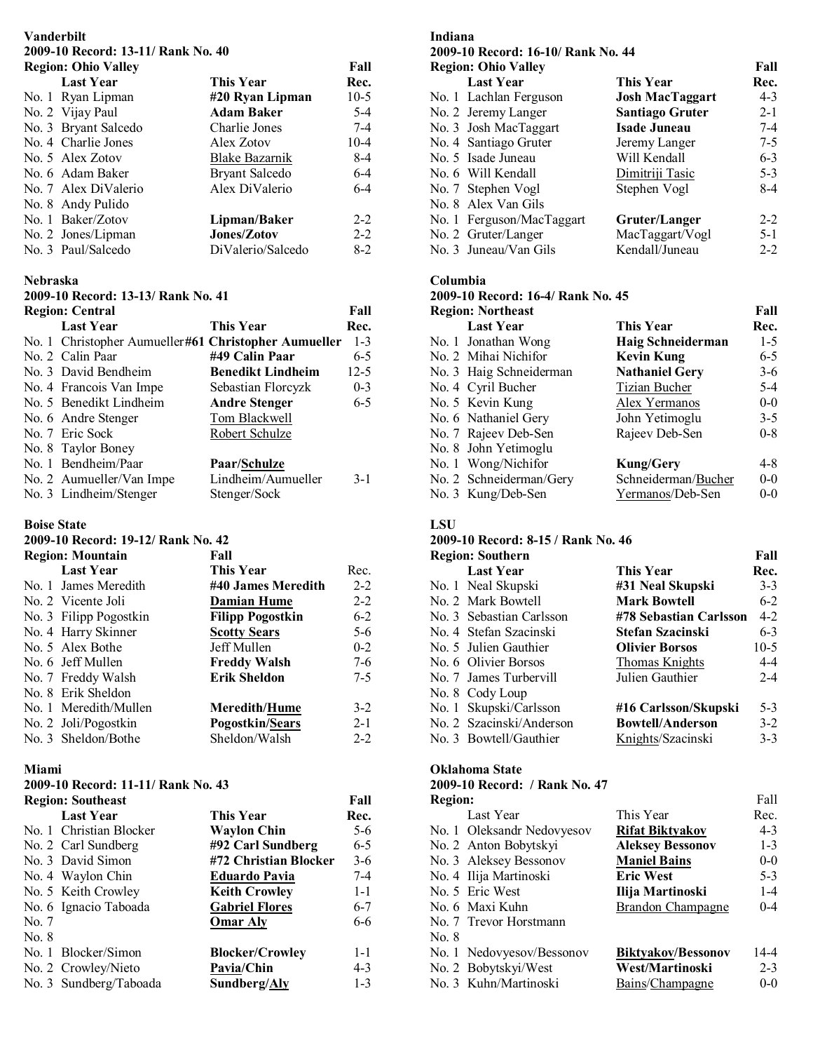## Vanderbilt

**2009-10 Record: 13-11/ Rank No. 40**

**Region: Ohio Valley**

| | Last Year | This Year | Fall Rec. |
|---|---|---|---|
| No. 1 | Ryan Lipman | **#20 Ryan Lipman** | 10-5 |
| No. 2 | Vijay Paul | **Adam Baker** | 5-4 |
| No. 3 | Bryant Salcedo | Charlie Jones | 7-4 |
| No. 4 | Charlie Jones | Alex Zotov | 10-4 |
| No. 5 | Alex Zotov | Blake Bazarnik | 8-4 |
| No. 6 | Adam Baker | Bryant Salcedo | 6-4 |
| No. 7 | Alex DiValerio | Alex DiValerio | 6-4 |
| No. 8 | Andy Pulido | | |
| No. 1 | Baker/Zotov | **Lipman/Baker** | 2-2 |
| No. 2 | Jones/Lipman | **Jones/Zotov** | 2-2 |
| No. 3 | Paul/Salcedo | DiValerio/Salcedo | 8-2 |

## Nebraska

**2009-10 Record: 13-13/ Rank No. 41**

**Region: Central**

| | Last Year | This Year | Fall Rec. |
|---|---|---|---|
| No. 1 | Christopher Aumueller | **#61 Christopher Aumueller** | 1-3 |
| No. 2 | Calin Paar | **#49 Calin Paar** | 6-5 |
| No. 3 | David Bendheim | **Benedikt Lindheim** | 12-5 |
| No. 4 | Francois Van Impe | Sebastian Florcyzk | 0-3 |
| No. 5 | Benedikt Lindheim | **Andre Stenger** | 6-5 |
| No. 6 | Andre Stenger | Tom Blackwell | |
| No. 7 | Eric Sock | Robert Schulze | |
| No. 8 | Taylor Boney | | |
| No. 1 | Bendheim/Paar | **Paar/Schulze** | |
| No. 2 | Aumueller/Van Impe | Lindheim/Aumueller | 3-1 |
| No. 3 | Lindheim/Stenger | Stenger/Sock | |

## Boise State

**2009-10 Record: 19-12/ Rank No. 42**

**Region: Mountain**

| | Last Year | This Year | Fall Rec. |
|---|---|---|---|
| No. 1 | James Meredith | **#40 James Meredith** | 2-2 |
| No. 2 | Vicente Joli | **Damian Hume** | 2-2 |
| No. 3 | Filipp Pogostkin | **Filipp Pogostkin** | 6-2 |
| No. 4 | Harry Skinner | **Scotty Sears** | 5-6 |
| No. 5 | Alex Bothe | Jeff Mullen | 0-2 |
| No. 6 | Jeff Mullen | **Freddy Walsh** | 7-6 |
| No. 7 | Freddy Walsh | **Erik Sheldon** | 7-5 |
| No. 8 | Erik Sheldon | | |
| No. 1 | Meredith/Mullen | **Meredith/Hume** | 3-2 |
| No. 2 | Joli/Pogostkin | **Pogostkin/Sears** | 2-1 |
| No. 3 | Sheldon/Bothe | Sheldon/Walsh | 2-2 |

## Miami

**2009-10 Record: 11-11/ Rank No. 43**

**Region: Southeast**

| | Last Year | This Year | Fall Rec. |
|---|---|---|---|
| No. 1 | Christian Blocker | **Waylon Chin** | 5-6 |
| No. 2 | Carl Sundberg | **#92 Carl Sundberg** | 6-5 |
| No. 3 | David Simon | **#72 Christian Blocker** | 3-6 |
| No. 4 | Waylon Chin | **Eduardo Pavia** | 7-4 |
| No. 5 | Keith Crowley | **Keith Crowley** | 1-1 |
| No. 6 | Ignacio Taboada | **Gabriel Flores** | 6-7 |
| No. 7 | | **Omar Aly** | 6-6 |
| No. 8 | | | |
| No. 1 | Blocker/Simon | **Blocker/Crowley** | 1-1 |
| No. 2 | Crowley/Nieto | **Pavia/Chin** | 4-3 |
| No. 3 | Sundberg/Taboada | **Sundberg/Aly** | 1-3 |

## Indiana

**2009-10 Record: 16-10/ Rank No. 44**

**Region: Ohio Valley**

| | Last Year | This Year | Fall Rec. |
|---|---|---|---|
| No. 1 | Lachlan Ferguson | **Josh MacTaggart** | 4-3 |
| No. 2 | Jeremy Langer | **Santiago Gruter** | 2-1 |
| No. 3 | Josh MacTaggart | **Isade Juneau** | 7-4 |
| No. 4 | Santiago Gruter | Jeremy Langer | 7-5 |
| No. 5 | Isade Juneau | Will Kendall | 6-3 |
| No. 6 | Will Kendall | Dimitriji Tasic | 5-3 |
| No. 7 | Stephen Vogl | Stephen Vogl | 8-4 |
| No. 8 | Alex Van Gils | | |
| No. 1 | Ferguson/MacTaggart | **Gruter/Langer** | 2-2 |
| No. 2 | Gruter/Langer | MacTaggart/Vogl | 5-1 |
| No. 3 | Juneau/Van Gils | Kendall/Juneau | 2-2 |

## Columbia

**2009-10 Record: 16-4/ Rank No. 45**

**Region: Northeast**

| | Last Year | This Year | Fall Rec. |
|---|---|---|---|
| No. 1 | Jonathan Wong | **Haig Schneiderman** | 1-5 |
| No. 2 | Mihai Nichifor | **Kevin Kung** | 6-5 |
| No. 3 | Haig Schneiderman | **Nathaniel Gery** | 3-6 |
| No. 4 | Cyril Bucher | Tizian Bucher | 5-4 |
| No. 5 | Kevin Kung | Alex Yermanos | 0-0 |
| No. 6 | Nathaniel Gery | John Yetimoglu | 3-5 |
| No. 7 | Rajeev Deb-Sen | Rajeev Deb-Sen | 0-8 |
| No. 8 | John Yetimoglu | | |
| No. 1 | Wong/Nichifor | **Kung/Gery** | 4-8 |
| No. 2 | Schneiderman/Gery | Schneiderman/Bucher | 0-0 |
| No. 3 | Kung/Deb-Sen | Yermanos/Deb-Sen | 0-0 |

## LSU

**2009-10 Record: 8-15 / Rank No. 46**

**Region: Southern**

| | Last Year | This Year | Fall Rec. |
|---|---|---|---|
| No. 1 | Neal Skupski | **#31 Neal Skupski** | 3-3 |
| No. 2 | Mark Bowtell | **Mark Bowtell** | 6-2 |
| No. 3 | Sebastian Carlsson | **#78 Sebastian Carlsson** | 4-2 |
| No. 4 | Stefan Szacinski | **Stefan Szacinski** | 6-3 |
| No. 5 | Julien Gauthier | **Olivier Borsos** | 10-5 |
| No. 6 | Olivier Borsos | Thomas Knights | 4-4 |
| No. 7 | James Turbervill | Julien Gauthier | 2-4 |
| No. 8 | Cody Loup | | |
| No. 1 | Skupski/Carlsson | **#16 Carlsson/Skupski** | 5-3 |
| No. 2 | Szacinski/Anderson | **Bowtell/Anderson** | 3-2 |
| No. 3 | Bowtell/Gauthier | Knights/Szacinski | 3-3 |

## Oklahoma State

**2009-10 Record: / Rank No. 47**

**Region:**

| | Last Year | This Year | Fall Rec. |
|---|---|---|---|
| No. 1 | Oleksandr Nedovyesov | **Rifat Biktyakov** | 4-3 |
| No. 2 | Anton Bobytskyi | **Aleksey Bessonov** | 1-3 |
| No. 3 | Aleksey Bessonov | **Maniel Bains** | 0-0 |
| No. 4 | Ilija Martinoski | **Eric West** | 5-3 |
| No. 5 | Eric West | **Ilija Martinoski** | 1-4 |
| No. 6 | Maxi Kuhn | Brandon Champagne | 0-4 |
| No. 7 | Trevor Horstmann | | |
| No. 8 | | | |
| No. 1 | Nedovyesov/Bessonov | **Biktyakov/Bessonov** | 14-4 |
| No. 2 | Bobytskyi/West | **West/Martinoski** | 2-3 |
| No. 3 | Kuhn/Martinoski | Bains/Champagne | 0-0 |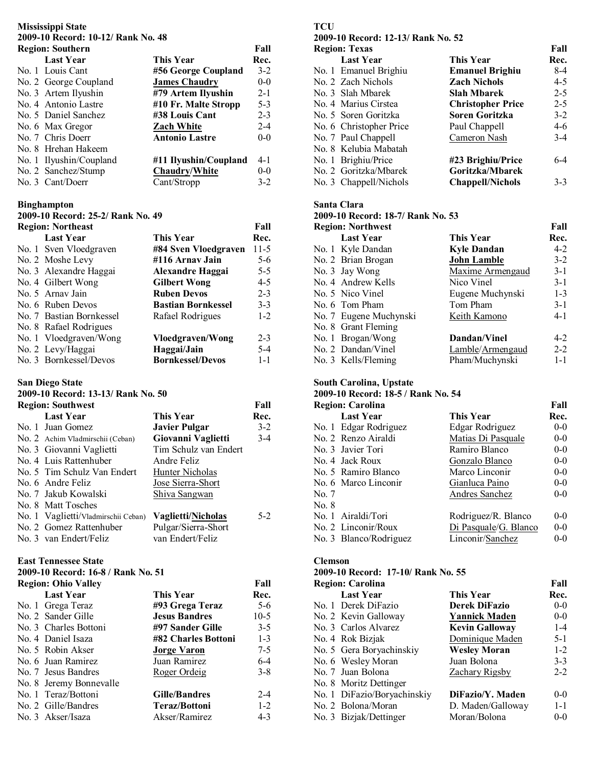**Mississippi State**
**2009-10 Record: 10-12/ Rank No. 48**
**Region: Southern**

| | Last Year | This Year | Fall Rec. |
|---|---|---|---|
| No. 1 | Louis Cant | **#56 George Coupland** | 3-2 |
| No. 2 | George Coupland | **James Chaudry** | 0-0 |
| No. 3 | Artem Ilyushin | **#79 Artem Ilyushin** | 2-1 |
| No. 4 | Antonio Lastre | **#10 Fr. Malte Stropp** | 5-3 |
| No. 5 | Daniel Sanchez | **#38 Louis Cant** | 2-3 |
| No. 6 | Max Gregor | **Zach White** | 2-4 |
| No. 7 | Chris Doerr | **Antonio Lastre** | 0-0 |
| No. 8 | Hrehan Hakeem | | |
| No. 1 | Ilyushin/Coupland | **#11 Ilyushin/Coupland** | 4-1 |
| No. 2 | Sanchez/Stump | **Chaudry/White** | 0-0 |
| No. 3 | Cant/Doerr | Cant/Stropp | 3-2 |

**Binghampton**
**2009-10 Record: 25-2/ Rank No. 49**
**Region: Northeast**

| | Last Year | This Year | Fall Rec. |
|---|---|---|---|
| No. 1 | Sven Vloedgraven | **#84 Sven Vloedgraven** | 11-5 |
| No. 2 | Moshe Levy | **#116 Arnav Jain** | 5-6 |
| No. 3 | Alexandre Haggai | **Alexandre Haggai** | 5-5 |
| No. 4 | Gilbert Wong | **Gilbert Wong** | 4-5 |
| No. 5 | Arnav Jain | **Ruben Devos** | 2-3 |
| No. 6 | Ruben Devos | **Bastian Bornkessel** | 3-3 |
| No. 7 | Bastian Bornkessel | Rafael Rodrigues | 1-2 |
| No. 8 | Rafael Rodrigues | | |
| No. 1 | Vloedgraven/Wong | **Vloedgraven/Wong** | 2-3 |
| No. 2 | Levy/Haggai | **Haggai/Jain** | 5-4 |
| No. 3 | Bornkessel/Devos | **Bornkessel/Devos** | 1-1 |

**San Diego State**
**2009-10 Record: 13-13/ Rank No. 50**
**Region: Southwest**

| | Last Year | This Year | Fall Rec. |
|---|---|---|---|
| No. 1 | Juan Gomez | **Javier Pulgar** | 3-2 |
| No. 2 | Achim Vladmirschii (Ceban) | **Giovanni Vaglietti** | 3-4 |
| No. 3 | Giovanni Vaglietti | Tim Schulz van Endert | |
| No. 4 | Luis Rattenhuber | Andre Feliz | |
| No. 5 | Tim Schulz Van Endert | Hunter Nicholas | |
| No. 6 | Andre Feliz | Jose Sierra-Short | |
| No. 7 | Jakub Kowalski | Shiva Sangwan | |
| No. 8 | Matt Tosches | | |
| No. 1 | Vaglietti/Vladmirschii Ceban) | **Vaglietti/Nicholas** | 5-2 |
| No. 2 | Gomez Rattenhuber | Pulgar/Sierra-Short | |
| No. 3 | van Endert/Feliz | van Endert/Feliz | |

**East Tennessee State**
**2009-10 Record: 16-8 / Rank No. 51**
**Region: Ohio Valley**

| | Last Year | This Year | Fall Rec. |
|---|---|---|---|
| No. 1 | Grega Teraz | **#93 Grega Teraz** | 5-6 |
| No. 2 | Sander Gille | **Jesus Bandres** | 10-5 |
| No. 3 | Charles Bottoni | **#97 Sander Gille** | 3-5 |
| No. 4 | Daniel Isaza | **#82 Charles Bottoni** | 1-3 |
| No. 5 | Robin Akser | **Jorge Varon** | 7-5 |
| No. 6 | Juan Ramirez | Juan Ramirez | 6-4 |
| No. 7 | Jesus Bandres | Roger Ordeig | 3-8 |
| No. 8 | Jeremy Bonnevalle | | |
| No. 1 | Teraz/Bottoni | **Gille/Bandres** | 2-4 |
| No. 2 | Gille/Bandres | **Teraz/Bottoni** | 1-2 |
| No. 3 | Akser/Isaza | Akser/Ramirez | 4-3 |

**TCU**
**2009-10 Record: 12-13/ Rank No. 52**
**Region: Texas**

| | Last Year | This Year | Fall Rec. |
|---|---|---|---|
| No. 1 | Emanuel Brighiu | **Emanuel Brighiu** | 8-4 |
| No. 2 | Zach Nichols | **Zach Nichols** | 4-5 |
| No. 3 | Slah Mbarek | **Slah Mbarek** | 2-5 |
| No. 4 | Marius Cirstea | **Christopher Price** | 2-5 |
| No. 5 | Soren Goritzka | **Soren Goritzka** | 3-2 |
| No. 6 | Christopher Price | Paul Chappell | 4-6 |
| No. 7 | Paul Chappell | Cameron Nash | 3-4 |
| No. 8 | Kelubia Mabatah | | |
| No. 1 | Brighiu/Price | **#23 Brighiu/Price** | 6-4 |
| No. 2 | Goritzka/Mbarek | **Goritzka/Mbarek** | |
| No. 3 | Chappell/Nichols | **Chappell/Nichols** | 3-3 |

**Santa Clara**
**2009-10 Record: 18-7/ Rank No. 53**
**Region: Northwest**

| | Last Year | This Year | Fall Rec. |
|---|---|---|---|
| No. 1 | Kyle Dandan | **Kyle Dandan** | 4-2 |
| No. 2 | Brian Brogan | **John Lamble** | 3-2 |
| No. 3 | Jay Wong | Maxime Armengaud | 3-1 |
| No. 4 | Andrew Kells | Nico Vinel | 3-1 |
| No. 5 | Nico Vinel | Eugene Muchynski | 1-3 |
| No. 6 | Tom Pham | Tom Pham | 3-1 |
| No. 7 | Eugene Muchynski | Keith Kamono | 4-1 |
| No. 8 | Grant Fleming | | |
| No. 1 | Brogan/Wong | **Dandan/Vinel** | 4-2 |
| No. 2 | Dandan/Vinel | Lamble/Armengaud | 2-2 |
| No. 3 | Kells/Fleming | Pham/Muchynski | 1-1 |

**South Carolina, Upstate**
**2009-10 Record: 18-5 / Rank No. 54**
**Region: Carolina**

| | Last Year | This Year | Fall Rec. |
|---|---|---|---|
| No. 1 | Edgar Rodriguez | Edgar Rodriguez | 0-0 |
| No. 2 | Renzo Airaldi | Matias Di Pasquale | 0-0 |
| No. 3 | Javier Tori | Ramiro Blanco | 0-0 |
| No. 4 | Jack Roux | Gonzalo Blanco | 0-0 |
| No. 5 | Ramiro Blanco | Marco Linconir | 0-0 |
| No. 6 | Marco Linconir | Gianluca Paino | 0-0 |
| No. 7 | | Andres Sanchez | 0-0 |
| No. 8 | | | |
| No. 1 | Airaldi/Tori | Rodriguez/R. Blanco | 0-0 |
| No. 2 | Linconir/Roux | Di Pasquale/G. Blanco | 0-0 |
| No. 3 | Blanco/Rodriguez | Linconir/Sanchez | 0-0 |

**Clemson**
**2009-10 Record: 17-10/ Rank No. 55**
**Region: Carolina**

| | Last Year | This Year | Fall Rec. |
|---|---|---|---|
| No. 1 | Derek DiFazio | **Derek DiFazio** | 0-0 |
| No. 2 | Kevin Galloway | **Yannick Maden** | 0-0 |
| No. 3 | Carlos Alvarez | **Kevin Galloway** | 1-4 |
| No. 4 | Rok Bizjak | Dominique Maden | 5-1 |
| No. 5 | Gera Boryachinskiy | **Wesley Moran** | 1-2 |
| No. 6 | Wesley Moran | Juan Bolona | 3-3 |
| No. 7 | Juan Bolona | Zachary Rigsby | 2-2 |
| No. 8 | Moritz Dettinger | | |
| No. 1 | DiFazio/Boryachinskiy | **DiFazio/Y. Maden** | 0-0 |
| No. 2 | Bolona/Moran | D. Maden/Galloway | 1-1 |
| No. 3 | Bizjak/Dettinger | Moran/Bolona | 0-0 |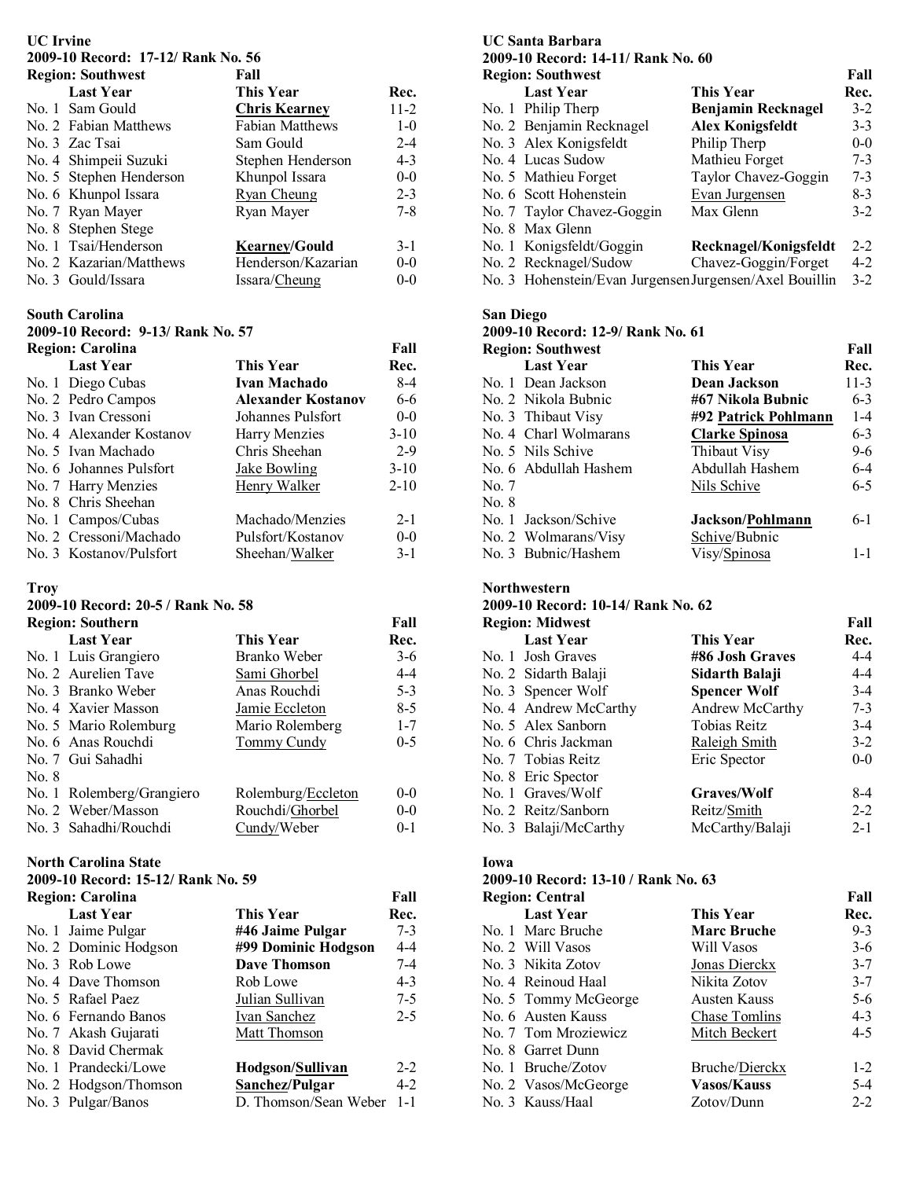**UC Irvine**
**2009-10 Record: 17-12/ Rank No. 56**
**Region: Southwest** **Fall**

| | Last Year | This Year | Rec. |
|---|---|---|---|
| No. 1 | Sam Gould | **Chris Kearney** | 11-2 |
| No. 2 | Fabian Matthews | Fabian Matthews | 1-0 |
| No. 3 | Zac Tsai | Sam Gould | 2-4 |
| No. 4 | Shimpeii Suzuki | Stephen Henderson | 4-3 |
| No. 5 | Stephen Henderson | Khunpol Issara | 0-0 |
| No. 6 | Khunpol Issara | Ryan Cheung | 2-3 |
| No. 7 | Ryan Mayer | Ryan Mayer | 7-8 |
| No. 8 | Stephen Stege | | |
| No. 1 | Tsai/Henderson | **Kearney/Gould** | 3-1 |
| No. 2 | Kazarian/Matthews | Henderson/Kazarian | 0-0 |
| No. 3 | Gould/Issara | Issara/Cheung | 0-0 |

**South Carolina**
**2009-10 Record: 9-13/ Rank No. 57**
**Region: Carolina**

| | Last Year | This Year | Fall Rec. |
|---|---|---|---|
| No. 1 | Diego Cubas | **Ivan Machado** | 8-4 |
| No. 2 | Pedro Campos | **Alexander Kostanov** | 6-6 |
| No. 3 | Ivan Cressoni | Johannes Pulsfort | 0-0 |
| No. 4 | Alexander Kostanov | Harry Menzies | 3-10 |
| No. 5 | Ivan Machado | Chris Sheehan | 2-9 |
| No. 6 | Johannes Pulsfort | Jake Bowling | 3-10 |
| No. 7 | Harry Menzies | Henry Walker | 2-10 |
| No. 8 | Chris Sheehan | | |
| No. 1 | Campos/Cubas | Machado/Menzies | 2-1 |
| No. 2 | Cressoni/Machado | Pulsfort/Kostanov | 0-0 |
| No. 3 | Kostanov/Pulsfort | Sheehan/Walker | 3-1 |

**Troy**
**2009-10 Record: 20-5 / Rank No. 58**
**Region: Southern**

| | Last Year | This Year | Fall Rec. |
|---|---|---|---|
| No. 1 | Luis Grangiero | Branko Weber | 3-6 |
| No. 2 | Aurelien Tave | Sami Ghorbel | 4-4 |
| No. 3 | Branko Weber | Anas Rouchdi | 5-3 |
| No. 4 | Xavier Masson | Jamie Eccleton | 8-5 |
| No. 5 | Mario Rolemburg | Mario Rolemberg | 1-7 |
| No. 6 | Anas Rouchdi | Tommy Cundy | 0-5 |
| No. 7 | Gui Sahadhi | | |
| No. 8 | | | |
| No. 1 | Rolemberg/Grangiero | Rolemburg/Eccleton | 0-0 |
| No. 2 | Weber/Masson | Rouchdi/Ghorbel | 0-0 |
| No. 3 | Sahadhi/Rouchdi | Cundy/Weber | 0-1 |

**North Carolina State**
**2009-10 Record: 15-12/ Rank No. 59**
**Region: Carolina**

| | Last Year | This Year | Fall Rec. |
|---|---|---|---|
| No. 1 | Jaime Pulgar | **#46 Jaime Pulgar** | 7-3 |
| No. 2 | Dominic Hodgson | **#99 Dominic Hodgson** | 4-4 |
| No. 3 | Rob Lowe | **Dave Thomson** | 7-4 |
| No. 4 | Dave Thomson | Rob Lowe | 4-3 |
| No. 5 | Rafael Paez | Julian Sullivan | 7-5 |
| No. 6 | Fernando Banos | Ivan Sanchez | 2-5 |
| No. 7 | Akash Gujarati | Matt Thomson | |
| No. 8 | David Chermak | | |
| No. 1 | Prandecki/Lowe | **Hodgson/Sullivan** | 2-2 |
| No. 2 | Hodgson/Thomson | **Sanchez/Pulgar** | 4-2 |
| No. 3 | Pulgar/Banos | D. Thomson/Sean Weber | 1-1 |

**UC Santa Barbara**
**2009-10 Record: 14-11/ Rank No. 60**
**Region: Southwest**

| | Last Year | This Year | Fall Rec. |
|---|---|---|---|
| No. 1 | Philip Therp | **Benjamin Recknagel** | 3-2 |
| No. 2 | Benjamin Recknagel | **Alex Konigsfeldt** | 3-3 |
| No. 3 | Alex Konigsfeldt | Philip Therp | 0-0 |
| No. 4 | Lucas Sudow | Mathieu Forget | 7-3 |
| No. 5 | Mathieu Forget | Taylor Chavez-Goggin | 7-3 |
| No. 6 | Scott Hohenstein | Evan Jurgensen | 8-3 |
| No. 7 | Taylor Chavez-Goggin | Max Glenn | 3-2 |
| No. 8 | Max Glenn | | |
| No. 1 | Konigsfeldt/Goggin | **Recknagel/Konigsfeldt** | 2-2 |
| No. 2 | Recknagel/Sudow | Chavez-Goggin/Forget | 4-2 |
| No. 3 | Hohenstein/Evan Jurgensen | Jurgensen/Axel Bouillin | 3-2 |

**San Diego**
**2009-10 Record: 12-9/ Rank No. 61**
**Region: Southwest**

| | Last Year | This Year | Fall Rec. |
|---|---|---|---|
| No. 1 | Dean Jackson | **Dean Jackson** | 11-3 |
| No. 2 | Nikola Bubnic | **#67 Nikola Bubnic** | 6-3 |
| No. 3 | Thibaut Visy | **#92 Patrick Pohlmann** | 1-4 |
| No. 4 | Charl Wolmarans | **Clarke Spinosa** | 6-3 |
| No. 5 | Nils Schive | Thibaut Visy | 9-6 |
| No. 6 | Abdullah Hashem | Abdullah Hashem | 6-4 |
| No. 7 | | Nils Schive | 6-5 |
| No. 8 | | | |
| No. 1 | Jackson/Schive | **Jackson/Pohlmann** | 6-1 |
| No. 2 | Wolmarans/Visy | Schive/Bubnic | |
| No. 3 | Bubnic/Hashem | Visy/Spinosa | 1-1 |

**Northwestern**
**2009-10 Record: 10-14/ Rank No. 62**
**Region: Midwest**

| | Last Year | This Year | Fall Rec. |
|---|---|---|---|
| No. 1 | Josh Graves | **#86 Josh Graves** | 4-4 |
| No. 2 | Sidarth Balaji | **Sidarth Balaji** | 4-4 |
| No. 3 | Spencer Wolf | **Spencer Wolf** | 3-4 |
| No. 4 | Andrew McCarthy | Andrew McCarthy | 7-3 |
| No. 5 | Alex Sanborn | Tobias Reitz | 3-4 |
| No. 6 | Chris Jackman | Raleigh Smith | 3-2 |
| No. 7 | Tobias Reitz | Eric Spector | 0-0 |
| No. 8 | Eric Spector | | |
| No. 1 | Graves/Wolf | **Graves/Wolf** | 8-4 |
| No. 2 | Reitz/Sanborn | Reitz/Smith | 2-2 |
| No. 3 | Balaji/McCarthy | McCarthy/Balaji | 2-1 |

**Iowa**
**2009-10 Record: 13-10 / Rank No. 63**
**Region: Central**

| | Last Year | This Year | Fall Rec. |
|---|---|---|---|
| No. 1 | Marc Bruche | **Marc Bruche** | 9-3 |
| No. 2 | Will Vasos | Will Vasos | 3-6 |
| No. 3 | Nikita Zotov | Jonas Dierckx | 3-7 |
| No. 4 | Reinoud Haal | Nikita Zotov | 3-7 |
| No. 5 | Tommy McGeorge | Austen Kauss | 5-6 |
| No. 6 | Austen Kauss | Chase Tomlins | 4-3 |
| No. 7 | Tom Mroziewicz | Mitch Beckert | 4-5 |
| No. 8 | Garret Dunn | | |
| No. 1 | Bruche/Zotov | Bruche/Dierckx | 1-2 |
| No. 2 | Vasos/McGeorge | **Vasos/Kauss** | 5-4 |
| No. 3 | Kauss/Haal | Zotov/Dunn | 2-2 |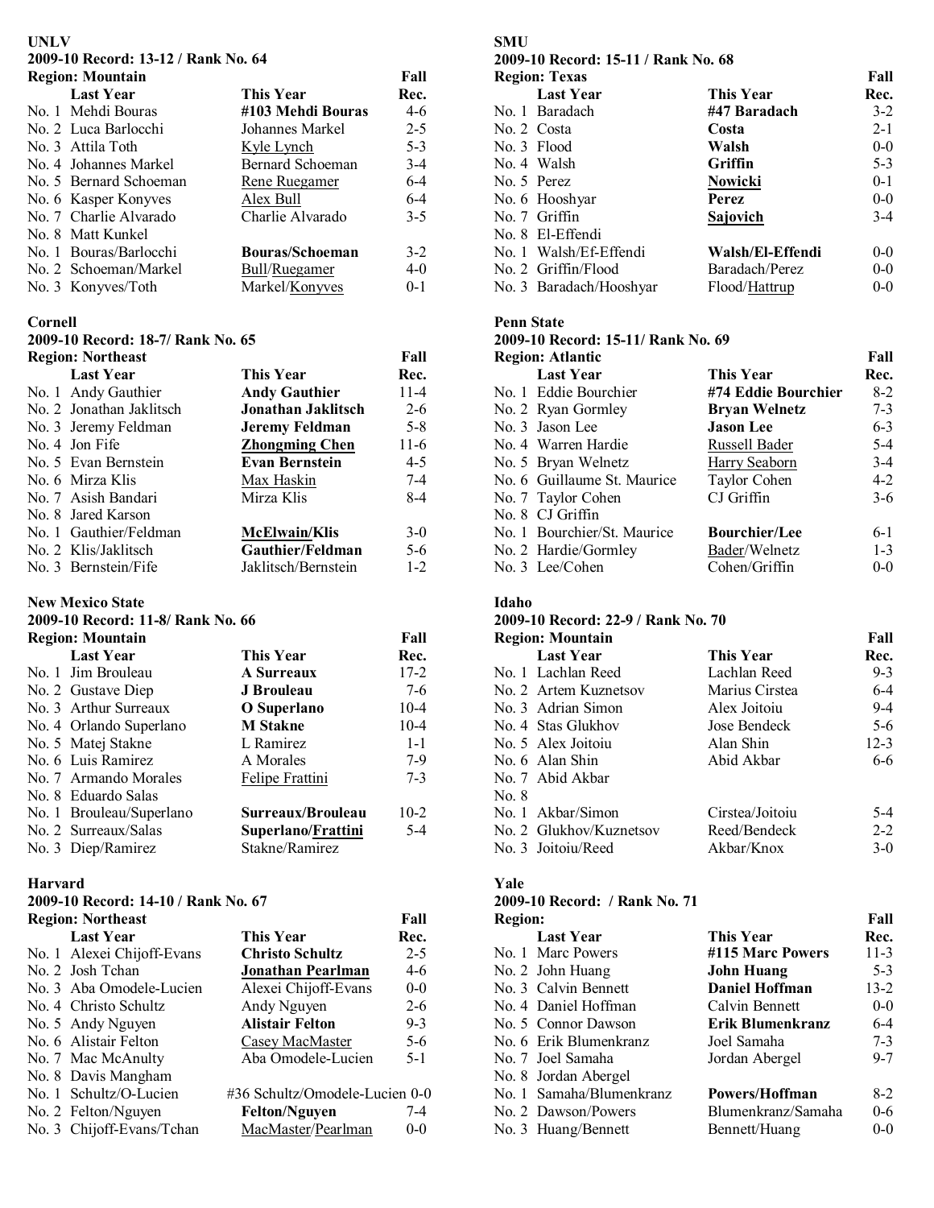**UNLV**
**2009-10 Record: 13-12 / Rank No. 64**
**Region: Mountain**

| | Last Year | This Year | Fall Rec. |
|---|---|---|---|
| No. 1 | Mehdi Bouras | **#103 Mehdi Bouras** | 4-6 |
| No. 2 | Luca Barlocchi | Johannes Markel | 2-5 |
| No. 3 | Attila Toth | <u>Kyle Lynch</u> | 5-3 |
| No. 4 | Johannes Markel | Bernard Schoeman | 3-4 |
| No. 5 | Bernard Schoeman | <u>Rene Ruegamer</u> | 6-4 |
| No. 6 | Kasper Konyves | <u>Alex Bull</u> | 6-4 |
| No. 7 | Charlie Alvarado | Charlie Alvarado | 3-5 |
| No. 8 | Matt Kunkel | | |
| No. 1 | Bouras/Barlocchi | **Bouras/Schoeman** | 3-2 |
| No. 2 | Schoeman/Markel | <u>Bull</u>/<u>Ruegamer</u> | 4-0 |
| No. 3 | Konyves/Toth | Markel/<u>Konyves</u> | 0-1 |

**Cornell**
**2009-10 Record: 18-7/ Rank No. 65**
**Region: Northeast**

| | Last Year | This Year | Fall Rec. |
|---|---|---|---|
| No. 1 | Andy Gauthier | **Andy Gauthier** | 11-4 |
| No. 2 | Jonathan Jaklitsch | **Jonathan Jaklitsch** | 2-6 |
| No. 3 | Jeremy Feldman | **Jeremy Feldman** | 5-8 |
| No. 4 | Jon Fife | **<u>Zhongming Chen</u>** | 11-6 |
| No. 5 | Evan Bernstein | **Evan Bernstein** | 4-5 |
| No. 6 | Mirza Klis | <u>Max Haskin</u> | 7-4 |
| No. 7 | Asish Bandari | Mirza Klis | 8-4 |
| No. 8 | Jared Karson | | |
| No. 1 | Gauthier/Feldman | **<u>McElwain</u>/Klis** | 3-0 |
| No. 2 | Klis/Jaklitsch | **Gauthier/Feldman** | 5-6 |
| No. 3 | Bernstein/Fife | Jaklitsch/Bernstein | 1-2 |

**New Mexico State**
**2009-10 Record: 11-8/ Rank No. 66**
**Region: Mountain**

| | Last Year | This Year | Fall Rec. |
|---|---|---|---|
| No. 1 | Jim Brouleau | **A Surreaux** | 17-2 |
| No. 2 | Gustave Diep | **J Brouleau** | 7-6 |
| No. 3 | Arthur Surreaux | **O Superlano** | 10-4 |
| No. 4 | Orlando Superlano | **M Stakne** | 10-4 |
| No. 5 | Matej Stakne | L Ramirez | 1-1 |
| No. 6 | Luis Ramirez | A Morales | 7-9 |
| No. 7 | Armando Morales | <u>Felipe Frattini</u> | 7-3 |
| No. 8 | Eduardo Salas | | |
| No. 1 | Brouleau/Superlano | **Surreaux/Brouleau** | 10-2 |
| No. 2 | Surreaux/Salas | **Superlano/<u>Frattini</u>** | 5-4 |
| No. 3 | Diep/Ramirez | Stakne/Ramirez | |

**Harvard**
**2009-10 Record: 14-10 / Rank No. 67**
**Region: Northeast**

| | Last Year | This Year | Fall Rec. |
|---|---|---|---|
| No. 1 | Alexei Chijoff-Evans | **Christo Schultz** | 2-5 |
| No. 2 | Josh Tchan | **<u>Jonathan Pearlman</u>** | 4-6 |
| No. 3 | Aba Omodele-Lucien | Alexei Chijoff-Evans | 0-0 |
| No. 4 | Christo Schultz | Andy Nguyen | 2-6 |
| No. 5 | Andy Nguyen | **Alistair Felton** | 9-3 |
| No. 6 | Alistair Felton | <u>Casey MacMaster</u> | 5-6 |
| No. 7 | Mac McAnulty | Aba Omodele-Lucien | 5-1 |
| No. 8 | Davis Mangham | | |
| No. 1 | Schultz/O-Lucien | #36 Schultz/Omodele-Lucien | 0-0 |
| No. 2 | Felton/Nguyen | **Felton/Nguyen** | 7-4 |
| No. 3 | Chijoff-Evans/Tchan | <u>MacMaster</u>/<u>Pearlman</u> | 0-0 |

**SMU**
**2009-10 Record: 15-11 / Rank No. 68**
**Region: Texas**

| | Last Year | This Year | Fall Rec. |
|---|---|---|---|
| No. 1 | Baradach | **#47 Baradach** | 3-2 |
| No. 2 | Costa | **Costa** | 2-1 |
| No. 3 | Flood | **Walsh** | 0-0 |
| No. 4 | Walsh | **Griffin** | 5-3 |
| No. 5 | Perez | **<u>Nowicki</u>** | 0-1 |
| No. 6 | Hooshyar | **Perez** | 0-0 |
| No. 7 | Griffin | **<u>Sajovich</u>** | 3-4 |
| No. 8 | El-Effendi | | |
| No. 1 | Walsh/Ef-Effendi | **Walsh/El-Effendi** | 0-0 |
| No. 2 | Griffin/Flood | Baradach/Perez | 0-0 |
| No. 3 | Baradach/Hooshyar | Flood/<u>Hattrup</u> | 0-0 |

**Penn State**
**2009-10 Record: 15-11/ Rank No. 69**
**Region: Atlantic**

| | Last Year | This Year | Fall Rec. |
|---|---|---|---|
| No. 1 | Eddie Bourchier | **#74 Eddie Bourchier** | 8-2 |
| No. 2 | Ryan Gormley | **Bryan Welnetz** | 7-3 |
| No. 3 | Jason Lee | **Jason Lee** | 6-3 |
| No. 4 | Warren Hardie | <u>Russell Bader</u> | 5-4 |
| No. 5 | Bryan Welnetz | <u>Harry Seaborn</u> | 3-4 |
| No. 6 | Guillaume St. Maurice | Taylor Cohen | 4-2 |
| No. 7 | Taylor Cohen | CJ Griffin | 3-6 |
| No. 8 | CJ Griffin | | |
| No. 1 | Bourchier/St. Maurice | **Bourchier/Lee** | 6-1 |
| No. 2 | Hardie/Gormley | <u>Bader</u>/Welnetz | 1-3 |
| No. 3 | Lee/Cohen | Cohen/Griffin | 0-0 |

**Idaho**
**2009-10 Record: 22-9 / Rank No. 70**
**Region: Mountain**

| | Last Year | This Year | Fall Rec. |
|---|---|---|---|
| No. 1 | Lachlan Reed | Lachlan Reed | 9-3 |
| No. 2 | Artem Kuznetsov | Marius Cirstea | 6-4 |
| No. 3 | Adrian Simon | Alex Joitoiu | 9-4 |
| No. 4 | Stas Glukhov | Jose Bendeck | 5-6 |
| No. 5 | Alex Joitoiu | Alan Shin | 12-3 |
| No. 6 | Alan Shin | Abid Akbar | 6-6 |
| No. 7 | Abid Akbar | | |
| No. 8 | | | |
| No. 1 | Akbar/Simon | Cirstea/Joitoiu | 5-4 |
| No. 2 | Glukhov/Kuznetsov | Reed/Bendeck | 2-2 |
| No. 3 | Joitoiu/Reed | Akbar/Knox | 3-0 |

**Yale**
**2009-10 Record: / Rank No. 71**
**Region:**

| | Last Year | This Year | Fall Rec. |
|---|---|---|---|
| No. 1 | Marc Powers | **#115 Marc Powers** | 11-3 |
| No. 2 | John Huang | **John Huang** | 5-3 |
| No. 3 | Calvin Bennett | **Daniel Hoffman** | 13-2 |
| No. 4 | Daniel Hoffman | Calvin Bennett | 0-0 |
| No. 5 | Connor Dawson | **Erik Blumenkranz** | 6-4 |
| No. 6 | Erik Blumenkranz | Joel Samaha | 7-3 |
| No. 7 | Joel Samaha | Jordan Abergel | 9-7 |
| No. 8 | Jordan Abergel | | |
| No. 1 | Samaha/Blumenkranz | **Powers/Hoffman** | 8-2 |
| No. 2 | Dawson/Powers | Blumenkranz/Samaha | 0-6 |
| No. 3 | Huang/Bennett | Bennett/Huang | 0-0 |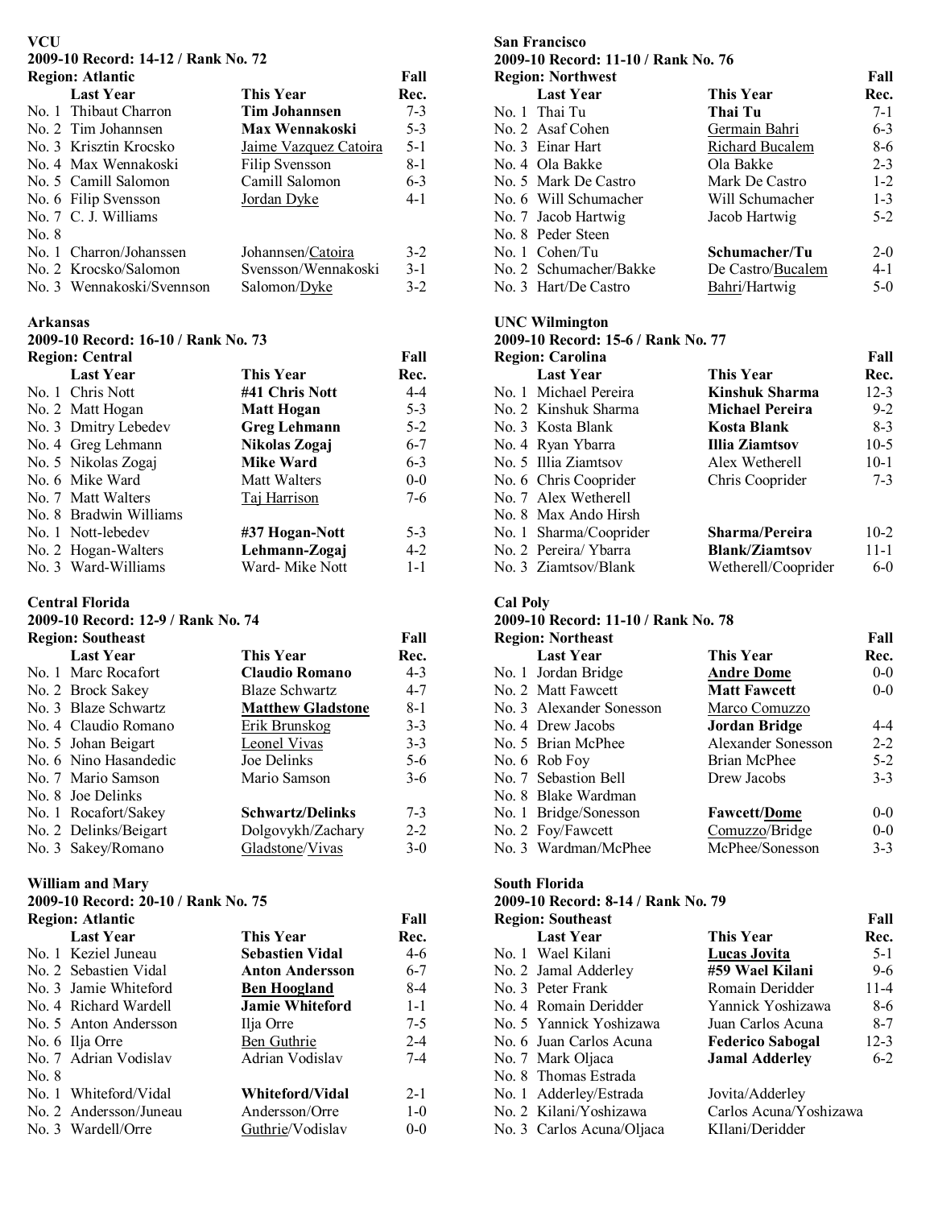**VCU**
**2009-10 Record: 14-12 / Rank No. 72**
**Region: Atlantic**

| | Last Year | This Year | Fall Rec. |
|---|---|---|---|
| No. 1 | Thibaut Charron | **Tim Johannsen** | 7-3 |
| No. 2 | Tim Johannsen | **Max Wennakoski** | 5-3 |
| No. 3 | Krisztin Krocsko | Jaime Vazquez Catoira | 5-1 |
| No. 4 | Max Wennakoski | Filip Svensson | 8-1 |
| No. 5 | Camill Salomon | Camill Salomon | 6-3 |
| No. 6 | Filip Svensson | Jordan Dyke | 4-1 |
| No. 7 | C. J. Williams | | |
| No. 8 | | | |
| No. 1 | Charron/Johanssen | Johannsen/Catoira | 3-2 |
| No. 2 | Krocsko/Salomon | Svensson/Wennakoski | 3-1 |
| No. 3 | Wennakoski/Svennson | Salomon/Dyke | 3-2 |

**Arkansas**
**2009-10 Record: 16-10 / Rank No. 73**
**Region: Central**

| | Last Year | This Year | Fall Rec. |
|---|---|---|---|
| No. 1 | Chris Nott | **#41 Chris Nott** | 4-4 |
| No. 2 | Matt Hogan | **Matt Hogan** | 5-3 |
| No. 3 | Dmitry Lebedev | **Greg Lehmann** | 5-2 |
| No. 4 | Greg Lehmann | **Nikolas Zogaj** | 6-7 |
| No. 5 | Nikolas Zogaj | **Mike Ward** | 6-3 |
| No. 6 | Mike Ward | Matt Walters | 0-0 |
| No. 7 | Matt Walters | Taj Harrison | 7-6 |
| No. 8 | Bradwin Williams | | |
| No. 1 | Nott-lebedev | **#37 Hogan-Nott** | 5-3 |
| No. 2 | Hogan-Walters | **Lehmann-Zogaj** | 4-2 |
| No. 3 | Ward-Williams | Ward- Mike Nott | 1-1 |

**Central Florida**
**2009-10 Record: 12-9 / Rank No. 74**
**Region: Southeast**

| | Last Year | This Year | Fall Rec. |
|---|---|---|---|
| No. 1 | Marc Rocafort | **Claudio Romano** | 4-3 |
| No. 2 | Brock Sakey | Blaze Schwartz | 4-7 |
| No. 3 | Blaze Schwartz | **Matthew Gladstone** | 8-1 |
| No. 4 | Claudio Romano | Erik Brunskog | 3-3 |
| No. 5 | Johan Beigart | Leonel Vivas | 3-3 |
| No. 6 | Nino Hasandedic | Joe Delinks | 5-6 |
| No. 7 | Mario Samson | Mario Samson | 3-6 |
| No. 8 | Joe Delinks | | |
| No. 1 | Rocafort/Sakey | **Schwartz/Delinks** | 7-3 |
| No. 2 | Delinks/Beigart | Dolgovykh/Zachary | 2-2 |
| No. 3 | Sakey/Romano | Gladstone/Vivas | 3-0 |

**William and Mary**
**2009-10 Record: 20-10 / Rank No. 75**
**Region: Atlantic**

| | Last Year | This Year | Fall Rec. |
|---|---|---|---|
| No. 1 | Keziel Juneau | **Sebastien Vidal** | 4-6 |
| No. 2 | Sebastien Vidal | **Anton Andersson** | 6-7 |
| No. 3 | Jamie Whiteford | **Ben Hoogland** | 8-4 |
| No. 4 | Richard Wardell | **Jamie Whiteford** | 1-1 |
| No. 5 | Anton Andersson | Ilja Orre | 7-5 |
| No. 6 | Ilja Orre | Ben Guthrie | 2-4 |
| No. 7 | Adrian Vodislav | Adrian Vodislav | 7-4 |
| No. 8 | | | |
| No. 1 | Whiteford/Vidal | **Whiteford/Vidal** | 2-1 |
| No. 2 | Andersson/Juneau | Andersson/Orre | 1-0 |
| No. 3 | Wardell/Orre | Guthrie/Vodislav | 0-0 |

**San Francisco**
**2009-10 Record: 11-10 / Rank No. 76**
**Region: Northwest**

| | Last Year | This Year | Fall Rec. |
|---|---|---|---|
| No. 1 | Thai Tu | **Thai Tu** | 7-1 |
| No. 2 | Asaf Cohen | Germain Bahri | 6-3 |
| No. 3 | Einar Hart | Richard Bucalem | 8-6 |
| No. 4 | Ola Bakke | Ola Bakke | 2-3 |
| No. 5 | Mark De Castro | Mark De Castro | 1-2 |
| No. 6 | Will Schumacher | Will Schumacher | 1-3 |
| No. 7 | Jacob Hartwig | Jacob Hartwig | 5-2 |
| No. 8 | Peder Steen | | |
| No. 1 | Cohen/Tu | **Schumacher/Tu** | 2-0 |
| No. 2 | Schumacher/Bakke | De Castro/Bucalem | 4-1 |
| No. 3 | Hart/De Castro | Bahri/Hartwig | 5-0 |

**UNC Wilmington**
**2009-10 Record: 15-6 / Rank No. 77**
**Region: Carolina**

| | Last Year | This Year | Fall Rec. |
|---|---|---|---|
| No. 1 | Michael Pereira | **Kinshuk Sharma** | 12-3 |
| No. 2 | Kinshuk Sharma | **Michael Pereira** | 9-2 |
| No. 3 | Kosta Blank | **Kosta Blank** | 8-3 |
| No. 4 | Ryan Ybarra | **Illia Ziamtsov** | 10-5 |
| No. 5 | Illia Ziamtsov | Alex Wetherell | 10-1 |
| No. 6 | Chris Cooprider | Chris Cooprider | 7-3 |
| No. 7 | Alex Wetherell | | |
| No. 8 | Max Ando Hirsh | | |
| No. 1 | Sharma/Cooprider | **Sharma/Pereira** | 10-2 |
| No. 2 | Pereira/ Ybarra | **Blank/Ziamtsov** | 11-1 |
| No. 3 | Ziamtsov/Blank | Wetherell/Cooprider | 6-0 |

**Cal Poly**
**2009-10 Record: 11-10 / Rank No. 78**
**Region: Northeast**

| | Last Year | This Year | Fall Rec. |
|---|---|---|---|
| No. 1 | Jordan Bridge | **Andre Dome** | 0-0 |
| No. 2 | Matt Fawcett | **Matt Fawcett** | 0-0 |
| No. 3 | Alexander Sonesson | Marco Comuzzo | |
| No. 4 | Drew Jacobs | **Jordan Bridge** | 4-4 |
| No. 5 | Brian McPhee | Alexander Sonesson | 2-2 |
| No. 6 | Rob Foy | Brian McPhee | 5-2 |
| No. 7 | Sebastion Bell | Drew Jacobs | 3-3 |
| No. 8 | Blake Wardman | | |
| No. 1 | Bridge/Sonesson | **Fawcett/Dome** | 0-0 |
| No. 2 | Foy/Fawcett | Comuzzo/Bridge | 0-0 |
| No. 3 | Wardman/McPhee | McPhee/Sonesson | 3-3 |

**South Florida**
**2009-10 Record: 8-14 / Rank No. 79**
**Region: Southeast**

| | Last Year | This Year | Fall Rec. |
|---|---|---|---|
| No. 1 | Wael Kilani | **Lucas Jovita** | 5-1 |
| No. 2 | Jamal Adderley | **#59 Wael Kilani** | 9-6 |
| No. 3 | Peter Frank | Romain Deridder | 11-4 |
| No. 4 | Romain Deridder | Yannick Yoshizawa | 8-6 |
| No. 5 | Yannick Yoshizawa | Juan Carlos Acuna | 8-7 |
| No. 6 | Juan Carlos Acuna | **Federico Sabogal** | 12-3 |
| No. 7 | Mark Oljaca | **Jamal Adderley** | 6-2 |
| No. 8 | Thomas Estrada | | |
| No. 1 | Adderley/Estrada | Jovita/Adderley | |
| No. 2 | Kilani/Yoshizawa | Carlos Acuna/Yoshizawa | |
| No. 3 | Carlos Acuna/Oljaca | KIlani/Deridder | |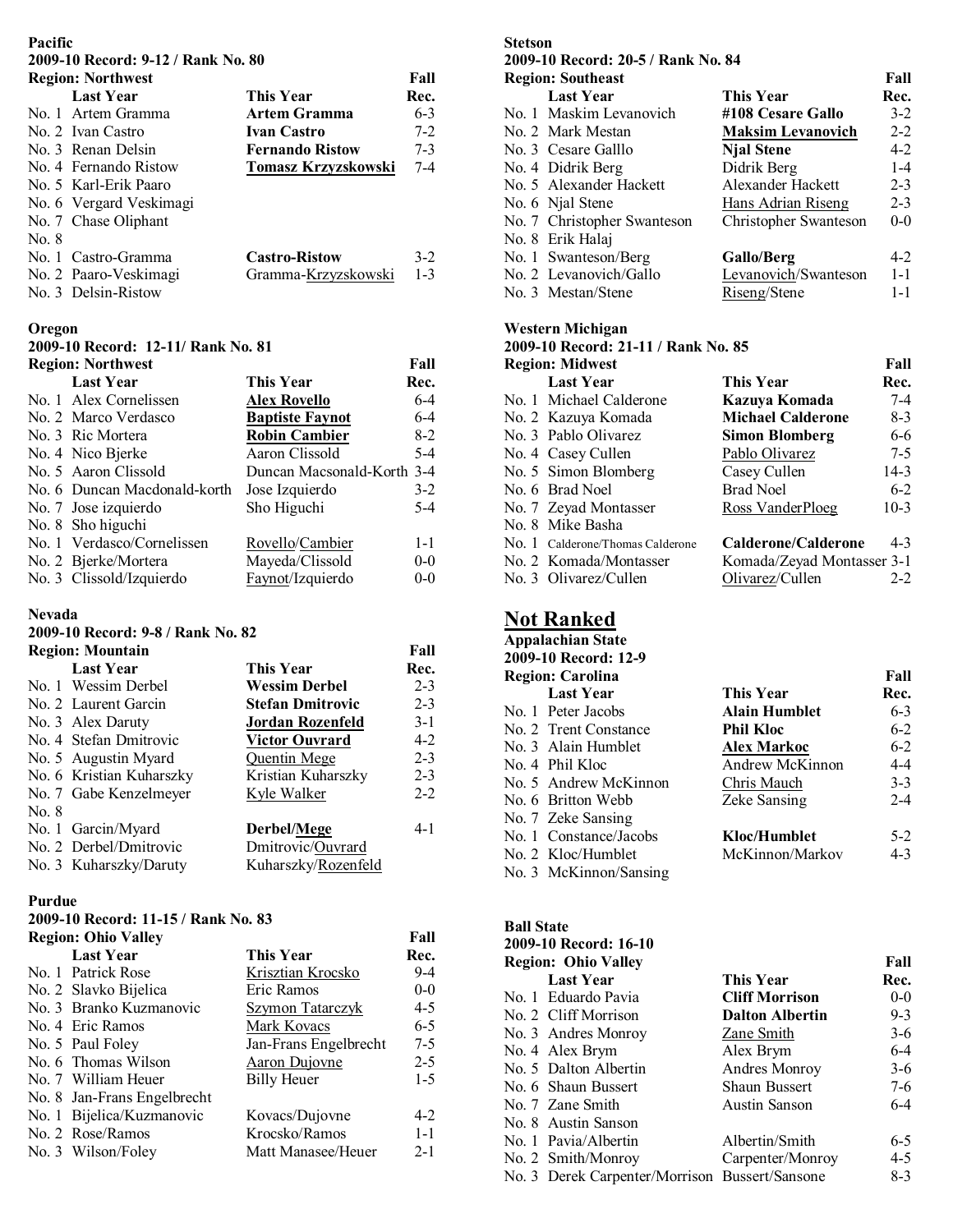**Pacific**
**2009-10 Record: 9-12 / Rank No. 80**
**Region: Northwest**

| | Last Year | This Year | Fall Rec. |
|---|---|---|---|
| No. 1 | Artem Gramma | **Artem Gramma** | 6-3 |
| No. 2 | Ivan Castro | **Ivan Castro** | 7-2 |
| No. 3 | Renan Delsin | **Fernando Ristow** | 7-3 |
| No. 4 | Fernando Ristow | **Tomasz Krzyzskowski** | 7-4 |
| No. 5 | Karl-Erik Paaro | | |
| No. 6 | Vergard Veskimagi | | |
| No. 7 | Chase Oliphant | | |
| No. 8 | | | |
| No. 1 | Castro-Gramma | **Castro-Ristow** | 3-2 |
| No. 2 | Paaro-Veskimagi | Gramma-Krzyzskowski | 1-3 |
| No. 3 | Delsin-Ristow | | |

**Oregon**
**2009-10 Record: 12-11/ Rank No. 81**
**Region: Northwest**

| | Last Year | This Year | Fall Rec. |
|---|---|---|---|
| No. 1 | Alex Cornelissen | **Alex Rovello** | 6-4 |
| No. 2 | Marco Verdasco | **Baptiste Faynot** | 6-4 |
| No. 3 | Ric Mortera | **Robin Cambier** | 8-2 |
| No. 4 | Nico Bjerke | Aaron Clissold | 5-4 |
| No. 5 | Aaron Clissold | Duncan Macsonald-Korth | 3-4 |
| No. 6 | Duncan Macdonald-korth | Jose Izquierdo | 3-2 |
| No. 7 | Jose izquierdo | Sho Higuchi | 5-4 |
| No. 8 | Sho higuchi | | |
| No. 1 | Verdasco/Cornelissen | Rovello/Cambier | 1-1 |
| No. 2 | Bjerke/Mortera | Mayeda/Clissold | 0-0 |
| No. 3 | Clissold/Izquierdo | Faynot/Izquierdo | 0-0 |

**Nevada**
**2009-10 Record: 9-8 / Rank No. 82**
**Region: Mountain**

| | Last Year | This Year | Fall Rec. |
|---|---|---|---|
| No. 1 | Wessim Derbel | **Wessim Derbel** | 2-3 |
| No. 2 | Laurent Garcin | **Stefan Dmitrovic** | 2-3 |
| No. 3 | Alex Daruty | **Jordan Rozenfeld** | 3-1 |
| No. 4 | Stefan Dmitrovic | **Victor Ouvrard** | 4-2 |
| No. 5 | Augustin Myard | Quentin Mege | 2-3 |
| No. 6 | Kristian Kuharszky | Kristian Kuharszky | 2-3 |
| No. 7 | Gabe Kenzelmeyer | Kyle Walker | 2-2 |
| No. 8 | | | |
| No. 1 | Garcin/Myard | **Derbel/Mege** | 4-1 |
| No. 2 | Derbel/Dmitrovic | Dmitrovic/Ouvrard | |
| No. 3 | Kuharszky/Daruty | Kuharszky/Rozenfeld | |

**Purdue**
**2009-10 Record: 11-15 / Rank No. 83**
**Region: Ohio Valley**

| | Last Year | This Year | Fall Rec. |
|---|---|---|---|
| No. 1 | Patrick Rose | Krisztian Krocsko | 9-4 |
| No. 2 | Slavko Bijelica | Eric Ramos | 0-0 |
| No. 3 | Branko Kuzmanovic | Szymon Tatarczyk | 4-5 |
| No. 4 | Eric Ramos | Mark Kovacs | 6-5 |
| No. 5 | Paul Foley | Jan-Frans Engelbrecht | 7-5 |
| No. 6 | Thomas Wilson | Aaron Dujovne | 2-5 |
| No. 7 | William Heuer | Billy Heuer | 1-5 |
| No. 8 | Jan-Frans Engelbrecht | | |
| No. 1 | Bijelica/Kuzmanovic | Kovacs/Dujovne | 4-2 |
| No. 2 | Rose/Ramos | Krocsko/Ramos | 1-1 |
| No. 3 | Wilson/Foley | Matt Manasee/Heuer | 2-1 |

**Stetson**
**2009-10 Record: 20-5 / Rank No. 84**
**Region: Southeast**

| | Last Year | This Year | Fall Rec. |
|---|---|---|---|
| No. 1 | Maskim Levanovich | **#108 Cesare Gallo** | 3-2 |
| No. 2 | Mark Mestan | **Maksim Levanovich** | 2-2 |
| No. 3 | Cesare Galllo | **Njal Stene** | 4-2 |
| No. 4 | Didrik Berg | Didrik Berg | 1-4 |
| No. 5 | Alexander Hackett | Alexander Hackett | 2-3 |
| No. 6 | Njal Stene | Hans Adrian Riseng | 2-3 |
| No. 7 | Christopher Swanteson | Christopher Swanteson | 0-0 |
| No. 8 | Erik Halaj | | |
| No. 1 | Swanteson/Berg | **Gallo/Berg** | 4-2 |
| No. 2 | Levanovich/Gallo | Levanovich/Swanteson | 1-1 |
| No. 3 | Mestan/Stene | Riseng/Stene | 1-1 |

**Western Michigan**
**2009-10 Record: 21-11 / Rank No. 85**
**Region: Midwest**

| | Last Year | This Year | Fall Rec. |
|---|---|---|---|
| No. 1 | Michael Calderone | **Kazuya Komada** | 7-4 |
| No. 2 | Kazuya Komada | **Michael Calderone** | 8-3 |
| No. 3 | Pablo Olivarez | **Simon Blomberg** | 6-6 |
| No. 4 | Casey Cullen | Pablo Olivarez | 7-5 |
| No. 5 | Simon Blomberg | Casey Cullen | 14-3 |
| No. 6 | Brad Noel | Brad Noel | 6-2 |
| No. 7 | Zeyad Montasser | Ross VanderPloeg | 10-3 |
| No. 8 | Mike Basha | | |
| No. 1 | Calderone/Thomas Calderone | **Calderone/Calderone** | 4-3 |
| No. 2 | Komada/Montasser | Komada/Zeyad Montasser | 3-1 |
| No. 3 | Olivarez/Cullen | Olivarez/Cullen | 2-2 |

## Not Ranked

**Appalachian State**
**2009-10 Record: 12-9**
**Region: Carolina**

| | Last Year | This Year | Fall Rec. |
|---|---|---|---|
| No. 1 | Peter Jacobs | **Alain Humblet** | 6-3 |
| No. 2 | Trent Constance | **Phil Kloc** | 6-2 |
| No. 3 | Alain Humblet | **Alex Markoc** | 6-2 |
| No. 4 | Phil Kloc | Andrew McKinnon | 4-4 |
| No. 5 | Andrew McKinnon | Chris Mauch | 3-3 |
| No. 6 | Britton Webb | Zeke Sansing | 2-4 |
| No. 7 | Zeke Sansing | | |
| No. 1 | Constance/Jacobs | **Kloc/Humblet** | 5-2 |
| No. 2 | Kloc/Humblet | McKinnon/Markov | 4-3 |
| No. 3 | McKinnon/Sansing | | |

**Ball State**
**2009-10 Record: 16-10**
**Region: Ohio Valley**

| | Last Year | This Year | Fall Rec. |
|---|---|---|---|
| No. 1 | Eduardo Pavia | **Cliff Morrison** | 0-0 |
| No. 2 | Cliff Morrison | **Dalton Albertin** | 9-3 |
| No. 3 | Andres Monroy | Zane Smith | 3-6 |
| No. 4 | Alex Brym | Alex Brym | 6-4 |
| No. 5 | Dalton Albertin | Andres Monroy | 3-6 |
| No. 6 | Shaun Bussert | Shaun Bussert | 7-6 |
| No. 7 | Zane Smith | Austin Sanson | 6-4 |
| No. 8 | Austin Sanson | | |
| No. 1 | Pavia/Albertin | Albertin/Smith | 6-5 |
| No. 2 | Smith/Monroy | Carpenter/Monroy | 4-5 |
| No. 3 | Derek Carpenter/Morrison | Bussert/Sansone | 8-3 |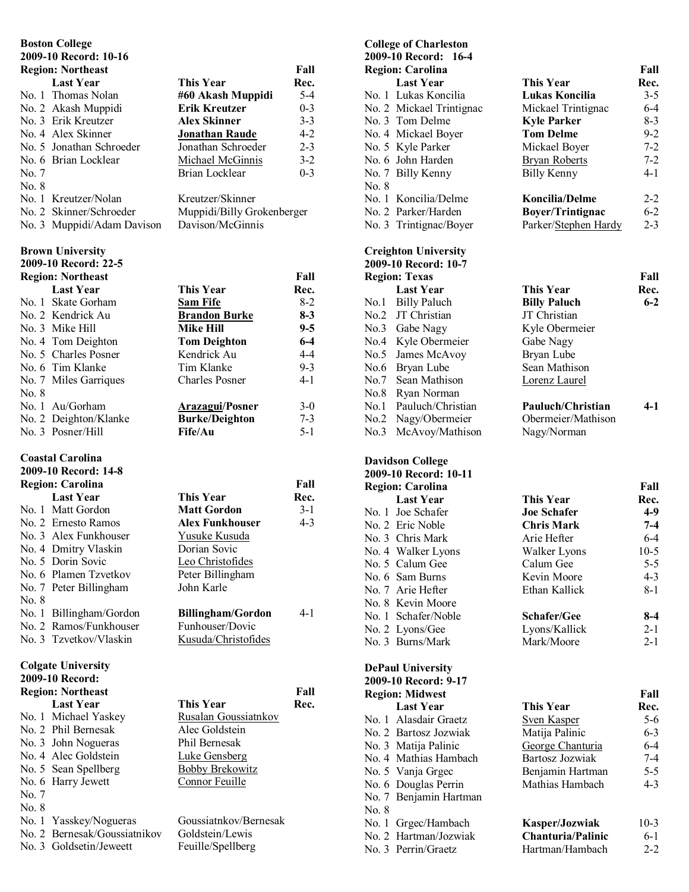**Boston College**
**2009-10 Record: 10-16**
**Region: Northeast**

| | Last Year | This Year | Fall Rec. |
|---|---|---|---|
| No. 1 | Thomas Nolan | **#60 Akash Muppidi** | 5-4 |
| No. 2 | Akash Muppidi | **Erik Kreutzer** | 0-3 |
| No. 3 | Erik Kreutzer | **Alex Skinner** | 3-3 |
| No. 4 | Alex Skinner | **Jonathan Raude** | 4-2 |
| No. 5 | Jonathan Schroeder | Jonathan Schroeder | 2-3 |
| No. 6 | Brian Locklear | Michael McGinnis | 3-2 |
| No. 7 | | Brian Locklear | 0-3 |
| No. 8 | | | |
| No. 1 | Kreutzer/Nolan | Kreutzer/Skinner | |
| No. 2 | Skinner/Schroeder | Muppidi/Billy Grokenberger | |
| No. 3 | Muppidi/Adam Davison | Davison/McGinnis | |

**Brown University**
**2009-10 Record: 22-5**
**Region: Northeast**

| | Last Year | This Year | Fall Rec. |
|---|---|---|---|
| No. 1 | Skate Gorham | **Sam Fife** | 8-2 |
| No. 2 | Kendrick Au | **Brandon Burke** | **8-3** |
| No. 3 | Mike Hill | **Mike Hill** | **9-5** |
| No. 4 | Tom Deighton | **Tom Deighton** | **6-4** |
| No. 5 | Charles Posner | Kendrick Au | 4-4 |
| No. 6 | Tim Klanke | Tim Klanke | 9-3 |
| No. 7 | Miles Garriques | Charles Posner | 4-1 |
| No. 8 | | | |
| No. 1 | Au/Gorham | **Arazagui/Posner** | 3-0 |
| No. 2 | Deighton/Klanke | **Burke/Deighton** | 7-3 |
| No. 3 | Posner/Hill | **Fife/Au** | 5-1 |

**Coastal Carolina**
**2009-10 Record: 14-8**
**Region: Carolina**

| | Last Year | This Year | Fall Rec. |
|---|---|---|---|
| No. 1 | Matt Gordon | **Matt Gordon** | 3-1 |
| No. 2 | Ernesto Ramos | **Alex Funkhouser** | 4-3 |
| No. 3 | Alex Funkhouser | Yusuke Kusuda | |
| No. 4 | Dmitry Vlaskin | Dorian Sovic | |
| No. 5 | Dorin Sovic | Leo Christofides | |
| No. 6 | Plamen Tzvetkov | Peter Billingham | |
| No. 7 | Peter Billingham | John Karle | |
| No. 8 | | | |
| No. 1 | Billingham/Gordon | **Billingham/Gordon** | 4-1 |
| No. 2 | Ramos/Funkhouser | Funhouser/Dovic | |
| No. 3 | Tzvetkov/Vlaskin | Kusuda/Christofides | |

**Colgate University**
**2009-10 Record:**
**Region: Northeast**

| | Last Year | This Year | Fall Rec. |
|---|---|---|---|
| No. 1 | Michael Yaskey | Rusalan Goussiatnkov | |
| No. 2 | Phil Bernesak | Alec Goldstein | |
| No. 3 | John Nogueras | Phil Bernesak | |
| No. 4 | Alec Goldstein | Luke Gensberg | |
| No. 5 | Sean Spellberg | Bobby Brekowitz | |
| No. 6 | Harry Jewett | Connor Feuille | |
| No. 7 | | | |
| No. 8 | | | |
| No. 1 | Yasskey/Nogueras | Goussiatnkov/Bernesak | |
| No. 2 | Bernesak/Goussiatnikov | Goldstein/Lewis | |
| No. 3 | Goldsetin/Jeweett | Feuille/Spellberg | |

**College of Charleston**
**2009-10 Record: 16-4**
**Region: Carolina**

| | Last Year | This Year | Fall Rec. |
|---|---|---|---|
| No. 1 | Lukas Koncilia | **Lukas Koncilia** | 3-5 |
| No. 2 | Mickael Trintignac | Mickael Trintignac | 6-4 |
| No. 3 | Tom Delme | **Kyle Parker** | 8-3 |
| No. 4 | Mickael Boyer | **Tom Delme** | 9-2 |
| No. 5 | Kyle Parker | Mickael Boyer | 7-2 |
| No. 6 | John Harden | Bryan Roberts | 7-2 |
| No. 7 | Billy Kenny | Billy Kenny | 4-1 |
| No. 8 | | | |
| No. 1 | Koncilia/Delme | **Koncilia/Delme** | 2-2 |
| No. 2 | Parker/Harden | **Boyer/Trintignac** | 6-2 |
| No. 3 | Trintignac/Boyer | Parker/Stephen Hardy | 2-3 |

**Creighton University**
**2009-10 Record: 10-7**
**Region: Texas**

| | Last Year | This Year | Fall Rec. |
|---|---|---|---|
| No.1 | Billy Paluch | **Billy Paluch** | **6-2** |
| No.2 | JT Christian | JT Christian | |
| No.3 | Gabe Nagy | Kyle Obermeier | |
| No.4 | Kyle Obermeier | Gabe Nagy | |
| No.5 | James McAvoy | Bryan Lube | |
| No.6 | Bryan Lube | Sean Mathison | |
| No.7 | Sean Mathison | Lorenz Laurel | |
| No.8 | Ryan Norman | | |
| No.1 | Pauluch/Christian | **Pauluch/Christian** | **4-1** |
| No.2 | Nagy/Obermeier | Obermeier/Mathison | |
| No.3 | McAvoy/Mathison | Nagy/Norman | |

**Davidson College**
**2009-10 Record: 10-11**
**Region: Carolina**

| | Last Year | This Year | Fall Rec. |
|---|---|---|---|
| No. 1 | Joe Schafer | **Joe Schafer** | **4-9** |
| No. 2 | Eric Noble | **Chris Mark** | **7-4** |
| No. 3 | Chris Mark | Arie Hefter | 6-4 |
| No. 4 | Walker Lyons | Walker Lyons | 10-5 |
| No. 5 | Calum Gee | Calum Gee | 5-5 |
| No. 6 | Sam Burns | Kevin Moore | 4-3 |
| No. 7 | Arie Hefter | Ethan Kallick | 8-1 |
| No. 8 | Kevin Moore | | |
| No. 1 | Schafer/Noble | **Schafer/Gee** | **8-4** |
| No. 2 | Lyons/Gee | Lyons/Kallick | 2-1 |
| No. 3 | Burns/Mark | Mark/Moore | 2-1 |

**DePaul University**
**2009-10 Record: 9-17**
**Region: Midwest**

| | Last Year | This Year | Fall Rec. |
|---|---|---|---|
| No. 1 | Alasdair Graetz | Sven Kasper | 5-6 |
| No. 2 | Bartosz Jozwiak | Matija Palinic | 6-3 |
| No. 3 | Matija Palinic | George Chanturia | 6-4 |
| No. 4 | Mathias Hambach | Bartosz Jozwiak | 7-4 |
| No. 5 | Vanja Grgec | Benjamin Hartman | 5-5 |
| No. 6 | Douglas Perrin | Mathias Hambach | 4-3 |
| No. 7 | Benjamin Hartman | | |
| No. 8 | | | |
| No. 1 | Grgec/Hambach | **Kasper/Jozwiak** | 10-3 |
| No. 2 | Hartman/Jozwiak | **Chanturia/Palinic** | 6-1 |
| No. 3 | Perrin/Graetz | Hartman/Hambach | 2-2 |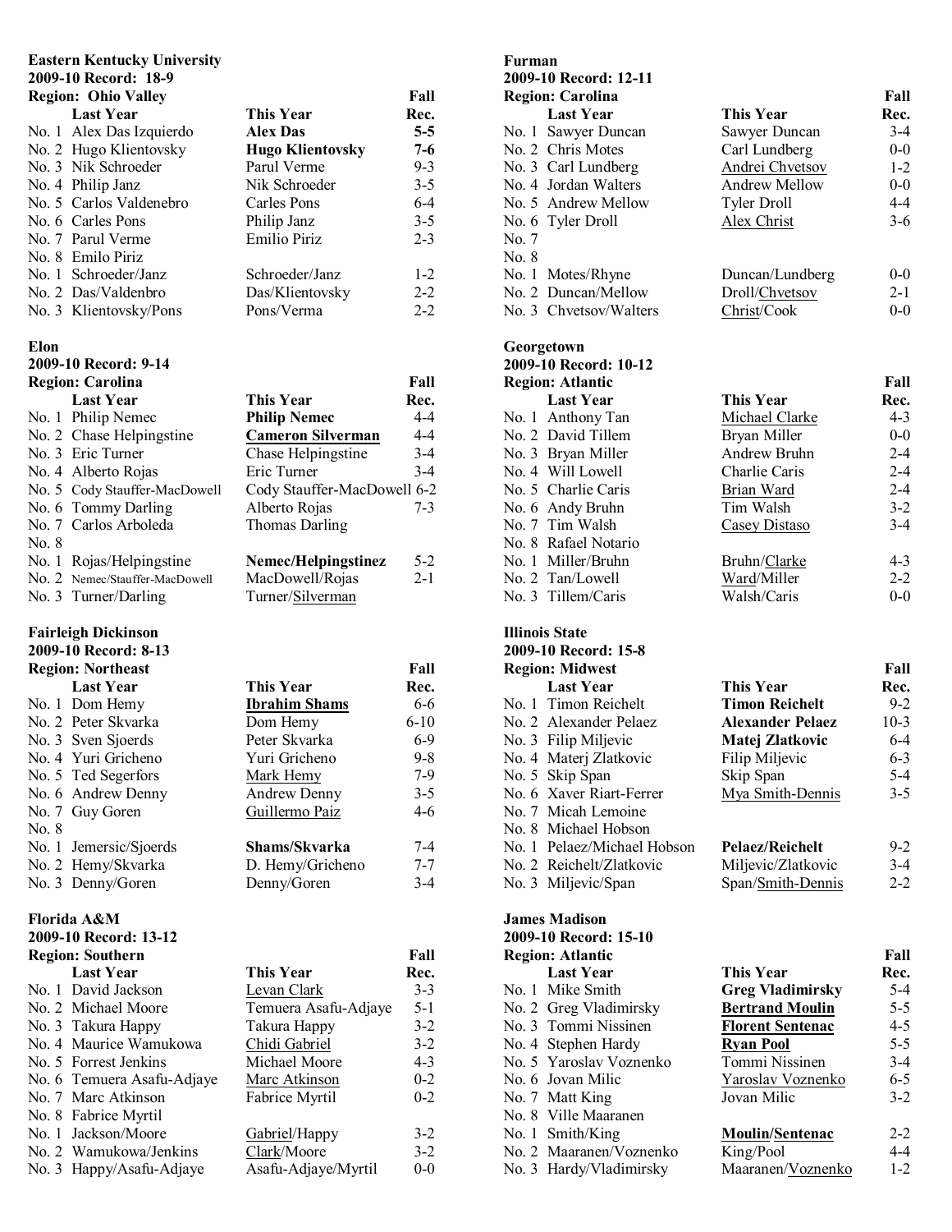**Eastern Kentucky University**
**2009-10 Record: 18-9**
**Region: Ohio Valley**

| | Last Year | This Year | Fall Rec. |
|---|---|---|---|
| No. 1 | Alex Das Izquierdo | **Alex Das** | **5-5** |
| No. 2 | Hugo Klientovsky | **Hugo Klientovsky** | **7-6** |
| No. 3 | Nik Schroeder | Parul Verme | 9-3 |
| No. 4 | Philip Janz | Nik Schroeder | 3-5 |
| No. 5 | Carlos Valdenebro | Carles Pons | 6-4 |
| No. 6 | Carles Pons | Philip Janz | 3-5 |
| No. 7 | Parul Verme | Emilio Piriz | 2-3 |
| No. 8 | Emilo Piriz | | |
| No. 1 | Schroeder/Janz | Schroeder/Janz | 1-2 |
| No. 2 | Das/Valdenbro | Das/Klientovsky | 2-2 |
| No. 3 | Klientovsky/Pons | Pons/Verma | 2-2 |

**Elon**
**2009-10 Record: 9-14**
**Region: Carolina**

| | Last Year | This Year | Fall Rec. |
|---|---|---|---|
| No. 1 | Philip Nemec | **Philip Nemec** | 4-4 |
| No. 2 | Chase Helpingstine | **Cameron Silverman** | 4-4 |
| No. 3 | Eric Turner | Chase Helpingstine | 3-4 |
| No. 4 | Alberto Rojas | Eric Turner | 3-4 |
| No. 5 | Cody Stauffer-MacDowell | Cody Stauffer-MacDowell | 6-2 |
| No. 6 | Tommy Darling | Alberto Rojas | 7-3 |
| No. 7 | Carlos Arboleda | Thomas Darling | |
| No. 8 | | | |
| No. 1 | Rojas/Helpingstine | **Nemec/Helpingstinez** | 5-2 |
| No. 2 | Nemec/Stauffer-MacDowell | MacDowell/Rojas | 2-1 |
| No. 3 | Turner/Darling | Turner/Silverman | |

**Fairleigh Dickinson**
**2009-10 Record: 8-13**
**Region: Northeast**

| | Last Year | This Year | Fall Rec. |
|---|---|---|---|
| No. 1 | Dom Hemy | **Ibrahim Shams** | 6-6 |
| No. 2 | Peter Skvarka | Dom Hemy | 6-10 |
| No. 3 | Sven Sjoerds | Peter Skvarka | 6-9 |
| No. 4 | Yuri Gricheno | Yuri Gricheno | 9-8 |
| No. 5 | Ted Segerfors | Mark Hemy | 7-9 |
| No. 6 | Andrew Denny | Andrew Denny | 3-5 |
| No. 7 | Guy Goren | Guillermo Paiz | 4-6 |
| No. 8 | | | |
| No. 1 | Jemersic/Sjoerds | **Shams/Skvarka** | 7-4 |
| No. 2 | Hemy/Skvarka | D. Hemy/Gricheno | 7-7 |
| No. 3 | Denny/Goren | Denny/Goren | 3-4 |

**Florida A&M**
**2009-10 Record: 13-12**
**Region: Southern**

| | Last Year | This Year | Fall Rec. |
|---|---|---|---|
| No. 1 | David Jackson | Levan Clark | 3-3 |
| No. 2 | Michael Moore | Temuera Asafu-Adjaye | 5-1 |
| No. 3 | Takura Happy | Takura Happy | 3-2 |
| No. 4 | Maurice Wamukowa | Chidi Gabriel | 3-2 |
| No. 5 | Forrest Jenkins | Michael Moore | 4-3 |
| No. 6 | Temuera Asafu-Adjaye | Marc Atkinson | 0-2 |
| No. 7 | Marc Atkinson | Fabrice Myrtil | 0-2 |
| No. 8 | Fabrice Myrtil | | |
| No. 1 | Jackson/Moore | Gabriel/Happy | 3-2 |
| No. 2 | Wamukowa/Jenkins | Clark/Moore | 3-2 |
| No. 3 | Happy/Asafu-Adjaye | Asafu-Adjaye/Myrtil | 0-0 |

**Furman**
**2009-10 Record: 12-11**
**Region: Carolina**

| | Last Year | This Year | Fall Rec. |
|---|---|---|---|
| No. 1 | Sawyer Duncan | Sawyer Duncan | 3-4 |
| No. 2 | Chris Motes | Carl Lundberg | 0-0 |
| No. 3 | Carl Lundberg | Andrei Chvetsov | 1-2 |
| No. 4 | Jordan Walters | Andrew Mellow | 0-0 |
| No. 5 | Andrew Mellow | Tyler Droll | 4-4 |
| No. 6 | Tyler Droll | Alex Christ | 3-6 |
| No. 7 | | | |
| No. 8 | | | |
| No. 1 | Motes/Rhyne | Duncan/Lundberg | 0-0 |
| No. 2 | Duncan/Mellow | Droll/Chvetsov | 2-1 |
| No. 3 | Chvetsov/Walters | Christ/Cook | 0-0 |

**Georgetown**
**2009-10 Record: 10-12**
**Region: Atlantic**

| | Last Year | This Year | Fall Rec. |
|---|---|---|---|
| No. 1 | Anthony Tan | Michael Clarke | 4-3 |
| No. 2 | David Tillem | Bryan Miller | 0-0 |
| No. 3 | Bryan Miller | Andrew Bruhn | 2-4 |
| No. 4 | Will Lowell | Charlie Caris | 2-4 |
| No. 5 | Charlie Caris | Brian Ward | 2-4 |
| No. 6 | Andy Bruhn | Tim Walsh | 3-2 |
| No. 7 | Tim Walsh | Casey Distaso | 3-4 |
| No. 8 | Rafael Notario | | |
| No. 1 | Miller/Bruhn | Bruhn/Clarke | 4-3 |
| No. 2 | Tan/Lowell | Ward/Miller | 2-2 |
| No. 3 | Tillem/Caris | Walsh/Caris | 0-0 |

**Illinois State**
**2009-10 Record: 15-8**
**Region: Midwest**

| | Last Year | This Year | Fall Rec. |
|---|---|---|---|
| No. 1 | Timon Reichelt | **Timon Reichelt** | 9-2 |
| No. 2 | Alexander Pelaez | **Alexander Pelaez** | 10-3 |
| No. 3 | Filip Miljevic | **Matej Zlatkovic** | 6-4 |
| No. 4 | Materj Zlatkovic | Filip Miljevic | 6-3 |
| No. 5 | Skip Span | Skip Span | 5-4 |
| No. 6 | Xaver Riart-Ferrer | Mya Smith-Dennis | 3-5 |
| No. 7 | Micah Lemoine | | |
| No. 8 | Michael Hobson | | |
| No. 1 | Pelaez/Michael Hobson | **Pelaez/Reichelt** | 9-2 |
| No. 2 | Reichelt/Zlatkovic | Miljevic/Zlatkovic | 3-4 |
| No. 3 | Miljevic/Span | Span/Smith-Dennis | 2-2 |

**James Madison**
**2009-10 Record: 15-10**
**Region: Atlantic**

| | Last Year | This Year | Fall Rec. |
|---|---|---|---|
| No. 1 | Mike Smith | **Greg Vladimirsky** | 5-4 |
| No. 2 | Greg Vladimirsky | **Bertrand Moulin** | 5-5 |
| No. 3 | Tommi Nissinen | **Florent Sentenac** | 4-5 |
| No. 4 | Stephen Hardy | **Ryan Pool** | 5-5 |
| No. 5 | Yaroslav Voznenko | Tommi Nissinen | 3-4 |
| No. 6 | Jovan Milic | Yaroslav Voznenko | 6-5 |
| No. 7 | Matt King | Jovan Milic | 3-2 |
| No. 8 | Ville Maaranen | | |
| No. 1 | Smith/King | **Moulin/Sentenac** | 2-2 |
| No. 2 | Maaranen/Voznenko | King/Pool | 4-4 |
| No. 3 | Hardy/Vladimirsky | Maaranen/Voznenko | 1-2 |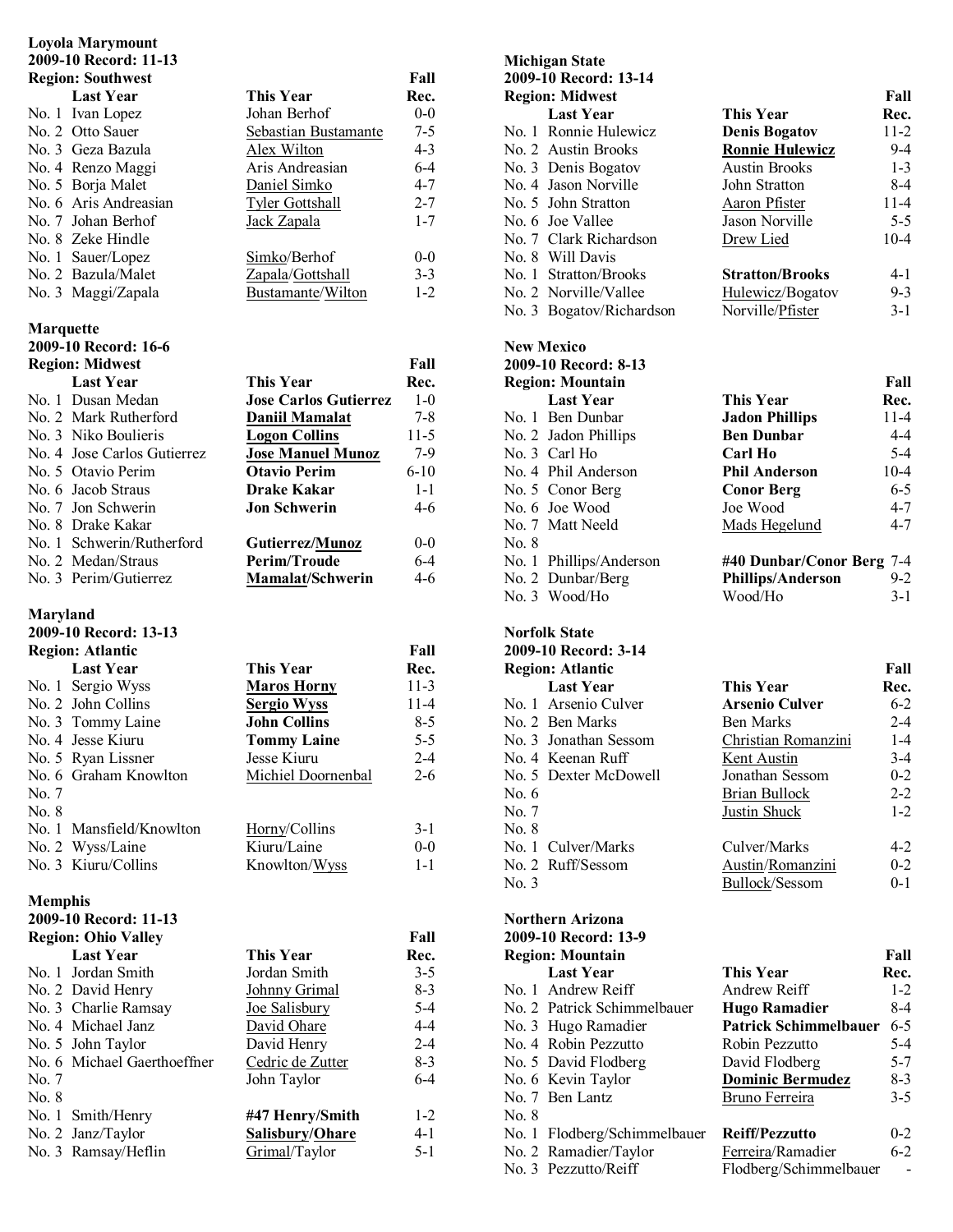**Loyola Marymount**
**2009-10 Record: 11-13**
**Region: Southwest**

| | Last Year | This Year | Fall Rec. |
|---|---|---|---|
| No. 1 | Ivan Lopez | Johan Berhof | 0-0 |
| No. 2 | Otto Sauer | Sebastian Bustamante | 7-5 |
| No. 3 | Geza Bazula | Alex Wilton | 4-3 |
| No. 4 | Renzo Maggi | Aris Andreasian | 6-4 |
| No. 5 | Borja Malet | Daniel Simko | 4-7 |
| No. 6 | Aris Andreasian | Tyler Gottshall | 2-7 |
| No. 7 | Johan Berhof | Jack Zapala | 1-7 |
| No. 8 | Zeke Hindle | | |
| No. 1 | Sauer/Lopez | Simko/Berhof | 0-0 |
| No. 2 | Bazula/Malet | Zapala/Gottshall | 3-3 |
| No. 3 | Maggi/Zapala | Bustamante/Wilton | 1-2 |

**Marquette**
**2009-10 Record: 16-6**
**Region: Midwest**

| | Last Year | This Year | Fall Rec. |
|---|---|---|---|
| No. 1 | Dusan Medan | **Jose Carlos Gutierrez** | 1-0 |
| No. 2 | Mark Rutherford | **Daniil Mamalat** | 7-8 |
| No. 3 | Niko Boulieris | **Logon Collins** | 11-5 |
| No. 4 | Jose Carlos Gutierrez | **Jose Manuel Munoz** | 7-9 |
| No. 5 | Otavio Perim | **Otavio Perim** | 6-10 |
| No. 6 | Jacob Straus | **Drake Kakar** | 1-1 |
| No. 7 | Jon Schwerin | **Jon Schwerin** | 4-6 |
| No. 8 | Drake Kakar | | |
| No. 1 | Schwerin/Rutherford | **Gutierrez/Munoz** | 0-0 |
| No. 2 | Medan/Straus | **Perim/Troude** | 6-4 |
| No. 3 | Perim/Gutierrez | **Mamalat/Schwerin** | 4-6 |

**Maryland**
**2009-10 Record: 13-13**
**Region: Atlantic**

| | Last Year | This Year | Fall Rec. |
|---|---|---|---|
| No. 1 | Sergio Wyss | **Maros Horny** | 11-3 |
| No. 2 | John Collins | **Sergio Wyss** | 11-4 |
| No. 3 | Tommy Laine | **John Collins** | 8-5 |
| No. 4 | Jesse Kiuru | **Tommy Laine** | 5-5 |
| No. 5 | Ryan Lissner | Jesse Kiuru | 2-4 |
| No. 6 | Graham Knowlton | Michiel Doornenbal | 2-6 |
| No. 7 | | | |
| No. 8 | | | |
| No. 1 | Mansfield/Knowlton | Horny/Collins | 3-1 |
| No. 2 | Wyss/Laine | Kiuru/Laine | 0-0 |
| No. 3 | Kiuru/Collins | Knowlton/Wyss | 1-1 |

**Memphis**
**2009-10 Record: 11-13**
**Region: Ohio Valley**

| | Last Year | This Year | Fall Rec. |
|---|---|---|---|
| No. 1 | Jordan Smith | Jordan Smith | 3-5 |
| No. 2 | David Henry | Johnny Grimal | 8-3 |
| No. 3 | Charlie Ramsay | Joe Salisbury | 5-4 |
| No. 4 | Michael Janz | David Ohare | 4-4 |
| No. 5 | John Taylor | David Henry | 2-4 |
| No. 6 | Michael Gaerthoeffner | Cedric de Zutter | 8-3 |
| No. 7 | | John Taylor | 6-4 |
| No. 8 | | | |
| No. 1 | Smith/Henry | **#47 Henry/Smith** | 1-2 |
| No. 2 | Janz/Taylor | **Salisbury/Ohare** | 4-1 |
| No. 3 | Ramsay/Heflin | Grimal/Taylor | 5-1 |

**Michigan State**
**2009-10 Record: 13-14**
**Region: Midwest**

| | Last Year | This Year | Fall Rec. |
|---|---|---|---|
| No. 1 | Ronnie Hulewicz | **Denis Bogatov** | 11-2 |
| No. 2 | Austin Brooks | **Ronnie Hulewicz** | 9-4 |
| No. 3 | Denis Bogatov | Austin Brooks | 1-3 |
| No. 4 | Jason Norville | John Stratton | 8-4 |
| No. 5 | John Stratton | Aaron Pfister | 11-4 |
| No. 6 | Joe Vallee | Jason Norville | 5-5 |
| No. 7 | Clark Richardson | Drew Lied | 10-4 |
| No. 8 | Will Davis | | |
| No. 1 | Stratton/Brooks | **Stratton/Brooks** | 4-1 |
| No. 2 | Norville/Vallee | Hulewicz/Bogatov | 9-3 |
| No. 3 | Bogatov/Richardson | Norville/Pfister | 3-1 |

**New Mexico**
**2009-10 Record: 8-13**
**Region: Mountain**

| | Last Year | This Year | Fall Rec. |
|---|---|---|---|
| No. 1 | Ben Dunbar | **Jadon Phillips** | 11-4 |
| No. 2 | Jadon Phillips | **Ben Dunbar** | 4-4 |
| No. 3 | Carl Ho | **Carl Ho** | 5-4 |
| No. 4 | Phil Anderson | **Phil Anderson** | 10-4 |
| No. 5 | Conor Berg | **Conor Berg** | 6-5 |
| No. 6 | Joe Wood | Joe Wood | 4-7 |
| No. 7 | Matt Neeld | Mads Hegelund | 4-7 |
| No. 8 | | | |
| No. 1 | Phillips/Anderson | **#40 Dunbar/Conor Berg** | 7-4 |
| No. 2 | Dunbar/Berg | **Phillips/Anderson** | 9-2 |
| No. 3 | Wood/Ho | Wood/Ho | 3-1 |

**Norfolk State**
**2009-10 Record: 3-14**
**Region: Atlantic**

| | Last Year | This Year | Fall Rec. |
|---|---|---|---|
| No. 1 | Arsenio Culver | **Arsenio Culver** | 6-2 |
| No. 2 | Ben Marks | Ben Marks | 2-4 |
| No. 3 | Jonathan Sessom | Christian Romanzini | 1-4 |
| No. 4 | Keenan Ruff | Kent Austin | 3-4 |
| No. 5 | Dexter McDowell | Jonathan Sessom | 0-2 |
| No. 6 | | Brian Bullock | 2-2 |
| No. 7 | | Justin Shuck | 1-2 |
| No. 8 | | | |
| No. 1 | Culver/Marks | Culver/Marks | 4-2 |
| No. 2 | Ruff/Sessom | Austin/Romanzini | 0-2 |
| No. 3 | | Bullock/Sessom | 0-1 |

**Northern Arizona**
**2009-10 Record: 13-9**
**Region: Mountain**

| | Last Year | This Year | Fall Rec. |
|---|---|---|---|
| No. 1 | Andrew Reiff | Andrew Reiff | 1-2 |
| No. 2 | Patrick Schimmelbauer | **Hugo Ramadier** | 8-4 |
| No. 3 | Hugo Ramadier | **Patrick Schimmelbauer** | 6-5 |
| No. 4 | Robin Pezzutto | Robin Pezzutto | 5-4 |
| No. 5 | David Flodberg | David Flodberg | 5-7 |
| No. 6 | Kevin Taylor | **Dominic Bermudez** | 8-3 |
| No. 7 | Ben Lantz | Bruno Ferreira | 3-5 |
| No. 8 | | | |
| No. 1 | Flodberg/Schimmelbauer | **Reiff/Pezzutto** | 0-2 |
| No. 2 | Ramadier/Taylor | Ferreira/Ramadier | 6-2 |
| No. 3 | Pezzutto/Reiff | Flodberg/Schimmelbauer | - |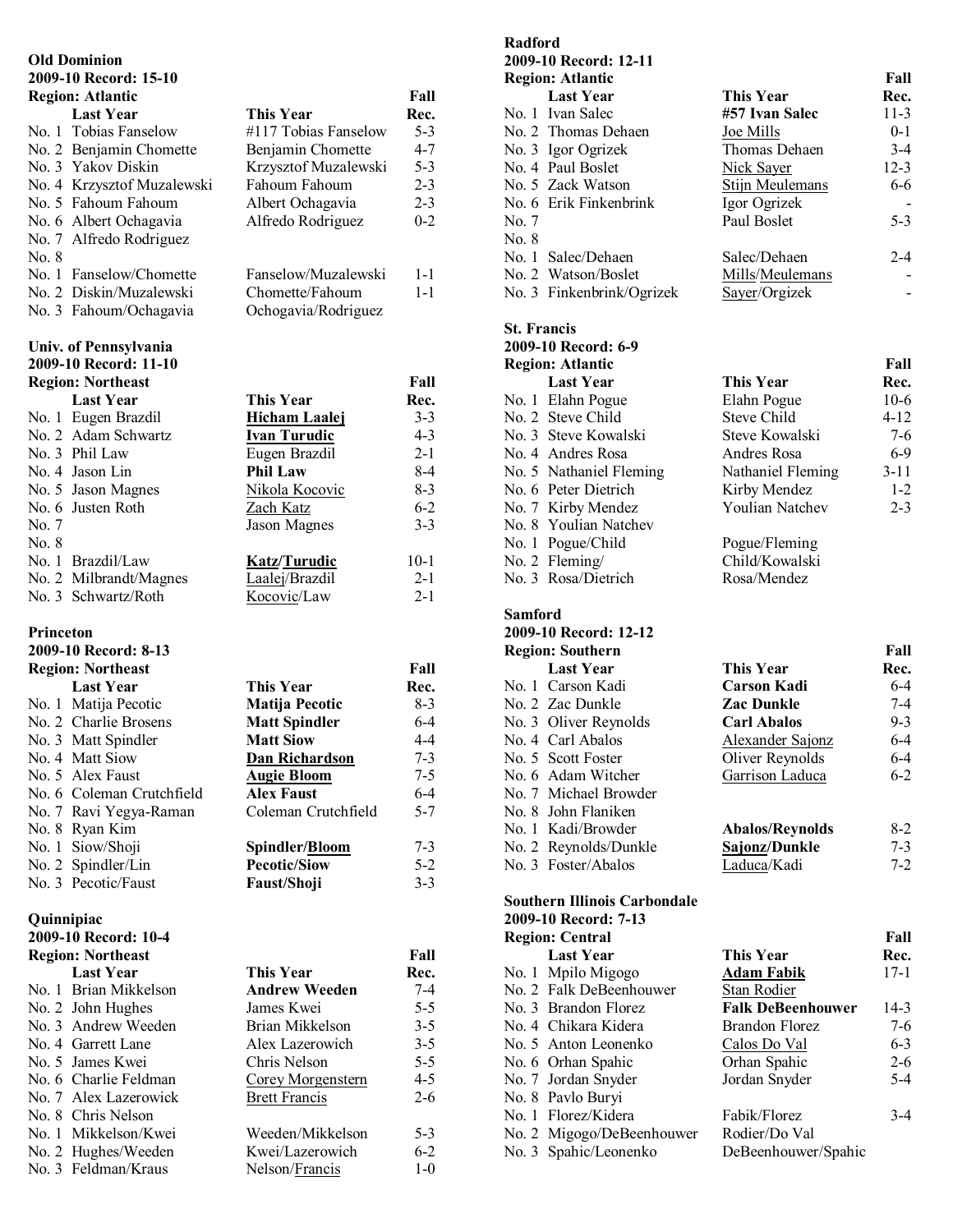**Old Dominion**
**2009-10 Record: 15-10**
**Region: Atlantic**

| | Last Year | This Year | Fall Rec. |
|---|---|---|---|
| No. 1 | Tobias Fanselow | #117 Tobias Fanselow | 5-3 |
| No. 2 | Benjamin Chomette | Benjamin Chomette | 4-7 |
| No. 3 | Yakov Diskin | Krzysztof Muzalewski | 5-3 |
| No. 4 | Krzysztof Muzalewski | Fahoum Fahoum | 2-3 |
| No. 5 | Fahoum Fahoum | Albert Ochagavia | 2-3 |
| No. 6 | Albert Ochagavia | Alfredo Rodriguez | 0-2 |
| No. 7 | Alfredo Rodriguez | | |
| No. 8 | | | |
| No. 1 | Fanselow/Chomette | Fanselow/Muzalewski | 1-1 |
| No. 2 | Diskin/Muzalewski | Chomette/Fahoum | 1-1 |
| No. 3 | Fahoum/Ochagavia | Ochogavia/Rodriguez | |

**Univ. of Pennsylvania**
**2009-10 Record: 11-10**
**Region: Northeast**

| | Last Year | This Year | Fall Rec. |
|---|---|---|---|
| No. 1 | Eugen Brazdil | **Hicham Laalej** | 3-3 |
| No. 2 | Adam Schwartz | **Ivan Turudic** | 4-3 |
| No. 3 | Phil Law | Eugen Brazdil | 2-1 |
| No. 4 | Jason Lin | **Phil Law** | 8-4 |
| No. 5 | Jason Magnes | Nikola Kocovic | 8-3 |
| No. 6 | Justen Roth | Zach Katz | 6-2 |
| No. 7 | | Jason Magnes | 3-3 |
| No. 8 | | | |
| No. 1 | Brazdil/Law | **Katz/Turudic** | 10-1 |
| No. 2 | Milbrandt/Magnes | Laalej/Brazdil | 2-1 |
| No. 3 | Schwartz/Roth | Kocovic/Law | 2-1 |

**Princeton**
**2009-10 Record: 8-13**
**Region: Northeast**

| | Last Year | This Year | Fall Rec. |
|---|---|---|---|
| No. 1 | Matija Pecotic | **Matija Pecotic** | 8-3 |
| No. 2 | Charlie Brosens | **Matt Spindler** | 6-4 |
| No. 3 | Matt Spindler | **Matt Siow** | 4-4 |
| No. 4 | Matt Siow | **Dan Richardson** | 7-3 |
| No. 5 | Alex Faust | **Augie Bloom** | 7-5 |
| No. 6 | Coleman Crutchfield | **Alex Faust** | 6-4 |
| No. 7 | Ravi Yegya-Raman | Coleman Crutchfield | 5-7 |
| No. 8 | Ryan Kim | | |
| No. 1 | Siow/Shoji | **Spindler/Bloom** | 7-3 |
| No. 2 | Spindler/Lin | **Pecotic/Siow** | 5-2 |
| No. 3 | Pecotic/Faust | **Faust/Shoji** | 3-3 |

**Quinnipiac**
**2009-10 Record: 10-4**
**Region: Northeast**

| | Last Year | This Year | Fall Rec. |
|---|---|---|---|
| No. 1 | Brian Mikkelson | **Andrew Weeden** | 7-4 |
| No. 2 | John Hughes | James Kwei | 5-5 |
| No. 3 | Andrew Weeden | Brian Mikkelson | 3-5 |
| No. 4 | Garrett Lane | Alex Lazerowich | 3-5 |
| No. 5 | James Kwei | Chris Nelson | 5-5 |
| No. 6 | Charlie Feldman | Corey Morgenstern | 4-5 |
| No. 7 | Alex Lazerowick | Brett Francis | 2-6 |
| No. 8 | Chris Nelson | | |
| No. 1 | Mikkelson/Kwei | Weeden/Mikkelson | 5-3 |
| No. 2 | Hughes/Weeden | Kwei/Lazerowich | 6-2 |
| No. 3 | Feldman/Kraus | Nelson/Francis | 1-0 |

**Radford**
**2009-10 Record: 12-11**
**Region: Atlantic**

| | Last Year | This Year | Fall Rec. |
|---|---|---|---|
| No. 1 | Ivan Salec | **#57 Ivan Salec** | 11-3 |
| No. 2 | Thomas Dehaen | Joe Mills | 0-1 |
| No. 3 | Igor Ogrizek | Thomas Dehaen | 3-4 |
| No. 4 | Paul Boslet | Nick Sayer | 12-3 |
| No. 5 | Zack Watson | Stijn Meulemans | 6-6 |
| No. 6 | Erik Finkenbrink | Igor Ogrizek | - |
| No. 7 | | Paul Boslet | 5-3 |
| No. 8 | | | |
| No. 1 | Salec/Dehaen | Salec/Dehaen | 2-4 |
| No. 2 | Watson/Boslet | Mills/Meulemans | - |
| No. 3 | Finkenbrink/Ogrizek | Sayer/Orgizek | - |

**St. Francis**
**2009-10 Record: 6-9**
**Region: Atlantic**

| | Last Year | This Year | Fall Rec. |
|---|---|---|---|
| No. 1 | Elahn Pogue | Elahn Pogue | 10-6 |
| No. 2 | Steve Child | Steve Child | 4-12 |
| No. 3 | Steve Kowalski | Steve Kowalski | 7-6 |
| No. 4 | Andres Rosa | Andres Rosa | 6-9 |
| No. 5 | Nathaniel Fleming | Nathaniel Fleming | 3-11 |
| No. 6 | Peter Dietrich | Kirby Mendez | 1-2 |
| No. 7 | Kirby Mendez | Youlian Natchev | 2-3 |
| No. 8 | Youlian Natchev | | |
| No. 1 | Pogue/Child | Pogue/Fleming | |
| No. 2 | Fleming/ | Child/Kowalski | |
| No. 3 | Rosa/Dietrich | Rosa/Mendez | |

**Samford**
**2009-10 Record: 12-12**
**Region: Southern**

| | Last Year | This Year | Fall Rec. |
|---|---|---|---|
| No. 1 | Carson Kadi | **Carson Kadi** | 6-4 |
| No. 2 | Zac Dunkle | **Zac Dunkle** | 7-4 |
| No. 3 | Oliver Reynolds | **Carl Abalos** | 9-3 |
| No. 4 | Carl Abalos | Alexander Sajonz | 6-4 |
| No. 5 | Scott Foster | Oliver Reynolds | 6-4 |
| No. 6 | Adam Witcher | Garrison Laduca | 6-2 |
| No. 7 | Michael Browder | | |
| No. 8 | John Flaniken | | |
| No. 1 | Kadi/Browder | **Abalos/Reynolds** | 8-2 |
| No. 2 | Reynolds/Dunkle | **Sajonz/Dunkle** | 7-3 |
| No. 3 | Foster/Abalos | Laduca/Kadi | 7-2 |

**Southern Illinois Carbondale**
**2009-10 Record: 7-13**
**Region: Central**

| | Last Year | This Year | Fall Rec. |
|---|---|---|---|
| No. 1 | Mpilo Migogo | **Adam Fabik** | 17-1 |
| No. 2 | Falk DeBeenhouwer | Stan Rodier | |
| No. 3 | Brandon Florez | **Falk DeBeenhouwer** | 14-3 |
| No. 4 | Chikara Kidera | Brandon Florez | 7-6 |
| No. 5 | Anton Leonenko | Calos Do Val | 6-3 |
| No. 6 | Orhan Spahic | Orhan Spahic | 2-6 |
| No. 7 | Jordan Snyder | Jordan Snyder | 5-4 |
| No. 8 | Pavlo Buryi | | |
| No. 1 | Florez/Kidera | Fabik/Florez | 3-4 |
| No. 2 | Migogo/DeBeenhouwer | Rodier/Do Val | |
| No. 3 | Spahic/Leonenko | DeBeenhouwer/Spahic | |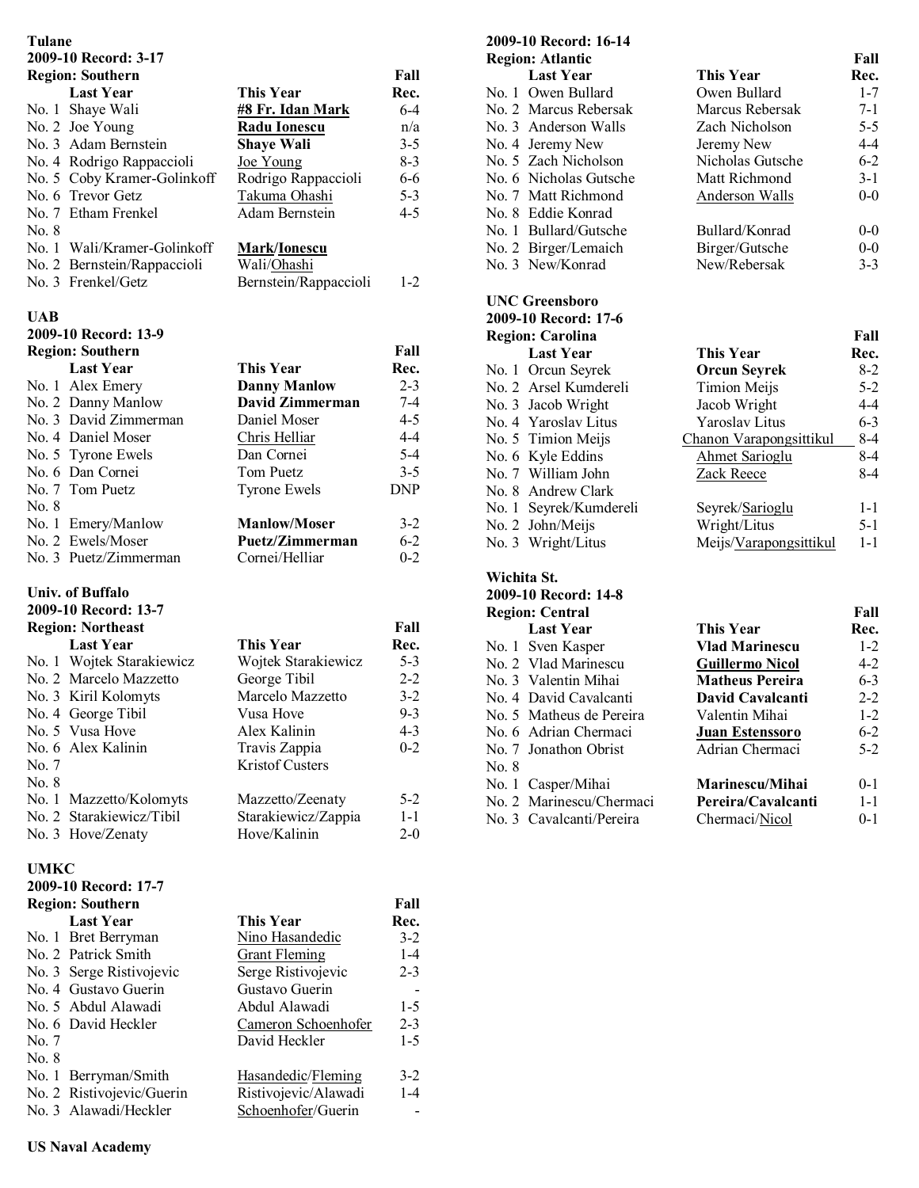**Tulane**
**2009-10 Record: 3-17**
**Region: Southern**

| | Last Year | This Year | Fall Rec. |
|---|---|---|---|
| No. 1 | Shaye Wali | **#8 Fr. Idan Mark** | 6-4 |
| No. 2 | Joe Young | **Radu Ionescu** | n/a |
| No. 3 | Adam Bernstein | **Shaye Wali** | 3-5 |
| No. 4 | Rodrigo Rappaccioli | Joe Young | 8-3 |
| No. 5 | Coby Kramer-Golinkoff | Rodrigo Rappaccioli | 6-6 |
| No. 6 | Trevor Getz | Takuma Ohashi | 5-3 |
| No. 7 | Etham Frenkel | Adam Bernstein | 4-5 |
| No. 8 | | | |
| No. 1 | Wali/Kramer-Golinkoff | **Mark/Ionescu** | |
| No. 2 | Bernstein/Rappaccioli | Wali/Ohashi | |
| No. 3 | Frenkel/Getz | Bernstein/Rappaccioli | 1-2 |

**UAB**
**2009-10 Record: 13-9**
**Region: Southern**

| | Last Year | This Year | Fall Rec. |
|---|---|---|---|
| No. 1 | Alex Emery | **Danny Manlow** | 2-3 |
| No. 2 | Danny Manlow | **David Zimmerman** | 7-4 |
| No. 3 | David Zimmerman | Daniel Moser | 4-5 |
| No. 4 | Daniel Moser | Chris Helliar | 4-4 |
| No. 5 | Tyrone Ewels | Dan Cornei | 5-4 |
| No. 6 | Dan Cornei | Tom Puetz | 3-5 |
| No. 7 | Tom Puetz | Tyrone Ewels | DNP |
| No. 8 | | | |
| No. 1 | Emery/Manlow | **Manlow/Moser** | 3-2 |
| No. 2 | Ewels/Moser | **Puetz/Zimmerman** | 6-2 |
| No. 3 | Puetz/Zimmerman | Cornei/Helliar | 0-2 |

**Univ. of Buffalo**
**2009-10 Record: 13-7**
**Region: Northeast**

| | Last Year | This Year | Fall Rec. |
|---|---|---|---|
| No. 1 | Wojtek Starakiewicz | Wojtek Starakiewicz | 5-3 |
| No. 2 | Marcelo Mazzetto | George Tibil | 2-2 |
| No. 3 | Kiril Kolomyts | Marcelo Mazzetto | 3-2 |
| No. 4 | George Tibil | Vusa Hove | 9-3 |
| No. 5 | Vusa Hove | Alex Kalinin | 4-3 |
| No. 6 | Alex Kalinin | Travis Zappia | 0-2 |
| No. 7 | | Kristof Custers | |
| No. 8 | | | |
| No. 1 | Mazzetto/Kolomyts | Mazzetto/Zeenaty | 5-2 |
| No. 2 | Starakiewicz/Tibil | Starakiewicz/Zappia | 1-1 |
| No. 3 | Hove/Zenaty | Hove/Kalinin | 2-0 |

**UMKC**
**2009-10 Record: 17-7**
**Region: Southern**

| | Last Year | This Year | Fall Rec. |
|---|---|---|---|
| No. 1 | Bret Berryman | Nino Hasandedic | 3-2 |
| No. 2 | Patrick Smith | Grant Fleming | 1-4 |
| No. 3 | Serge Ristivojevic | Serge Ristivojevic | 2-3 |
| No. 4 | Gustavo Guerin | Gustavo Guerin | - |
| No. 5 | Abdul Alawadi | Abdul Alawadi | 1-5 |
| No. 6 | David Heckler | Cameron Schoenhofer | 2-3 |
| No. 7 | | David Heckler | 1-5 |
| No. 8 | | | |
| No. 1 | Berryman/Smith | Hasandedic/Fleming | 3-2 |
| No. 2 | Ristivojevic/Guerin | Ristivojevic/Alawadi | 1-4 |
| No. 3 | Alawadi/Heckler | Schoenhofer/Guerin | - |

**US Naval Academy**
**2009-10 Record: 16-14**
**Region: Atlantic**

| | Last Year | This Year | Fall Rec. |
|---|---|---|---|
| No. 1 | Owen Bullard | Owen Bullard | 1-7 |
| No. 2 | Marcus Rebersak | Marcus Rebersak | 7-1 |
| No. 3 | Anderson Walls | Zach Nicholson | 5-5 |
| No. 4 | Jeremy New | Jeremy New | 4-4 |
| No. 5 | Zach Nicholson | Nicholas Gutsche | 6-2 |
| No. 6 | Nicholas Gutsche | Matt Richmond | 3-1 |
| No. 7 | Matt Richmond | Anderson Walls | 0-0 |
| No. 8 | Eddie Konrad | | |
| No. 1 | Bullard/Gutsche | Bullard/Konrad | 0-0 |
| No. 2 | Birger/Lemaich | Birger/Gutsche | 0-0 |
| No. 3 | New/Konrad | New/Rebersak | 3-3 |

**UNC Greensboro**
**2009-10 Record: 17-6**
**Region: Carolina**

| | Last Year | This Year | Fall Rec. |
|---|---|---|---|
| No. 1 | Orcun Seyrek | **Orcun Seyrek** | 8-2 |
| No. 2 | Arsel Kumdereli | Timion Meijs | 5-2 |
| No. 3 | Jacob Wright | Jacob Wright | 4-4 |
| No. 4 | Yaroslav Litus | Yaroslav Litus | 6-3 |
| No. 5 | Timion Meijs | Chanon Varapongsittikul | 8-4 |
| No. 6 | Kyle Eddins | Ahmet Sarioglu | 8-4 |
| No. 7 | William John | Zack Reece | 8-4 |
| No. 8 | Andrew Clark | | |
| No. 1 | Seyrek/Kumdereli | Seyrek/Sarioglu | 1-1 |
| No. 2 | John/Meijs | Wright/Litus | 5-1 |
| No. 3 | Wright/Litus | Meijs/Varapongsittikul | 1-1 |

**Wichita St.**
**2009-10 Record: 14-8**
**Region: Central**

| | Last Year | This Year | Fall Rec. |
|---|---|---|---|
| No. 1 | Sven Kasper | **Vlad Marinescu** | 1-2 |
| No. 2 | Vlad Marinescu | **Guillermo Nicol** | 4-2 |
| No. 3 | Valentin Mihai | **Matheus Pereira** | 6-3 |
| No. 4 | David Cavalcanti | **David Cavalcanti** | 2-2 |
| No. 5 | Matheus de Pereira | Valentin Mihai | 1-2 |
| No. 6 | Adrian Chermaci | **Juan Estenssoro** | 6-2 |
| No. 7 | Jonathon Obrist | Adrian Chermaci | 5-2 |
| No. 8 | | | |
| No. 1 | Casper/Mihai | **Marinescu/Mihai** | 0-1 |
| No. 2 | Marinescu/Chermaci | **Pereira/Cavalcanti** | 1-1 |
| No. 3 | Cavalcanti/Pereira | Chermaci/Nicol | 0-1 |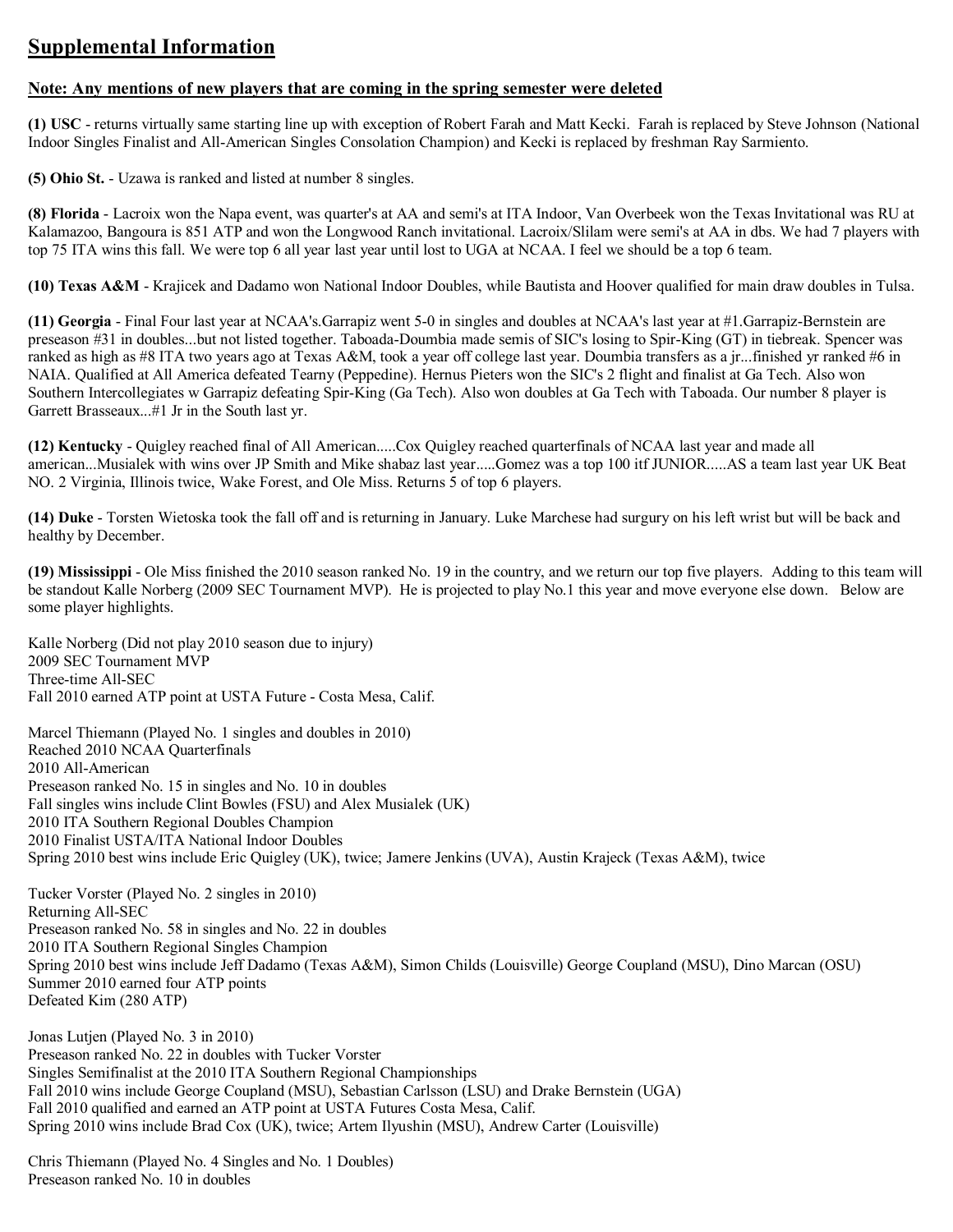# Supplemental Information

**Note: Any mentions of new players that are coming in the spring semester were deleted**

**(1) USC** - returns virtually same starting line up with exception of Robert Farah and Matt Kecki. Farah is replaced by Steve Johnson (National Indoor Singles Finalist and All-American Singles Consolation Champion) and Kecki is replaced by freshman Ray Sarmiento.

**(5) Ohio St.** - Uzawa is ranked and listed at number 8 singles.

**(8) Florida** - Lacroix won the Napa event, was quarter's at AA and semi's at ITA Indoor, Van Overbeek won the Texas Invitational was RU at Kalamazoo, Bangoura is 851 ATP and won the Longwood Ranch invitational. Lacroix/Slilam were semi's at AA in dbs. We had 7 players with top 75 ITA wins this fall. We were top 6 all year last year until lost to UGA at NCAA. I feel we should be a top 6 team.

**(10) Texas A&M** - Krajicek and Dadamo won National Indoor Doubles, while Bautista and Hoover qualified for main draw doubles in Tulsa.

**(11) Georgia** - Final Four last year at NCAA's.Garrapiz went 5-0 in singles and doubles at NCAA's last year at #1.Garrapiz-Bernstein are preseason #31 in doubles...but not listed together. Taboada-Doumbia made semis of SIC's losing to Spir-King (GT) in tiebreak. Spencer was ranked as high as #8 ITA two years ago at Texas A&M, took a year off college last year. Doumbia transfers as a jr...finished yr ranked #6 in NAIA. Qualified at All America defeated Tearny (Peppedine). Hernus Pieters won the SIC's 2 flight and finalist at Ga Tech. Also won Southern Intercollegiates w Garrapiz defeating Spir-King (Ga Tech). Also won doubles at Ga Tech with Taboada. Our number 8 player is Garrett Brasseaux...#1 Jr in the South last yr.

**(12) Kentucky** - Quigley reached final of All American.....Cox Quigley reached quarterfinals of NCAA last year and made all american...Musialek with wins over JP Smith and Mike shabaz last year.....Gomez was a top 100 itf JUNIOR.....AS a team last year UK Beat NO. 2 Virginia, Illinois twice, Wake Forest, and Ole Miss. Returns 5 of top 6 players.

**(14) Duke** - Torsten Wietoska took the fall off and is returning in January. Luke Marchese had surgury on his left wrist but will be back and healthy by December.

**(19) Mississippi** - Ole Miss finished the 2010 season ranked No. 19 in the country, and we return our top five players. Adding to this team will be standout Kalle Norberg (2009 SEC Tournament MVP). He is projected to play No.1 this year and move everyone else down. Below are some player highlights.

Kalle Norberg (Did not play 2010 season due to injury)
2009 SEC Tournament MVP
Three-time All-SEC
Fall 2010 earned ATP point at USTA Future - Costa Mesa, Calif.

Marcel Thiemann (Played No. 1 singles and doubles in 2010)
Reached 2010 NCAA Quarterfinals
2010 All-American
Preseason ranked No. 15 in singles and No. 10 in doubles
Fall singles wins include Clint Bowles (FSU) and Alex Musialek (UK)
2010 ITA Southern Regional Doubles Champion
2010 Finalist USTA/ITA National Indoor Doubles
Spring 2010 best wins include Eric Quigley (UK), twice; Jamere Jenkins (UVA), Austin Krajeck (Texas A&M), twice

Tucker Vorster (Played No. 2 singles in 2010)
Returning All-SEC
Preseason ranked No. 58 in singles and No. 22 in doubles
2010 ITA Southern Regional Singles Champion
Spring 2010 best wins include Jeff Dadamo (Texas A&M), Simon Childs (Louisville) George Coupland (MSU), Dino Marcan (OSU)
Summer 2010 earned four ATP points
Defeated Kim (280 ATP)

Jonas Lutjen (Played No. 3 in 2010)
Preseason ranked No. 22 in doubles with Tucker Vorster
Singles Semifinalist at the 2010 ITA Southern Regional Championships
Fall 2010 wins include George Coupland (MSU), Sebastian Carlsson (LSU) and Drake Bernstein (UGA)
Fall 2010 qualified and earned an ATP point at USTA Futures Costa Mesa, Calif.
Spring 2010 wins include Brad Cox (UK), twice; Artem Ilyushin (MSU), Andrew Carter (Louisville)

Chris Thiemann (Played No. 4 Singles and No. 1 Doubles)
Preseason ranked No. 10 in doubles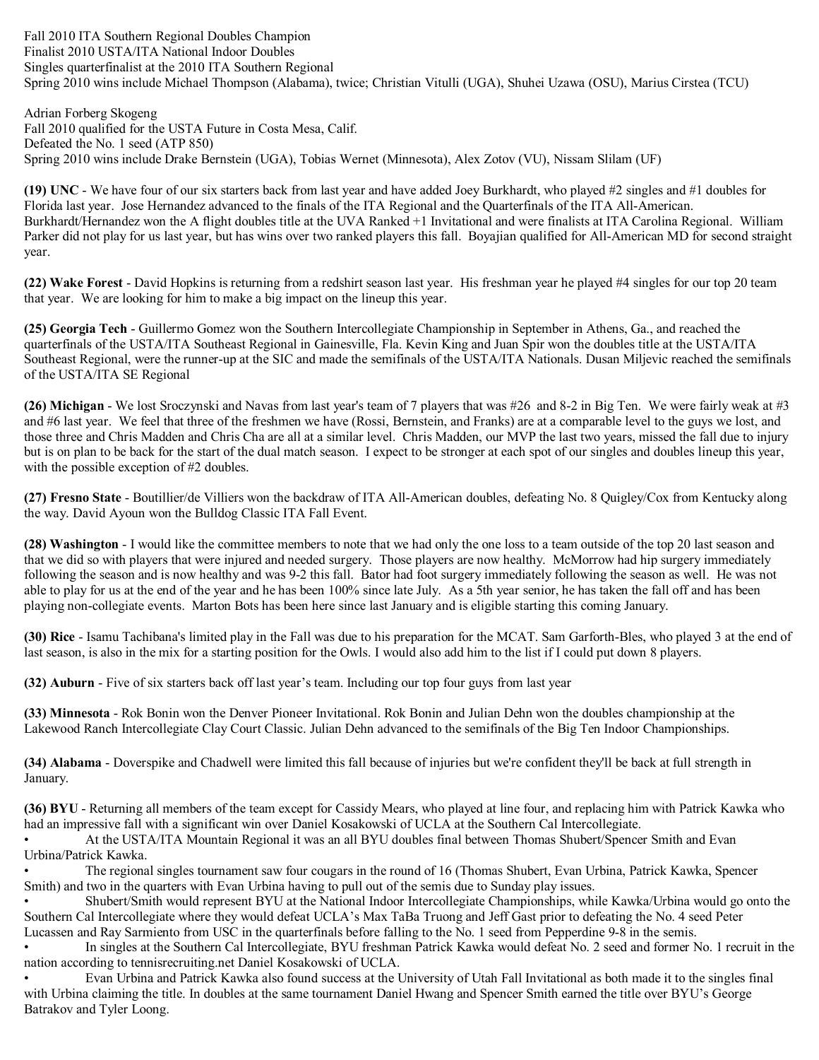Fall 2010 ITA Southern Regional Doubles Champion
Finalist 2010 USTA/ITA National Indoor Doubles
Singles quarterfinalist at the 2010 ITA Southern Regional
Spring 2010 wins include Michael Thompson (Alabama), twice; Christian Vitulli (UGA), Shuhei Uzawa (OSU), Marius Cirstea (TCU)

Adrian Forberg Skogeng
Fall 2010 qualified for the USTA Future in Costa Mesa, Calif.
Defeated the No. 1 seed (ATP 850)
Spring 2010 wins include Drake Bernstein (UGA), Tobias Wernet (Minnesota), Alex Zotov (VU), Nissam Slilam (UF)

**(19) UNC** - We have four of our six starters back from last year and have added Joey Burkhardt, who played #2 singles and #1 doubles for Florida last year. Jose Hernandez advanced to the finals of the ITA Regional and the Quarterfinals of the ITA All-American. Burkhardt/Hernandez won the A flight doubles title at the UVA Ranked +1 Invitational and were finalists at ITA Carolina Regional. William Parker did not play for us last year, but has wins over two ranked players this fall. Boyajian qualified for All-American MD for second straight year.

**(22) Wake Forest** - David Hopkins is returning from a redshirt season last year. His freshman year he played #4 singles for our top 20 team that year. We are looking for him to make a big impact on the lineup this year.

**(25) Georgia Tech** - Guillermo Gomez won the Southern Intercollegiate Championship in September in Athens, Ga., and reached the quarterfinals of the USTA/ITA Southeast Regional in Gainesville, Fla. Kevin King and Juan Spir won the doubles title at the USTA/ITA Southeast Regional, were the runner-up at the SIC and made the semifinals of the USTA/ITA Nationals. Dusan Miljevic reached the semifinals of the USTA/ITA SE Regional

**(26) Michigan** - We lost Sroczynski and Navas from last year's team of 7 players that was #26 and 8-2 in Big Ten. We were fairly weak at #3 and #6 last year. We feel that three of the freshmen we have (Rossi, Bernstein, and Franks) are at a comparable level to the guys we lost, and those three and Chris Madden and Chris Cha are all at a similar level. Chris Madden, our MVP the last two years, missed the fall due to injury but is on plan to be back for the start of the dual match season. I expect to be stronger at each spot of our singles and doubles lineup this year, with the possible exception of #2 doubles.

**(27) Fresno State** - Boutillier/de Villiers won the backdraw of ITA All-American doubles, defeating No. 8 Quigley/Cox from Kentucky along the way. David Ayoun won the Bulldog Classic ITA Fall Event.

**(28) Washington** - I would like the committee members to note that we had only the one loss to a team outside of the top 20 last season and that we did so with players that were injured and needed surgery. Those players are now healthy. McMorrow had hip surgery immediately following the season and is now healthy and was 9-2 this fall. Bator had foot surgery immediately following the season as well. He was not able to play for us at the end of the year and he has been 100% since late July. As a 5th year senior, he has taken the fall off and has been playing non-collegiate events. Marton Bots has been here since last January and is eligible starting this coming January.

**(30) Rice** - Isamu Tachibana's limited play in the Fall was due to his preparation for the MCAT. Sam Garforth-Bles, who played 3 at the end of last season, is also in the mix for a starting position for the Owls. I would also add him to the list if I could put down 8 players.

**(32) Auburn** - Five of six starters back off last year's team. Including our top four guys from last year

**(33) Minnesota** - Rok Bonin won the Denver Pioneer Invitational. Rok Bonin and Julian Dehn won the doubles championship at the Lakewood Ranch Intercollegiate Clay Court Classic. Julian Dehn advanced to the semifinals of the Big Ten Indoor Championships.

**(34) Alabama** - Doverspike and Chadwell were limited this fall because of injuries but we're confident they'll be back at full strength in January.

**(36) BYU** - Returning all members of the team except for Cassidy Mears, who played at line four, and replacing him with Patrick Kawka who had an impressive fall with a significant win over Daniel Kosakowski of UCLA at the Southern Cal Intercollegiate.

- At the USTA/ITA Mountain Regional it was an all BYU doubles final between Thomas Shubert/Spencer Smith and Evan Urbina/Patrick Kawka.
- The regional singles tournament saw four cougars in the round of 16 (Thomas Shubert, Evan Urbina, Patrick Kawka, Spencer Smith) and two in the quarters with Evan Urbina having to pull out of the semis due to Sunday play issues.
- Shubert/Smith would represent BYU at the National Indoor Intercollegiate Championships, while Kawka/Urbina would go onto the Southern Cal Intercollegiate where they would defeat UCLA's Max TaBa Truong and Jeff Gast prior to defeating the No. 4 seed Peter Lucassen and Ray Sarmiento from USC in the quarterfinals before falling to the No. 1 seed from Pepperdine 9-8 in the semis.
- In singles at the Southern Cal Intercollegiate, BYU freshman Patrick Kawka would defeat No. 2 seed and former No. 1 recruit in the nation according to tennisrecruiting.net Daniel Kosakowski of UCLA.
- Evan Urbina and Patrick Kawka also found success at the University of Utah Fall Invitational as both made it to the singles final with Urbina claiming the title. In doubles at the same tournament Daniel Hwang and Spencer Smith earned the title over BYU's George Batrakov and Tyler Loong.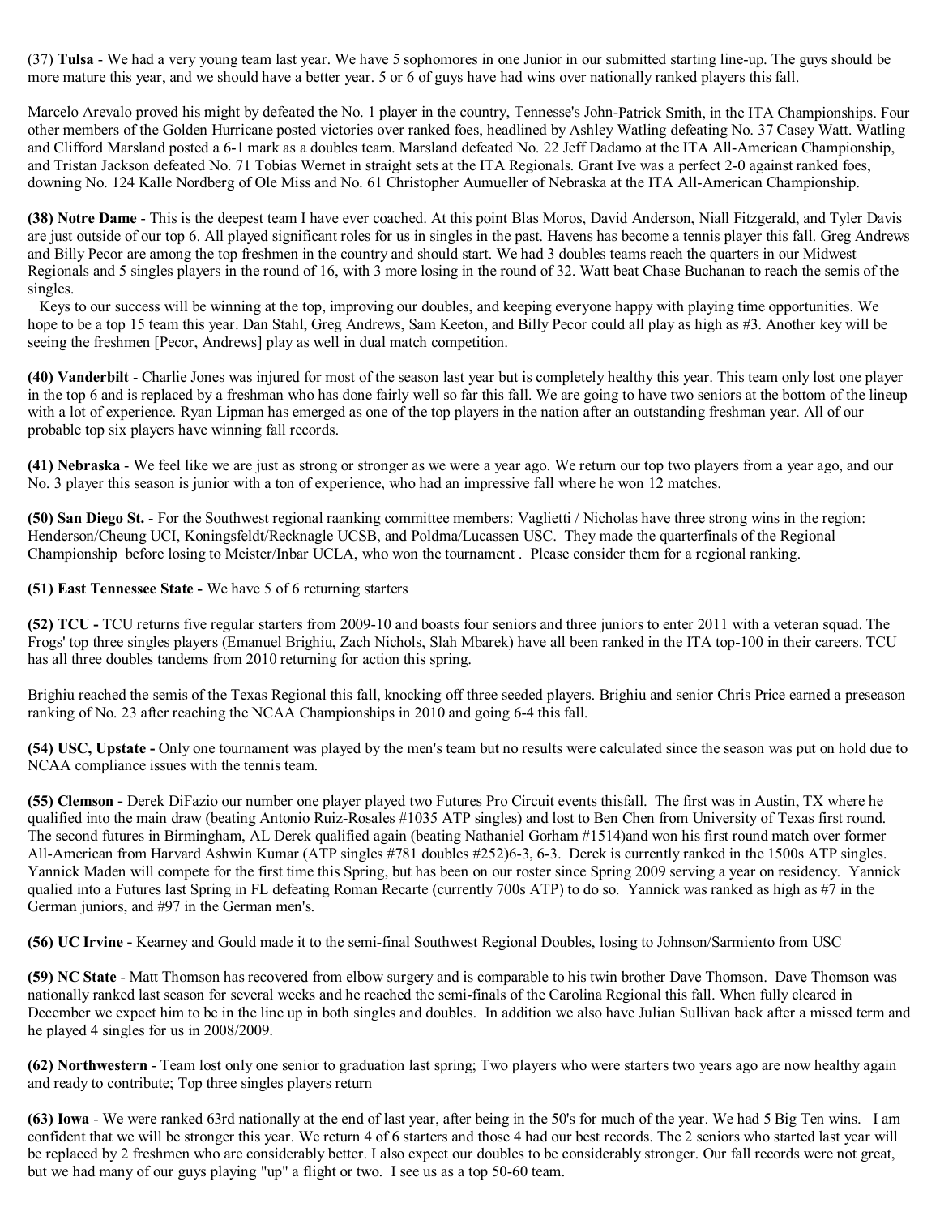(37) **Tulsa** - We had a very young team last year. We have 5 sophomores in one Junior in our submitted starting line-up. The guys should be more mature this year, and we should have a better year. 5 or 6 of guys have had wins over nationally ranked players this fall.

Marcelo Arevalo proved his might by defeated the No. 1 player in the country, Tennessee's John-Patrick Smith, in the ITA Championships. Four other members of the Golden Hurricane posted victories over ranked foes, headlined by Ashley Watling defeating No. 37 Casey Watt. Watling and Clifford Marsland posted a 6-1 mark as a doubles team. Marsland defeated No. 22 Jeff Dadamo at the ITA All-American Championship, and Tristan Jackson defeated No. 71 Tobias Wernet in straight sets at the ITA Regionals. Grant Ive was a perfect 2-0 against ranked foes, downing No. 124 Kalle Nordberg of Ole Miss and No. 61 Christopher Aumueller of Nebraska at the ITA All-American Championship.

**(38) Notre Dame** - This is the deepest team I have ever coached. At this point Blas Moros, David Anderson, Niall Fitzgerald, and Tyler Davis are just outside of our top 6. All played significant roles for us in singles in the past. Havens has become a tennis player this fall. Greg Andrews and Billy Pecor are among the top freshmen in the country and should start. We had 3 doubles teams reach the quarters in our Midwest Regionals and 5 singles players in the round of 16, with 3 more losing in the round of 32. Watt beat Chase Buchanan to reach the semis of the singles.

Keys to our success will be winning at the top, improving our doubles, and keeping everyone happy with playing time opportunities. We hope to be a top 15 team this year. Dan Stahl, Greg Andrews, Sam Keeton, and Billy Pecor could all play as high as #3. Another key will be seeing the freshmen [Pecor, Andrews] play as well in dual match competition.

**(40) Vanderbilt** - Charlie Jones was injured for most of the season last year but is completely healthy this year. This team only lost one player in the top 6 and is replaced by a freshman who has done fairly well so far this fall. We are going to have two seniors at the bottom of the lineup with a lot of experience. Ryan Lipman has emerged as one of the top players in the nation after an outstanding freshman year. All of our probable top six players have winning fall records.

**(41) Nebraska** - We feel like we are just as strong or stronger as we were a year ago. We return our top two players from a year ago, and our No. 3 player this season is junior with a ton of experience, who had an impressive fall where he won 12 matches.

**(50) San Diego St.** - For the Southwest regional raanking committee members: Vaglietti / Nicholas have three strong wins in the region: Henderson/Cheung UCI, Koningsfeldt/Recknagle UCSB, and Poldma/Lucassen USC. They made the quarterfinals of the Regional Championship before losing to Meister/Inbar UCLA, who won the tournament . Please consider them for a regional ranking.

**(51) East Tennessee State -** We have 5 of 6 returning starters

**(52) TCU -** TCU returns five regular starters from 2009-10 and boasts four seniors and three juniors to enter 2011 with a veteran squad. The Frogs' top three singles players (Emanuel Brighiu, Zach Nichols, Slah Mbarek) have all been ranked in the ITA top-100 in their careers. TCU has all three doubles tandems from 2010 returning for action this spring.

Brighiu reached the semis of the Texas Regional this fall, knocking off three seeded players. Brighiu and senior Chris Price earned a preseason ranking of No. 23 after reaching the NCAA Championships in 2010 and going 6-4 this fall.

**(54) USC, Upstate -** Only one tournament was played by the men's team but no results were calculated since the season was put on hold due to NCAA compliance issues with the tennis team.

**(55) Clemson -** Derek DiFazio our number one player played two Futures Pro Circuit events thisfall. The first was in Austin, TX where he qualified into the main draw (beating Antonio Ruiz-Rosales #1035 ATP singles) and lost to Ben Chen from University of Texas first round. The second futures in Birmingham, AL Derek qualified again (beating Nathaniel Gorham #1514)and won his first round match over former All-American from Harvard Ashwin Kumar (ATP singles #781 doubles #252)6-3, 6-3. Derek is currently ranked in the 1500s ATP singles. Yannick Maden will compete for the first time this Spring, but has been on our roster since Spring 2009 serving a year on residency. Yannick qualied into a Futures last Spring in FL defeating Roman Recarte (currently 700s ATP) to do so. Yannick was ranked as high as #7 in the German juniors, and #97 in the German men's.

**(56) UC Irvine -** Kearney and Gould made it to the semi-final Southwest Regional Doubles, losing to Johnson/Sarmiento from USC

**(59) NC State** - Matt Thomson has recovered from elbow surgery and is comparable to his twin brother Dave Thomson. Dave Thomson was nationally ranked last season for several weeks and he reached the semi-finals of the Carolina Regional this fall. When fully cleared in December we expect him to be in the line up in both singles and doubles. In addition we also have Julian Sullivan back after a missed term and he played 4 singles for us in 2008/2009.

**(62) Northwestern** - Team lost only one senior to graduation last spring; Two players who were starters two years ago are now healthy again and ready to contribute; Top three singles players return

**(63) Iowa** - We were ranked 63rd nationally at the end of last year, after being in the 50's for much of the year. We had 5 Big Ten wins. I am confident that we will be stronger this year. We return 4 of 6 starters and those 4 had our best records. The 2 seniors who started last year will be replaced by 2 freshmen who are considerably better. I also expect our doubles to be considerably stronger. Our fall records were not great, but we had many of our guys playing "up" a flight or two. I see us as a top 50-60 team.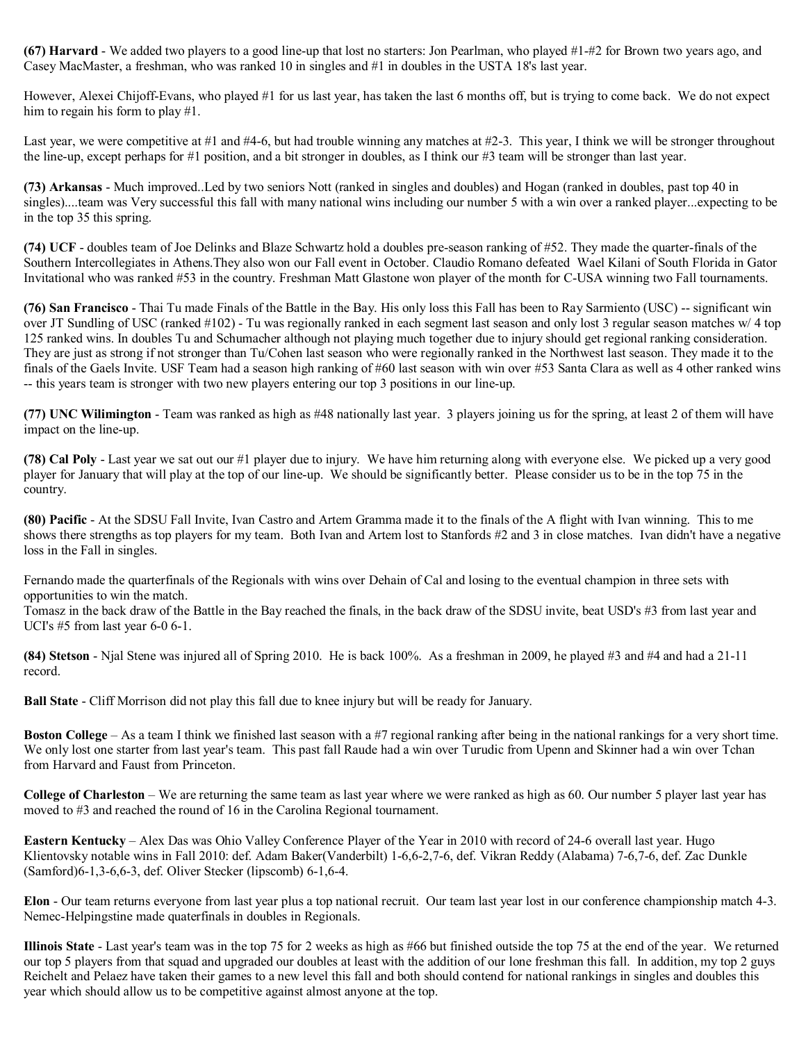**(67) Harvard** - We added two players to a good line-up that lost no starters: Jon Pearlman, who played #1-#2 for Brown two years ago, and Casey MacMaster, a freshman, who was ranked 10 in singles and #1 in doubles in the USTA 18's last year.

However, Alexei Chijoff-Evans, who played #1 for us last year, has taken the last 6 months off, but is trying to come back. We do not expect him to regain his form to play #1.

Last year, we were competitive at #1 and #4-6, but had trouble winning any matches at #2-3. This year, I think we will be stronger throughout the line-up, except perhaps for #1 position, and a bit stronger in doubles, as I think our #3 team will be stronger than last year.

**(73) Arkansas** - Much improved..Led by two seniors Nott (ranked in singles and doubles) and Hogan (ranked in doubles, past top 40 in singles)....team was Very successful this fall with many national wins including our number 5 with a win over a ranked player...expecting to be in the top 35 this spring.

**(74) UCF** - doubles team of Joe Delinks and Blaze Schwartz hold a doubles pre-season ranking of #52. They made the quarter-finals of the Southern Intercollegiates in Athens.They also won our Fall event in October. Claudio Romano defeated Wael Kilani of South Florida in Gator Invitational who was ranked #53 in the country. Freshman Matt Glastone won player of the month for C-USA winning two Fall tournaments.

**(76) San Francisco** - Thai Tu made Finals of the Battle in the Bay. His only loss this Fall has been to Ray Sarmiento (USC) -- significant win over JT Sundling of USC (ranked #102) - Tu was regionally ranked in each segment last season and only lost 3 regular season matches w/ 4 top 125 ranked wins. In doubles Tu and Schumacher although not playing much together due to injury should get regional ranking consideration. They are just as strong if not stronger than Tu/Cohen last season who were regionally ranked in the Northwest last season. They made it to the finals of the Gaels Invite. USF Team had a season high ranking of #60 last season with win over #53 Santa Clara as well as 4 other ranked wins -- this years team is stronger with two new players entering our top 3 positions in our line-up.

**(77) UNC Wilimington** - Team was ranked as high as #48 nationally last year. 3 players joining us for the spring, at least 2 of them will have impact on the line-up.

**(78) Cal Poly** - Last year we sat out our #1 player due to injury. We have him returning along with everyone else. We picked up a very good player for January that will play at the top of our line-up. We should be significantly better. Please consider us to be in the top 75 in the country.

**(80) Pacific** - At the SDSU Fall Invite, Ivan Castro and Artem Gramma made it to the finals of the A flight with Ivan winning. This to me shows there strengths as top players for my team. Both Ivan and Artem lost to Stanfords #2 and 3 in close matches. Ivan didn't have a negative loss in the Fall in singles.

Fernando made the quarterfinals of the Regionals with wins over Dehain of Cal and losing to the eventual champion in three sets with opportunities to win the match.
Tomasz in the back draw of the Battle in the Bay reached the finals, in the back draw of the SDSU invite, beat USD's #3 from last year and UCI's #5 from last year 6-0 6-1.

**(84) Stetson** - Njal Stene was injured all of Spring 2010. He is back 100%. As a freshman in 2009, he played #3 and #4 and had a 21-11 record.

**Ball State** - Cliff Morrison did not play this fall due to knee injury but will be ready for January.

**Boston College** – As a team I think we finished last season with a #7 regional ranking after being in the national rankings for a very short time. We only lost one starter from last year's team. This past fall Raude had a win over Turudic from Upenn and Skinner had a win over Tchan from Harvard and Faust from Princeton.

**College of Charleston** – We are returning the same team as last year where we were ranked as high as 60. Our number 5 player last year has moved to #3 and reached the round of 16 in the Carolina Regional tournament.

**Eastern Kentucky** – Alex Das was Ohio Valley Conference Player of the Year in 2010 with record of 24-6 overall last year. Hugo Klientovsky notable wins in Fall 2010: def. Adam Baker(Vanderbilt) 1-6,6-2,7-6, def. Vikran Reddy (Alabama) 7-6,7-6, def. Zac Dunkle (Samford)6-1,3-6,6-3, def. Oliver Stecker (lipscomb) 6-1,6-4.

**Elon** - Our team returns everyone from last year plus a top national recruit. Our team last year lost in our conference championship match 4-3. Nemec-Helpingstine made quaterfinals in doubles in Regionals.

**Illinois State** - Last year's team was in the top 75 for 2 weeks as high as #66 but finished outside the top 75 at the end of the year. We returned our top 5 players from that squad and upgraded our doubles at least with the addition of our lone freshman this fall. In addition, my top 2 guys Reichelt and Pelaez have taken their games to a new level this fall and both should contend for national rankings in singles and doubles this year which should allow us to be competitive against almost anyone at the top.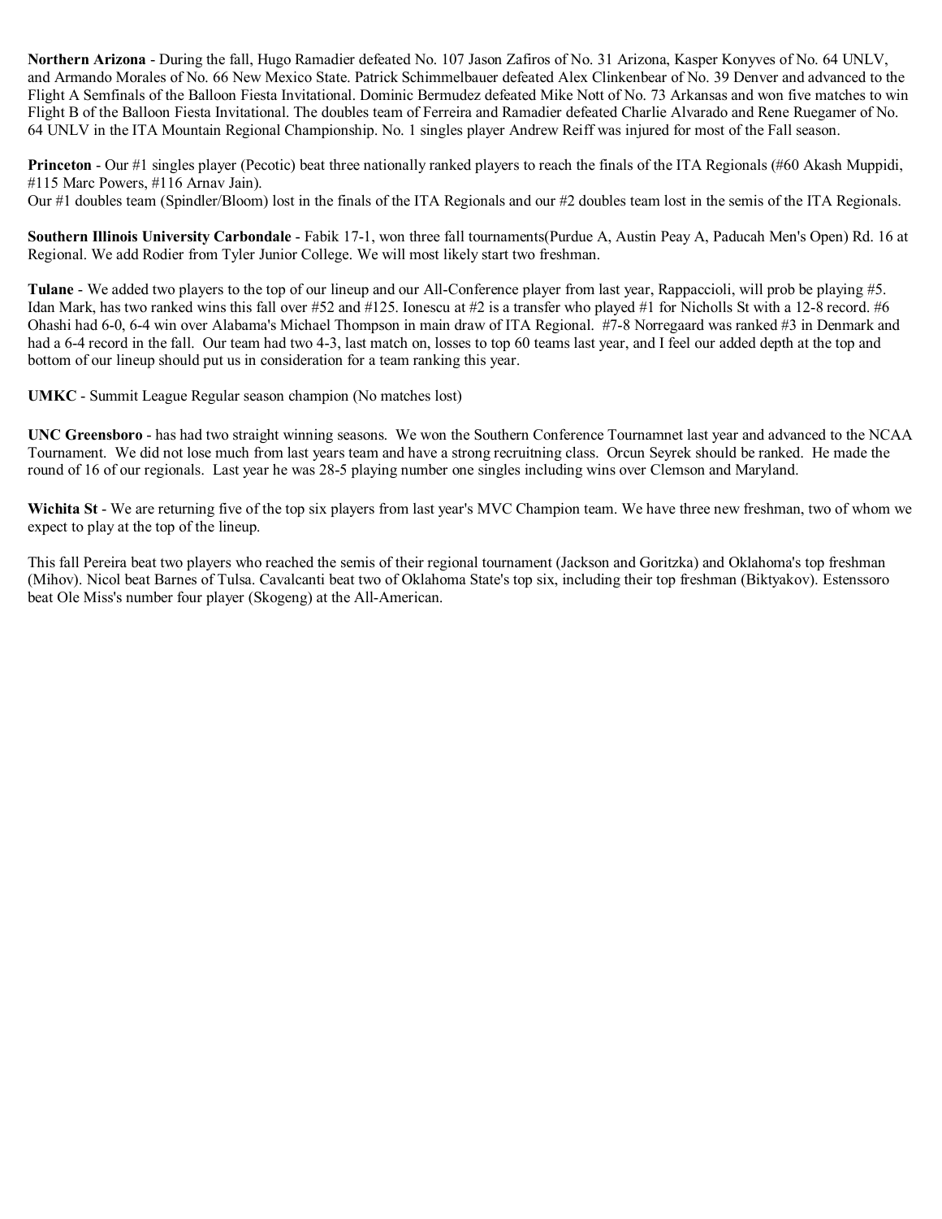**Northern Arizona** - During the fall, Hugo Ramadier defeated No. 107 Jason Zafiros of No. 31 Arizona, Kasper Konyves of No. 64 UNLV, and Armando Morales of No. 66 New Mexico State. Patrick Schimmelbauer defeated Alex Clinkenbear of No. 39 Denver and advanced to the Flight A Semfinals of the Balloon Fiesta Invitational. Dominic Bermudez defeated Mike Nott of No. 73 Arkansas and won five matches to win Flight B of the Balloon Fiesta Invitational. The doubles team of Ferreira and Ramadier defeated Charlie Alvarado and Rene Ruegamer of No. 64 UNLV in the ITA Mountain Regional Championship. No. 1 singles player Andrew Reiff was injured for most of the Fall season.

**Princeton** - Our #1 singles player (Pecotic) beat three nationally ranked players to reach the finals of the ITA Regionals (#60 Akash Muppidi, #115 Marc Powers, #116 Arnav Jain).
Our #1 doubles team (Spindler/Bloom) lost in the finals of the ITA Regionals and our #2 doubles team lost in the semis of the ITA Regionals.

**Southern Illinois University Carbondale** - Fabik 17-1, won three fall tournaments(Purdue A, Austin Peay A, Paducah Men's Open) Rd. 16 at Regional. We add Rodier from Tyler Junior College. We will most likely start two freshman.

**Tulane** - We added two players to the top of our lineup and our All-Conference player from last year, Rappaccioli, will prob be playing #5. Idan Mark, has two ranked wins this fall over #52 and #125. Ionescu at #2 is a transfer who played #1 for Nicholls St with a 12-8 record. #6 Ohashi had 6-0, 6-4 win over Alabama's Michael Thompson in main draw of ITA Regional. #7-8 Norregaard was ranked #3 in Denmark and had a 6-4 record in the fall. Our team had two 4-3, last match on, losses to top 60 teams last year, and I feel our added depth at the top and bottom of our lineup should put us in consideration for a team ranking this year.

**UMKC** - Summit League Regular season champion (No matches lost)

**UNC Greensboro** - has had two straight winning seasons. We won the Southern Conference Tournamnet last year and advanced to the NCAA Tournament. We did not lose much from last years team and have a strong recruitning class. Orcun Seyrek should be ranked. He made the round of 16 of our regionals. Last year he was 28-5 playing number one singles including wins over Clemson and Maryland.

**Wichita St** - We are returning five of the top six players from last year's MVC Champion team. We have three new freshman, two of whom we expect to play at the top of the lineup.

This fall Pereira beat two players who reached the semis of their regional tournament (Jackson and Goritzka) and Oklahoma's top freshman (Mihov). Nicol beat Barnes of Tulsa. Cavalcanti beat two of Oklahoma State's top six, including their top freshman (Biktyakov). Estenssoro beat Ole Miss's number four player (Skogeng) at the All-American.